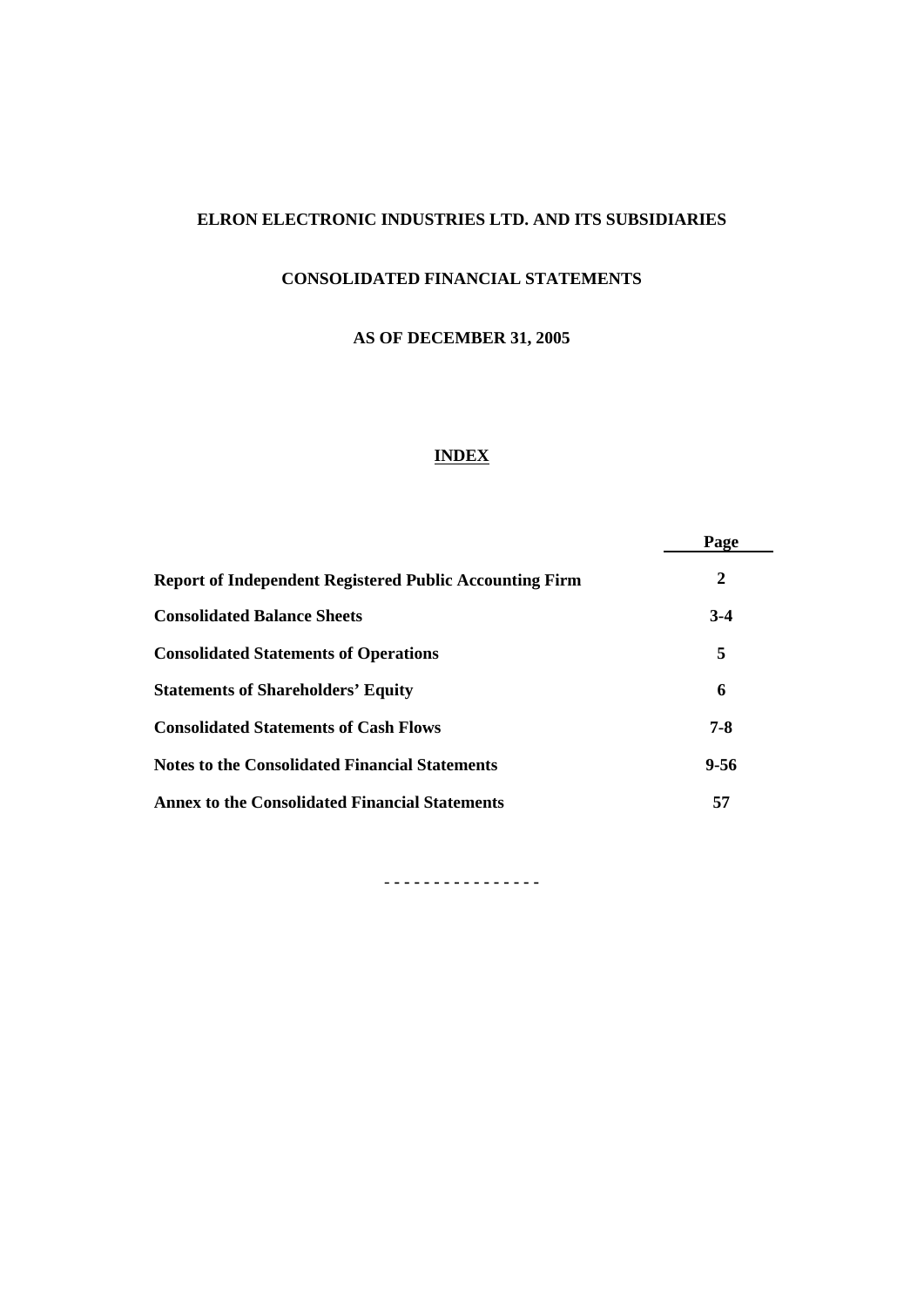# ELRON ELECTRONIC INDUSTRIES LTD. AND ITS SUBSIDIARIES

## CONSOLIDATED FINANCIAL STATEMENTS

## AS OF DECEMBER 31, 2005

## INDEX

| | Page |
|---|---|
| **Report of Independent Registered Public Accounting Firm** | **2** |
| **Consolidated Balance Sheets** | **3-4** |
| **Consolidated Statements of Operations** | **5** |
| **Statements of Shareholders' Equity** | **6** |
| **Consolidated Statements of Cash Flows** | **7-8** |
| **Notes to the Consolidated Financial Statements** | **9-56** |
| **Annex to the Consolidated Financial Statements** | **57** |

- - - - - - - - - - - - - - -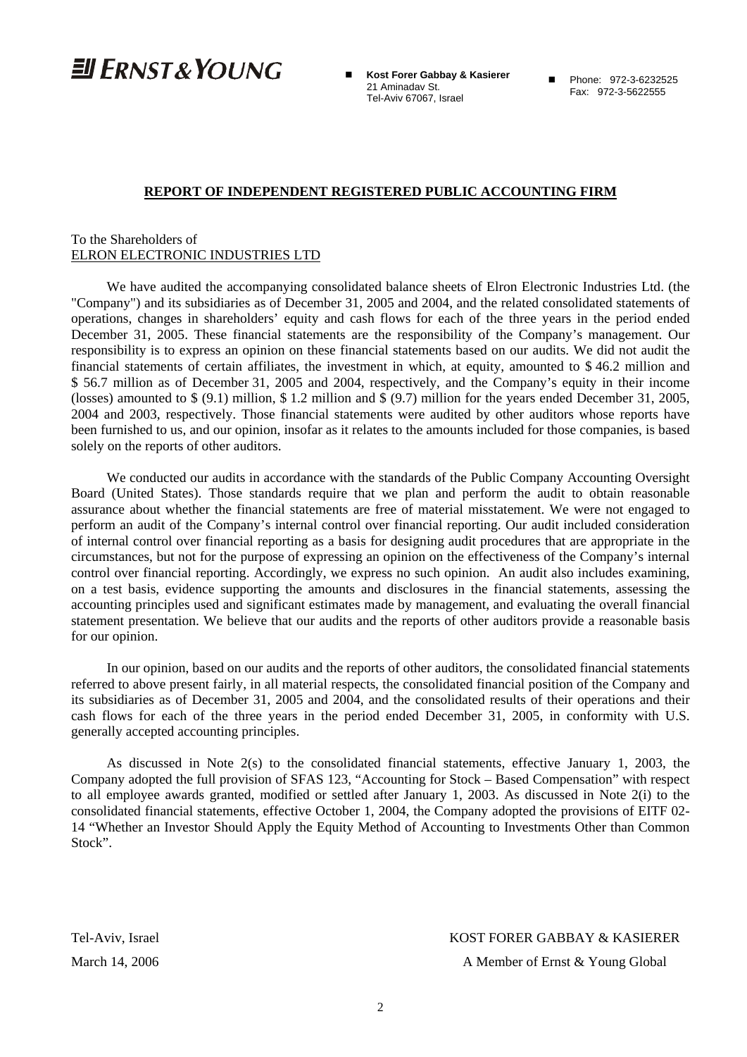ERNST & YOUNG

- **Kost Forer Gabbay & Kasierer**
  21 Aminadav St.
  Tel-Aviv 67067, Israel

- Phone: 972-3-6232525
  Fax: 972-3-5622555

## REPORT OF INDEPENDENT REGISTERED PUBLIC ACCOUNTING FIRM

To the Shareholders of
ELRON ELECTRONIC INDUSTRIES LTD

We have audited the accompanying consolidated balance sheets of Elron Electronic Industries Ltd. (the "Company") and its subsidiaries as of December 31, 2005 and 2004, and the related consolidated statements of operations, changes in shareholders' equity and cash flows for each of the three years in the period ended December 31, 2005. These financial statements are the responsibility of the Company's management. Our responsibility is to express an opinion on these financial statements based on our audits. We did not audit the financial statements of certain affiliates, the investment in which, at equity, amounted to $ 46.2 million and $ 56.7 million as of December 31, 2005 and 2004, respectively, and the Company's equity in their income (losses) amounted to $ (9.1) million, $ 1.2 million and $ (9.7) million for the years ended December 31, 2005, 2004 and 2003, respectively. Those financial statements were audited by other auditors whose reports have been furnished to us, and our opinion, insofar as it relates to the amounts included for those companies, is based solely on the reports of other auditors.

We conducted our audits in accordance with the standards of the Public Company Accounting Oversight Board (United States). Those standards require that we plan and perform the audit to obtain reasonable assurance about whether the financial statements are free of material misstatement. We were not engaged to perform an audit of the Company's internal control over financial reporting. Our audit included consideration of internal control over financial reporting as a basis for designing audit procedures that are appropriate in the circumstances, but not for the purpose of expressing an opinion on the effectiveness of the Company's internal control over financial reporting. Accordingly, we express no such opinion. An audit also includes examining, on a test basis, evidence supporting the amounts and disclosures in the financial statements, assessing the accounting principles used and significant estimates made by management, and evaluating the overall financial statement presentation. We believe that our audits and the reports of other auditors provide a reasonable basis for our opinion.

In our opinion, based on our audits and the reports of other auditors, the consolidated financial statements referred to above present fairly, in all material respects, the consolidated financial position of the Company and its subsidiaries as of December 31, 2005 and 2004, and the consolidated results of their operations and their cash flows for each of the three years in the period ended December 31, 2005, in conformity with U.S. generally accepted accounting principles.

As discussed in Note 2(s) to the consolidated financial statements, effective January 1, 2003, the Company adopted the full provision of SFAS 123, "Accounting for Stock – Based Compensation" with respect to all employee awards granted, modified or settled after January 1, 2003. As discussed in Note 2(i) to the consolidated financial statements, effective October 1, 2004, the Company adopted the provisions of EITF 02-14 "Whether an Investor Should Apply the Equity Method of Accounting to Investments Other than Common Stock".

Tel-Aviv, Israel
March 14, 2006

KOST FORER GABBAY & KASIERER
A Member of Ernst & Young Global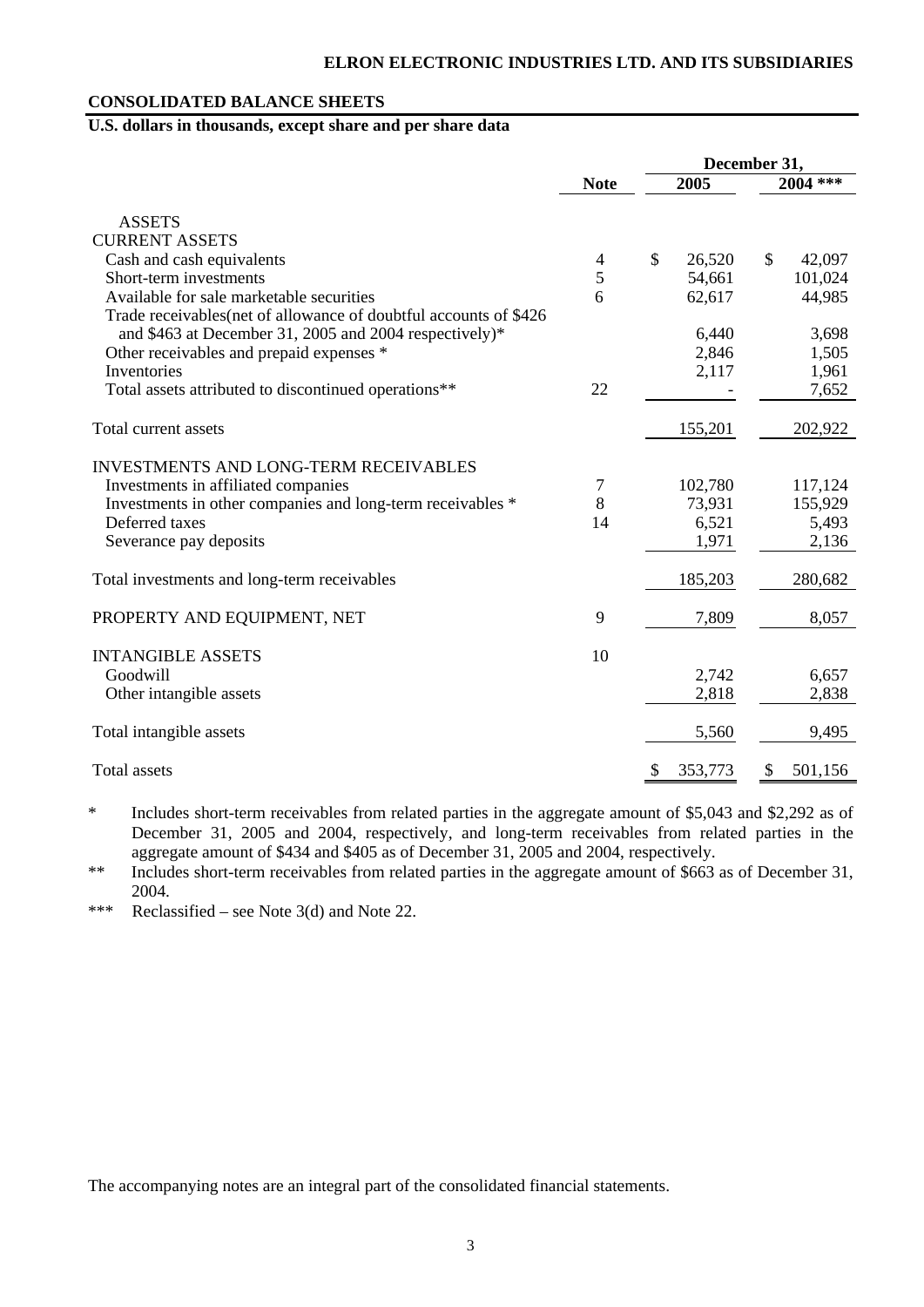ELRON ELECTRONIC INDUSTRIES LTD. AND ITS SUBSIDIARIES

**CONSOLIDATED BALANCE SHEETS**

**U.S. dollars in thousands, except share and per share data**

| | Note | December 31, 2005 | December 31, 2004 *** |
|---|---|---|---|
| **ASSETS** | | | |
| **CURRENT ASSETS** | | | |
| Cash and cash equivalents | 4 | $ 26,520 | $ 42,097 |
| Short-term investments | 5 | 54,661 | 101,024 |
| Available for sale marketable securities | 6 | 62,617 | 44,985 |
| Trade receivables(net of allowance of doubtful accounts of $426 and $463 at December 31, 2005 and 2004 respectively)* | | 6,440 | 3,698 |
| Other receivables and prepaid expenses * | | 2,846 | 1,505 |
| Inventories | | 2,117 | 1,961 |
| Total assets attributed to discontinued operations** | 22 | - | 7,652 |
| Total current assets | | 155,201 | 202,922 |
| **INVESTMENTS AND LONG-TERM RECEIVABLES** | | | |
| Investments in affiliated companies | 7 | 102,780 | 117,124 |
| Investments in other companies and long-term receivables * | 8 | 73,931 | 155,929 |
| Deferred taxes | 14 | 6,521 | 5,493 |
| Severance pay deposits | | 1,971 | 2,136 |
| Total investments and long-term receivables | | 185,203 | 280,682 |
| PROPERTY AND EQUIPMENT, NET | 9 | 7,809 | 8,057 |
| INTANGIBLE ASSETS | 10 | | |
| Goodwill | | 2,742 | 6,657 |
| Other intangible assets | | 2,818 | 2,838 |
| Total intangible assets | | 5,560 | 9,495 |
| Total assets | | $ 353,773 | $ 501,156 |

\* Includes short-term receivables from related parties in the aggregate amount of $5,043 and $2,292 as of December 31, 2005 and 2004, respectively, and long-term receivables from related parties in the aggregate amount of $434 and $405 as of December 31, 2005 and 2004, respectively.

\*\* Includes short-term receivables from related parties in the aggregate amount of $663 as of December 31, 2004.

\*\*\* Reclassified – see Note 3(d) and Note 22.

The accompanying notes are an integral part of the consolidated financial statements.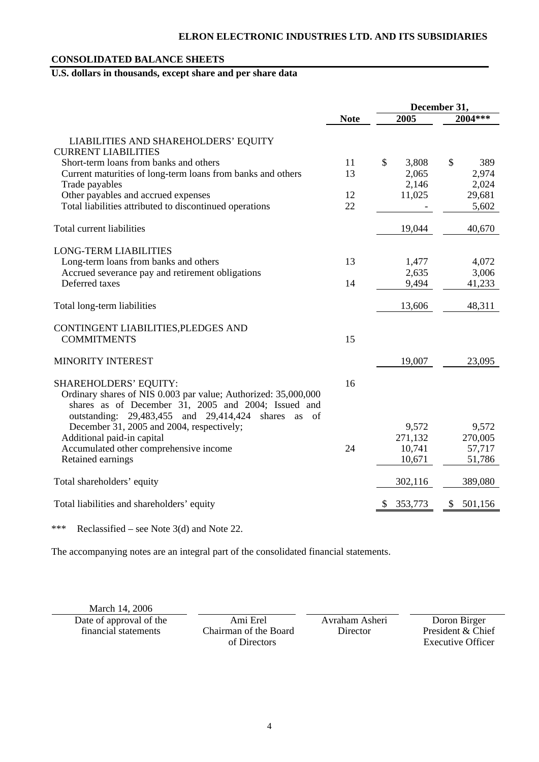**ELRON ELECTRONIC INDUSTRIES LTD. AND ITS SUBSIDIARIES**

**CONSOLIDATED BALANCE SHEETS**

**U.S. dollars in thousands, except share and per share data**

| | Note | December 31, 2005 | December 31, 2004*** |
|---|---|---|---|
| LIABILITIES AND SHAREHOLDERS' EQUITY | | | |
| CURRENT LIABILITIES | | | |
| Short-term loans from banks and others | 11 | $ 3,808 | $ 389 |
| Current maturities of long-term loans from banks and others | 13 | 2,065 | 2,974 |
| Trade payables | | 2,146 | 2,024 |
| Other payables and accrued expenses | 12 | 11,025 | 29,681 |
| Total liabilities attributed to discontinued operations | 22 | - | 5,602 |
| Total current liabilities | | 19,044 | 40,670 |
| LONG-TERM LIABILITIES | | | |
| Long-term loans from banks and others | 13 | 1,477 | 4,072 |
| Accrued severance pay and retirement obligations | | 2,635 | 3,006 |
| Deferred taxes | 14 | 9,494 | 41,233 |
| Total long-term liabilities | | 13,606 | 48,311 |
| CONTINGENT LIABILITIES,PLEDGES AND COMMITMENTS | 15 | | |
| MINORITY INTEREST | | 19,007 | 23,095 |
| SHAREHOLDERS' EQUITY: | 16 | | |
| Ordinary shares of NIS 0.003 par value; Authorized: 35,000,000 shares as of December 31, 2005 and 2004; Issued and outstanding: 29,483,455 and 29,414,424 shares as of December 31, 2005 and 2004, respectively; | | 9,572 | 9,572 |
| Additional paid-in capital | | 271,132 | 270,005 |
| Accumulated other comprehensive income | 24 | 10,741 | 57,717 |
| Retained earnings | | 10,671 | 51,786 |
| Total shareholders' equity | | 302,116 | 389,080 |
| Total liabilities and shareholders' equity | | $ 353,773 | $ 501,156 |

*** Reclassified – see Note 3(d) and Note 22.

The accompanying notes are an integral part of the consolidated financial statements.

| March 14, 2006 | | | |
|---|---|---|---|
| Date of approval of the financial statements | Ami Erel<br>Chairman of the Board of Directors | Avraham Asheri<br>Director | Doron Birger<br>President & Chief Executive Officer |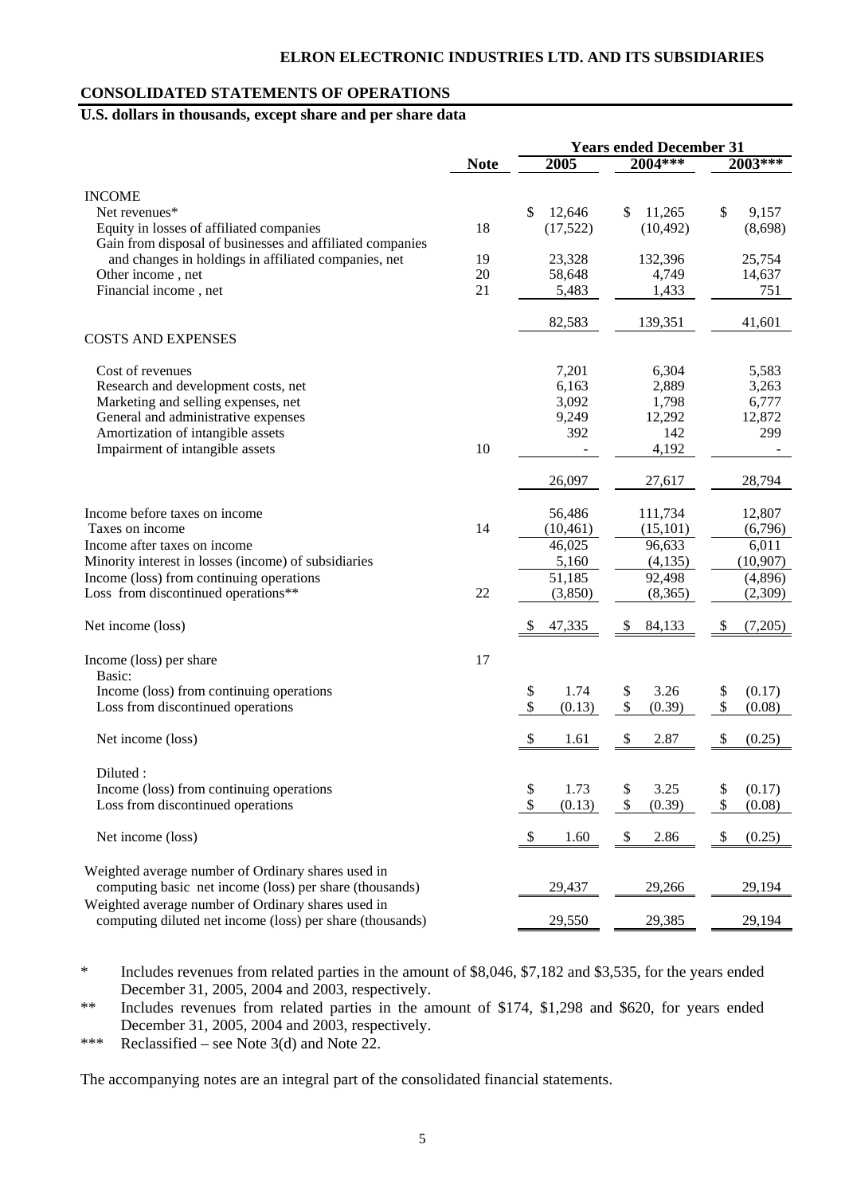## CONSOLIDATED STATEMENTS OF OPERATIONS

**U.S. dollars in thousands, except share and per share data**

| | Note | Years ended December 31 | | |
|---|---|---|---|---|
| | | 2005 | 2004*** | 2003*** |
| **INCOME** | | | | |
| Net revenues* | | $ 12,646 | $ 11,265 | $ 9,157 |
| Equity in losses of affiliated companies | 18 | (17,522) | (10,492) | (8,698) |
| Gain from disposal of businesses and affiliated companies and changes in holdings in affiliated companies, net | 19 | 23,328 | 132,396 | 25,754 |
| Other income , net | 20 | 58,648 | 4,749 | 14,637 |
| Financial income , net | 21 | 5,483 | 1,433 | 751 |
| | | 82,583 | 139,351 | 41,601 |
| **COSTS AND EXPENSES** | | | | |
| Cost of revenues | | 7,201 | 6,304 | 5,583 |
| Research and development costs, net | | 6,163 | 2,889 | 3,263 |
| Marketing and selling expenses, net | | 3,092 | 1,798 | 6,777 |
| General and administrative expenses | | 9,249 | 12,292 | 12,872 |
| Amortization of intangible assets | | 392 | 142 | 299 |
| Impairment of intangible assets | 10 | - | 4,192 | - |
| | | 26,097 | 27,617 | 28,794 |
| Income before taxes on income | | 56,486 | 111,734 | 12,807 |
| Taxes on income | 14 | (10,461) | (15,101) | (6,796) |
| Income after taxes on income | | 46,025 | 96,633 | 6,011 |
| Minority interest in losses (income) of subsidiaries | | 5,160 | (4,135) | (10,907) |
| Income (loss) from continuing operations | | 51,185 | 92,498 | (4,896) |
| Loss from discontinued operations** | 22 | (3,850) | (8,365) | (2,309) |
| Net income (loss) | | $ 47,335 | $ 84,133 | $ (7,205) |
| Income (loss) per share | 17 | | | |
| Basic: | | | | |
| Income (loss) from continuing operations | | $ 1.74 | $ 3.26 | $ (0.17) |
| Loss from discontinued operations | | $ (0.13) | $ (0.39) | $ (0.08) |
| Net income (loss) | | $ 1.61 | $ 2.87 | $ (0.25) |
| Diluted : | | | | |
| Income (loss) from continuing operations | | $ 1.73 | $ 3.25 | $ (0.17) |
| Loss from discontinued operations | | $ (0.13) | $ (0.39) | $ (0.08) |
| Net income (loss) | | $ 1.60 | $ 2.86 | $ (0.25) |
| Weighted average number of Ordinary shares used in computing basic net income (loss) per share (thousands) | | 29,437 | 29,266 | 29,194 |
| Weighted average number of Ordinary shares used in computing diluted net income (loss) per share (thousands) | | 29,550 | 29,385 | 29,194 |

\* Includes revenues from related parties in the amount of $8,046, $7,182 and $3,535, for the years ended December 31, 2005, 2004 and 2003, respectively.

** Includes revenues from related parties in the amount of $174, $1,298 and $620, for years ended December 31, 2005, 2004 and 2003, respectively.

*** Reclassified – see Note 3(d) and Note 22.

The accompanying notes are an integral part of the consolidated financial statements.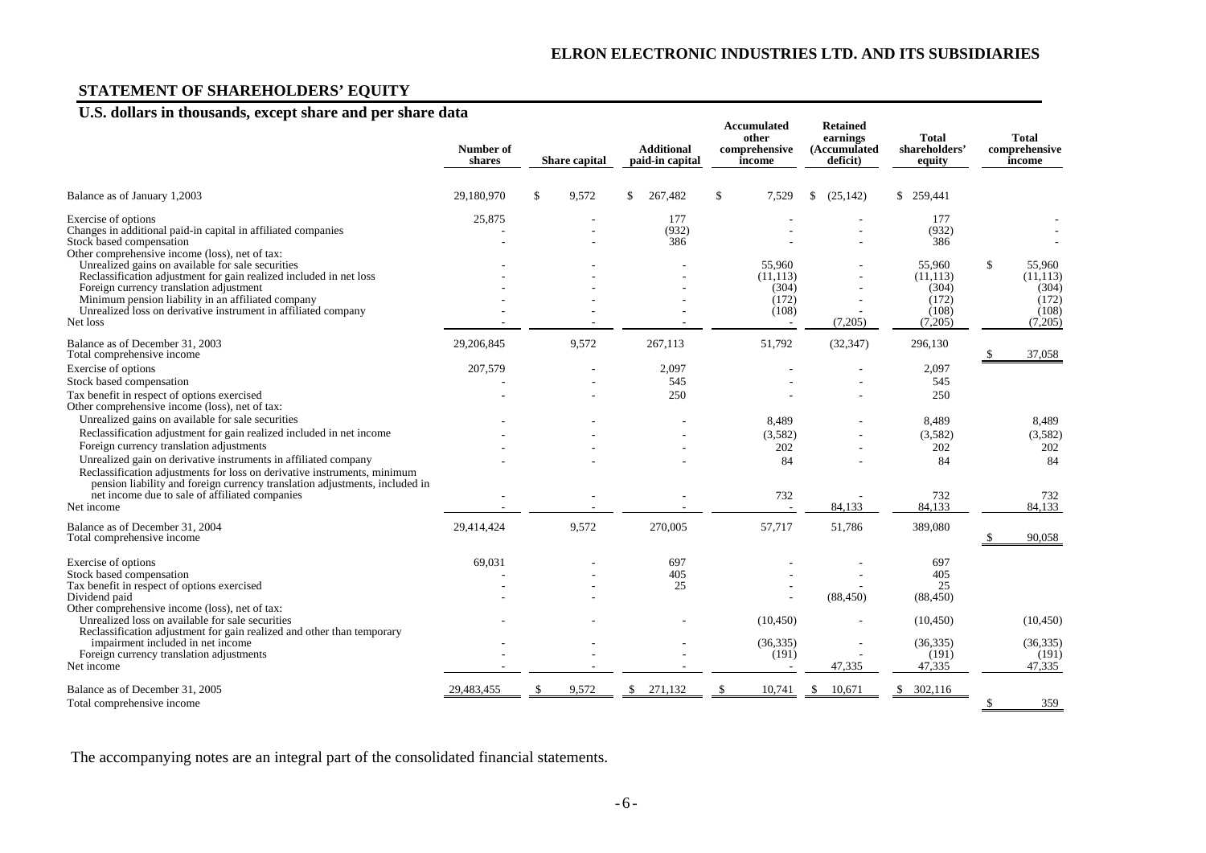## STATEMENT OF SHAREHOLDERS' EQUITY

### U.S. dollars in thousands, except share and per share data

| | Number of shares | Share capital | Additional paid-in capital | Accumulated other comprehensive income | Retained earnings (Accumulated deficit) | Total shareholders' equity | Total comprehensive income |
|---|---|---|---|---|---|---|---|
| Balance as of January 1,2003 | 29,180,970 | $ 9,572 | $ 267,482 | $ 7,529 | $ (25,142) | $ 259,441 | |
| Exercise of options | 25,875 | - | 177 | - | - | 177 | - |
| Changes in additional paid-in capital in affiliated companies | - | - | (932) | - | - | (932) | - |
| Stock based compensation | - | - | 386 | - | - | 386 | - |
| Other comprehensive income (loss), net of tax: | | | | | | | |
| Unrealized gains on available for sale securities | - | - | - | 55,960 | - | 55,960 | $ 55,960 |
| Reclassification adjustment for gain realized included in net loss | - | - | - | (11,113) | - | (11,113) | (11,113) |
| Foreign currency translation adjustment | - | - | - | (304) | - | (304) | (304) |
| Minimum pension liability in an affiliated company | - | - | - | (172) | - | (172) | (172) |
| Unrealized loss on derivative instrument in affiliated company | - | - | - | (108) | - | (108) | (108) |
| Net loss | - | - | - | - | (7,205) | (7,205) | (7,205) |
| Balance as of December 31, 2003 | 29,206,845 | 9,572 | 267,113 | 51,792 | (32,347) | 296,130 | |
| Total comprehensive income | | | | | | | $ 37,058 |
| Exercise of options | 207,579 | - | 2,097 | - | - | 2,097 | |
| Stock based compensation | - | - | 545 | - | - | 545 | |
| Tax benefit in respect of options exercised | - | - | 250 | - | - | 250 | |
| Other comprehensive income (loss), net of tax: | | | | | | | |
| Unrealized gains on available for sale securities | - | - | - | 8,489 | - | 8,489 | 8,489 |
| Reclassification adjustment for gain realized included in net income | - | - | - | (3,582) | - | (3,582) | (3,582) |
| Foreign currency translation adjustments | - | - | - | 202 | - | 202 | 202 |
| Unrealized gain on derivative instruments in affiliated company | - | - | - | 84 | - | 84 | 84 |
| Reclassification adjustments for loss on derivative instruments, minimum pension liability and foreign currency translation adjustments, included in net income due to sale of affiliated companies | - | - | - | 732 | - | 732 | 732 |
| Net income | - | - | - | - | 84,133 | 84,133 | 84,133 |
| Balance as of December 31, 2004 | 29,414,424 | 9,572 | 270,005 | 57,717 | 51,786 | 389,080 | |
| Total comprehensive income | | | | | | | $ 90,058 |
| Exercise of options | 69,031 | - | 697 | - | - | 697 | |
| Stock based compensation | - | - | 405 | - | - | 405 | |
| Tax benefit in respect of options exercised | - | - | 25 | - | - | 25 | |
| Dividend paid | - | - | - | - | (88,450) | (88,450) | |
| Other comprehensive income (loss), net of tax: | | | | | | | |
| Unrealized loss on available for sale securities | - | - | - | (10,450) | - | (10,450) | (10,450) |
| Reclassification adjustment for gain realized and other than temporary impairment included in net income | - | - | - | (36,335) | - | (36,335) | (36,335) |
| Foreign currency translation adjustments | - | - | - | (191) | - | (191) | (191) |
| Net income | - | - | - | - | 47,335 | 47,335 | 47,335 |
| Balance as of December 31, 2005 | 29,483,455 | $ 9,572 | $ 271,132 | $ 10,741 | $ 10,671 | $ 302,116 | |
| Total comprehensive income | | | | | | | $ 359 |

The accompanying notes are an integral part of the consolidated financial statements.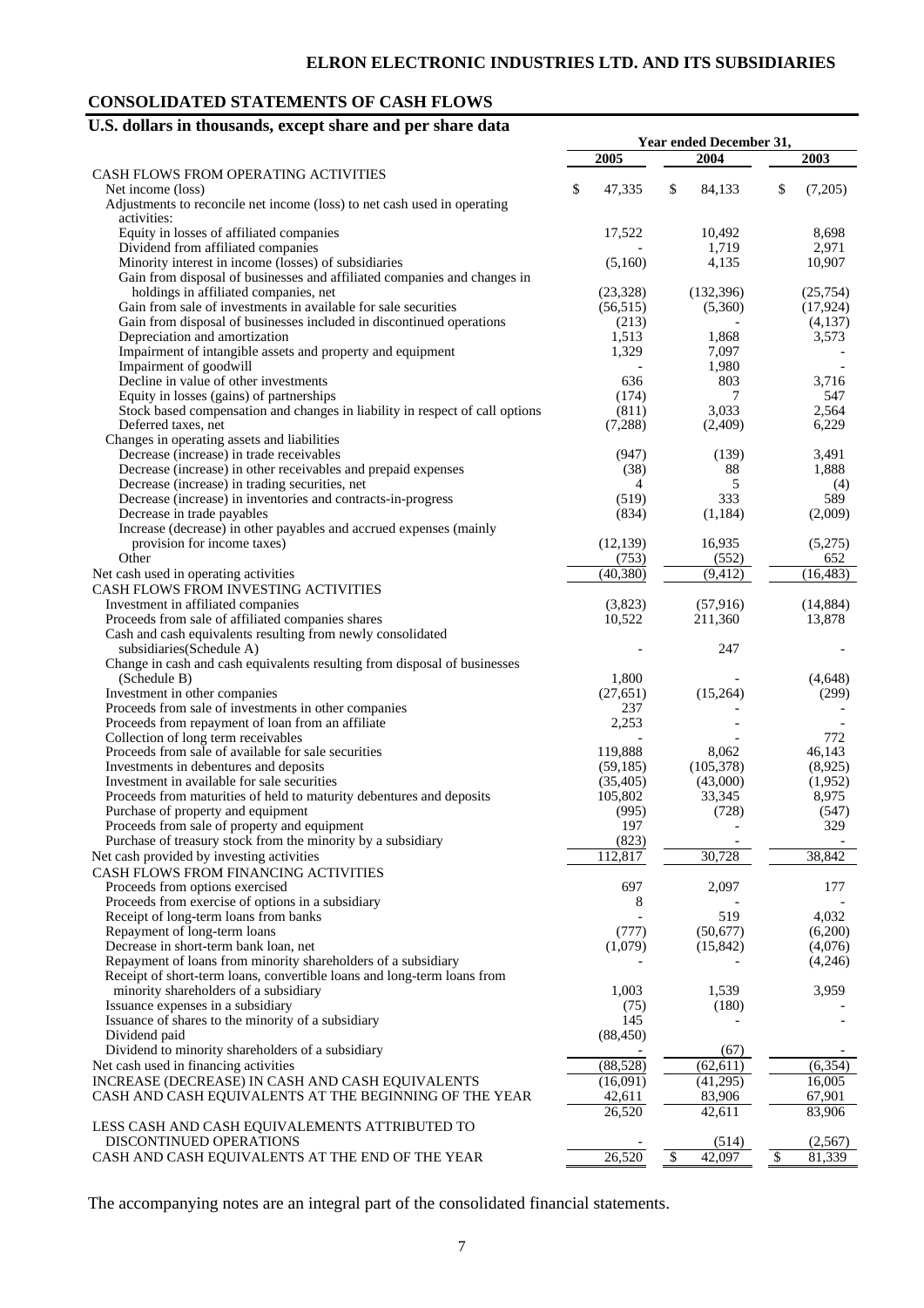# ELRON ELECTRONIC INDUSTRIES LTD. AND ITS SUBSIDIARIES

## CONSOLIDATED STATEMENTS OF CASH FLOWS

### U.S. dollars in thousands, except share and per share data

| | Year ended December 31, | | |
|---|---|---|---|
| | 2005 | 2004 | 2003 |
| CASH FLOWS FROM OPERATING ACTIVITIES | | | |
| Net income (loss) | $ 47,335 | $ 84,133 | $ (7,205) |
| Adjustments to reconcile net income (loss) to net cash used in operating activities: | | | |
| Equity in losses of affiliated companies | 17,522 | 10,492 | 8,698 |
| Dividend from affiliated companies | - | 1,719 | 2,971 |
| Minority interest in income (losses) of subsidiaries | (5,160) | 4,135 | 10,907 |
| Gain from disposal of businesses and affiliated companies and changes in holdings in affiliated companies, net | (23,328) | (132,396) | (25,754) |
| Gain from sale of investments in available for sale securities | (56,515) | (5,360) | (17,924) |
| Gain from disposal of businesses included in discontinued operations | (213) | - | (4,137) |
| Depreciation and amortization | 1,513 | 1,868 | 3,573 |
| Impairment of intangible assets and property and equipment | 1,329 | 7,097 | - |
| Impairment of goodwill | - | 1,980 | - |
| Decline in value of other investments | 636 | 803 | 3,716 |
| Equity in losses (gains) of partnerships | (174) | 7 | 547 |
| Stock based compensation and changes in liability in respect of call options | (811) | 3,033 | 2,564 |
| Deferred taxes, net | (7,288) | (2,409) | 6,229 |
| Changes in operating assets and liabilities | | | |
| Decrease (increase) in trade receivables | (947) | (139) | 3,491 |
| Decrease (increase) in other receivables and prepaid expenses | (38) | 88 | 1,888 |
| Decrease (increase) in trading securities, net | 4 | 5 | (4) |
| Decrease (increase) in inventories and contracts-in-progress | (519) | 333 | 589 |
| Decrease in trade payables | (834) | (1,184) | (2,009) |
| Increase (decrease) in other payables and accrued expenses (mainly provision for income taxes) | (12,139) | 16,935 | (5,275) |
| Other | (753) | (552) | 652 |
| Net cash used in operating activities | (40,380) | (9,412) | (16,483) |
| CASH FLOWS FROM INVESTING ACTIVITIES | | | |
| Investment in affiliated companies | (3,823) | (57,916) | (14,884) |
| Proceeds from sale of affiliated companies shares | 10,522 | 211,360 | 13,878 |
| Cash and cash equivalents resulting from newly consolidated subsidiaries(Schedule A) | - | 247 | - |
| Change in cash and cash equivalents resulting from disposal of businesses (Schedule B) | 1,800 | - | (4,648) |
| Investment in other companies | (27,651) | (15,264) | (299) |
| Proceeds from sale of investments in other companies | 237 | - | - |
| Proceeds from repayment of loan from an affiliate | 2,253 | - | - |
| Collection of long term receivables | - | - | 772 |
| Proceeds from sale of available for sale securities | 119,888 | 8,062 | 46,143 |
| Investments in debentures and deposits | (59,185) | (105,378) | (8,925) |
| Investment in available for sale securities | (35,405) | (43,000) | (1,952) |
| Proceeds from maturities of held to maturity debentures and deposits | 105,802 | 33,345 | 8,975 |
| Purchase of property and equipment | (995) | (728) | (547) |
| Proceeds from sale of property and equipment | 197 | - | 329 |
| Purchase of treasury stock from the minority by a subsidiary | (823) | - | - |
| Net cash provided by investing activities | 112,817 | 30,728 | 38,842 |
| CASH FLOWS FROM FINANCING ACTIVITIES | | | |
| Proceeds from options exercised | 697 | 2,097 | 177 |
| Proceeds from exercise of options in a subsidiary | 8 | - | - |
| Receipt of long-term loans from banks | - | 519 | 4,032 |
| Repayment of long-term loans | (777) | (50,677) | (6,200) |
| Decrease in short-term bank loan, net | (1,079) | (15,842) | (4,076) |
| Repayment of loans from minority shareholders of a subsidiary | - | - | (4,246) |
| Receipt of short-term loans, convertible loans and long-term loans from minority shareholders of a subsidiary | 1,003 | 1,539 | 3,959 |
| Issuance expenses in a subsidiary | (75) | (180) | - |
| Issuance of shares to the minority of a subsidiary | 145 | - | - |
| Dividend paid | (88,450) | | |
| Dividend to minority shareholders of a subsidiary | - | (67) | - |
| Net cash used in financing activities | (88,528) | (62,611) | (6,354) |
| INCREASE (DECREASE) IN CASH AND CASH EQUIVALENTS | (16,091) | (41,295) | 16,005 |
| CASH AND CASH EQUIVALENTS AT THE BEGINNING OF THE YEAR | 42,611 | 83,906 | 67,901 |
| | 26,520 | 42,611 | 83,906 |
| LESS CASH AND CASH EQUIVALEMENTS ATTRIBUTED TO DISCONTINUED OPERATIONS | - | (514) | (2,567) |
| CASH AND CASH EQUIVALENTS AT THE END OF THE YEAR | 26,520 | $ 42,097 | $ 81,339 |

The accompanying notes are an integral part of the consolidated financial statements.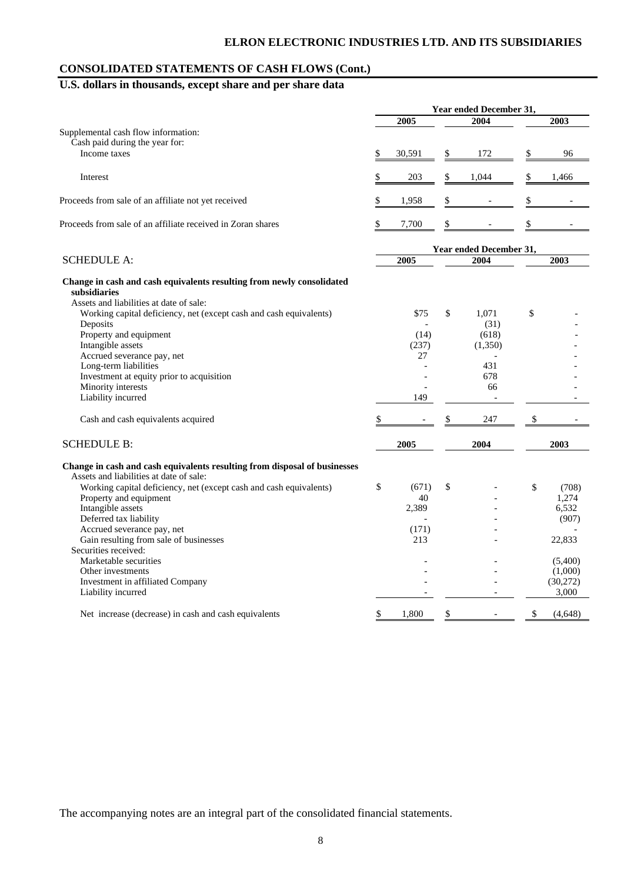## CONSOLIDATED STATEMENTS OF CASH FLOWS (Cont.)

### U.S. dollars in thousands, except share and per share data

| | Year ended December 31, | | |
|---|---|---|---|
| | 2005 | 2004 | 2003 |
| Supplemental cash flow information: | | | |
| Cash paid during the year for: | | | |
| Income taxes | $ 30,591 | $ 172 | $ 96 |
| Interest | $ 203 | $ 1,044 | $ 1,466 |
| Proceeds from sale of an affiliate not yet received | $ 1,958 | $ - | $ - |
| Proceeds from sale of an affiliate received in Zoran shares | $ 7,700 | $ - | $ - |

| SCHEDULE A: | Year ended December 31, | | |
|---|---|---|---|
| | 2005 | 2004 | 2003 |
| **Change in cash and cash equivalents resulting from newly consolidated subsidiaries** | | | |
| Assets and liabilities at date of sale: | | | |
| Working capital deficiency, net (except cash and cash equivalents) | $75 | $ 1,071 | $ - |
| Deposits | - | (31) | - |
| Property and equipment | (14) | (618) | - |
| Intangible assets | (237) | (1,350) | - |
| Accrued severance pay, net | 27 | - | - |
| Long-term liabilities | - | 431 | - |
| Investment at equity prior to acquisition | - | 678 | - |
| Minority interests | - | 66 | - |
| Liability incurred | 149 | - | - |
| Cash and cash equivalents acquired | $ - | $ 247 | $ - |

| SCHEDULE B: | 2005 | 2004 | 2003 |
|---|---|---|---|
| **Change in cash and cash equivalents resulting from disposal of businesses** | | | |
| Assets and liabilities at date of sale: | | | |
| Working capital deficiency, net (except cash and cash equivalents) | $ (671) | $ - | $ (708) |
| Property and equipment | 40 | - | 1,274 |
| Intangible assets | 2,389 | - | 6,532 |
| Deferred tax liability | - | - | (907) |
| Accrued severance pay, net | (171) | - | - |
| Gain resulting from sale of businesses | 213 | - | 22,833 |
| Securities received: | | | |
| Marketable securities | - | - | (5,400) |
| Other investments | - | - | (1,000) |
| Investment in affiliated Company | - | - | (30,272) |
| Liability incurred | - | - | 3,000 |
| Net increase (decrease) in cash and cash equivalents | $ 1,800 | $ - | $ (4,648) |

The accompanying notes are an integral part of the consolidated financial statements.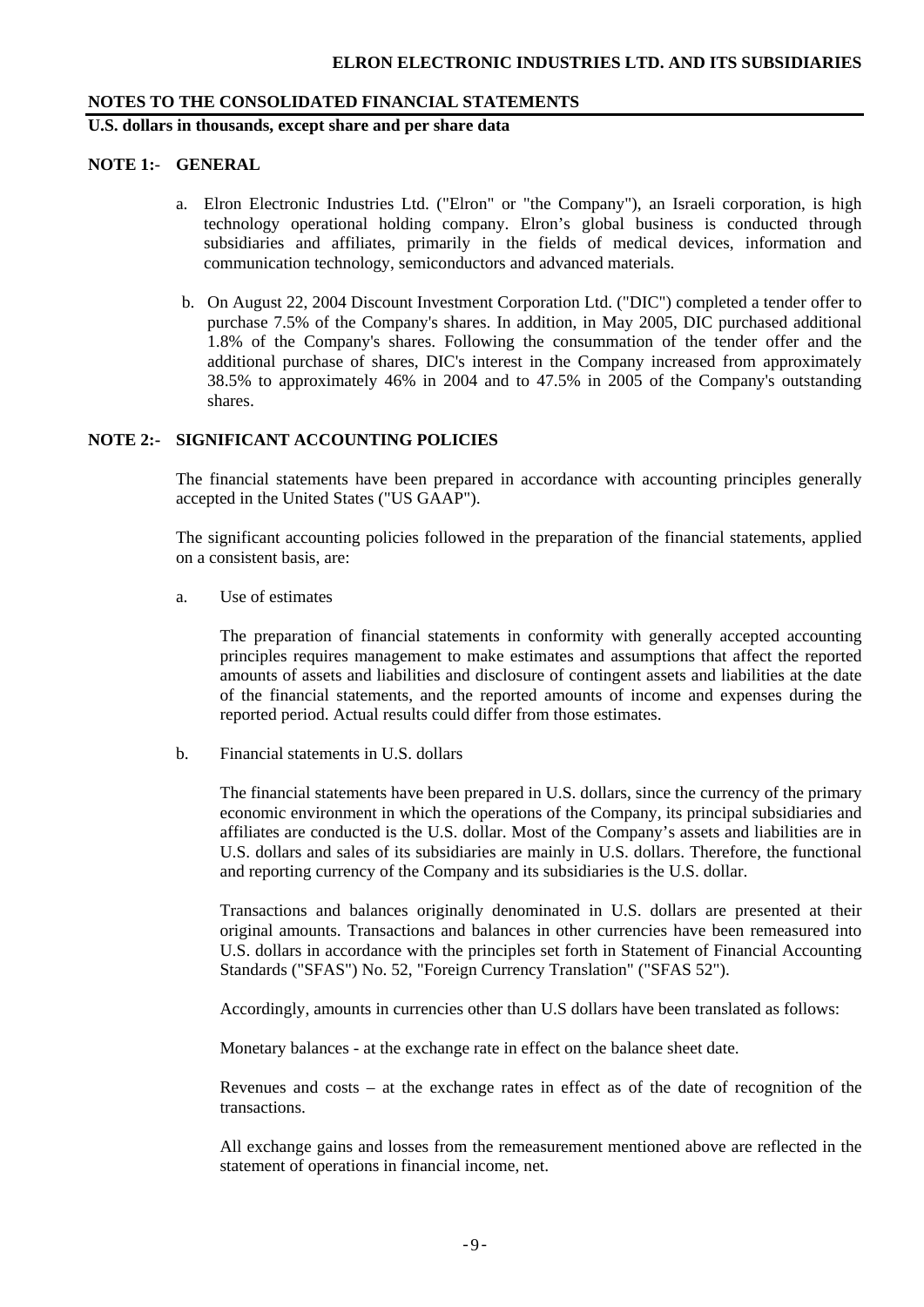## NOTES TO THE CONSOLIDATED FINANCIAL STATEMENTS

**U.S. dollars in thousands, except share and per share data**

### NOTE 1:- GENERAL

a. Elron Electronic Industries Ltd. ("Elron" or "the Company"), an Israeli corporation, is high technology operational holding company. Elron's global business is conducted through subsidiaries and affiliates, primarily in the fields of medical devices, information and communication technology, semiconductors and advanced materials.

b. On August 22, 2004 Discount Investment Corporation Ltd. ("DIC") completed a tender offer to purchase 7.5% of the Company's shares. In addition, in May 2005, DIC purchased additional 1.8% of the Company's shares. Following the consummation of the tender offer and the additional purchase of shares, DIC's interest in the Company increased from approximately 38.5% to approximately 46% in 2004 and to 47.5% in 2005 of the Company's outstanding shares.

### NOTE 2:- SIGNIFICANT ACCOUNTING POLICIES

The financial statements have been prepared in accordance with accounting principles generally accepted in the United States ("US GAAP").

The significant accounting policies followed in the preparation of the financial statements, applied on a consistent basis, are:

a. Use of estimates

The preparation of financial statements in conformity with generally accepted accounting principles requires management to make estimates and assumptions that affect the reported amounts of assets and liabilities and disclosure of contingent assets and liabilities at the date of the financial statements, and the reported amounts of income and expenses during the reported period. Actual results could differ from those estimates.

b. Financial statements in U.S. dollars

The financial statements have been prepared in U.S. dollars, since the currency of the primary economic environment in which the operations of the Company, its principal subsidiaries and affiliates are conducted is the U.S. dollar. Most of the Company's assets and liabilities are in U.S. dollars and sales of its subsidiaries are mainly in U.S. dollars. Therefore, the functional and reporting currency of the Company and its subsidiaries is the U.S. dollar.

Transactions and balances originally denominated in U.S. dollars are presented at their original amounts. Transactions and balances in other currencies have been remeasured into U.S. dollars in accordance with the principles set forth in Statement of Financial Accounting Standards ("SFAS") No. 52, "Foreign Currency Translation" ("SFAS 52").

Accordingly, amounts in currencies other than U.S dollars have been translated as follows:

Monetary balances - at the exchange rate in effect on the balance sheet date.

Revenues and costs – at the exchange rates in effect as of the date of recognition of the transactions.

All exchange gains and losses from the remeasurement mentioned above are reflected in the statement of operations in financial income, net.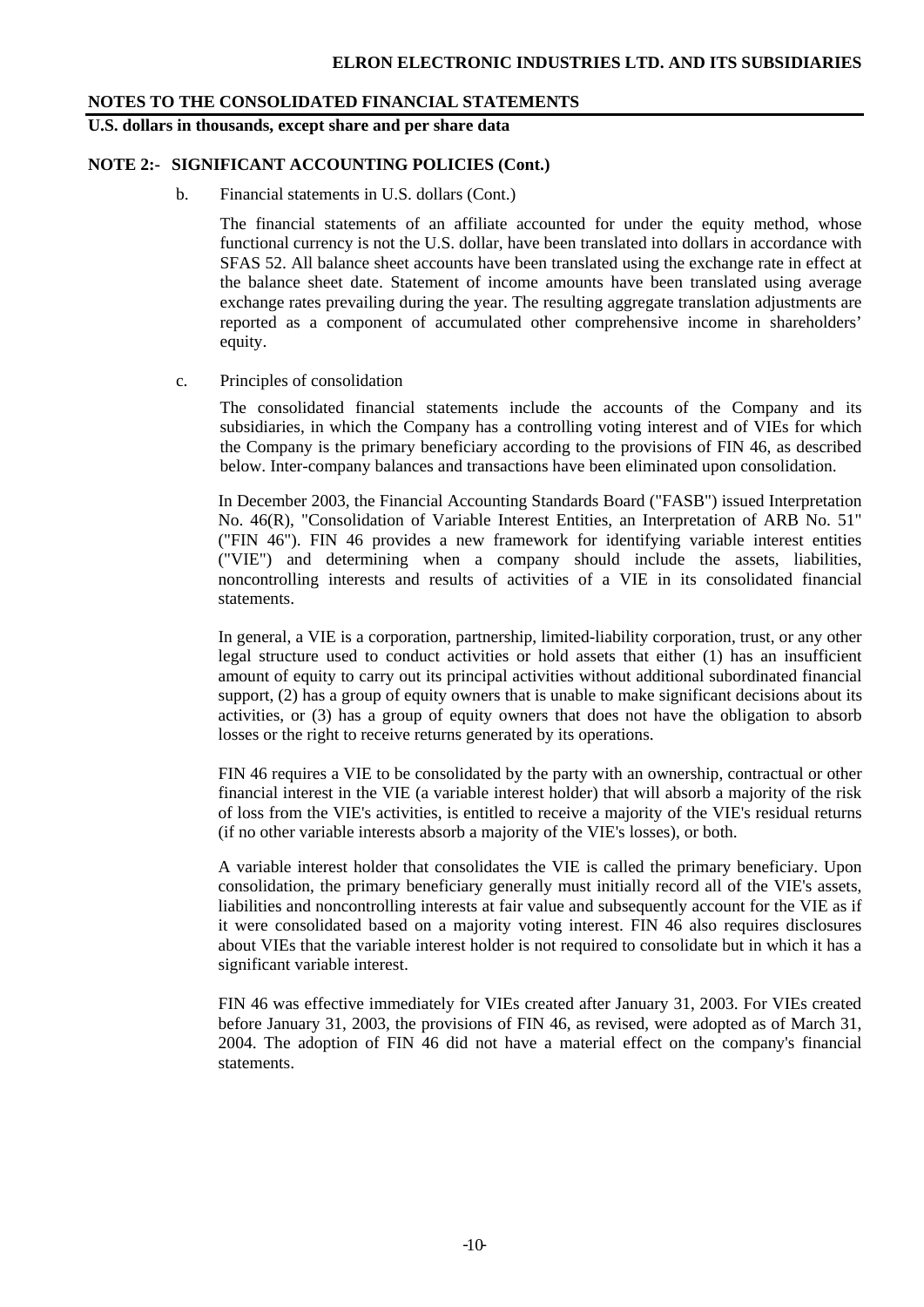**NOTES TO THE CONSOLIDATED FINANCIAL STATEMENTS**

**U.S. dollars in thousands, except share and per share data**

**NOTE 2:- SIGNIFICANT ACCOUNTING POLICIES (Cont.)**

b. Financial statements in U.S. dollars (Cont.)

The financial statements of an affiliate accounted for under the equity method, whose functional currency is not the U.S. dollar, have been translated into dollars in accordance with SFAS 52. All balance sheet accounts have been translated using the exchange rate in effect at the balance sheet date. Statement of income amounts have been translated using average exchange rates prevailing during the year. The resulting aggregate translation adjustments are reported as a component of accumulated other comprehensive income in shareholders' equity.

c. Principles of consolidation

The consolidated financial statements include the accounts of the Company and its subsidiaries, in which the Company has a controlling voting interest and of VIEs for which the Company is the primary beneficiary according to the provisions of FIN 46, as described below. Inter-company balances and transactions have been eliminated upon consolidation.

In December 2003, the Financial Accounting Standards Board ("FASB") issued Interpretation No. 46(R), "Consolidation of Variable Interest Entities, an Interpretation of ARB No. 51" ("FIN 46"). FIN 46 provides a new framework for identifying variable interest entities ("VIE") and determining when a company should include the assets, liabilities, noncontrolling interests and results of activities of a VIE in its consolidated financial statements.

In general, a VIE is a corporation, partnership, limited-liability corporation, trust, or any other legal structure used to conduct activities or hold assets that either (1) has an insufficient amount of equity to carry out its principal activities without additional subordinated financial support, (2) has a group of equity owners that is unable to make significant decisions about its activities, or (3) has a group of equity owners that does not have the obligation to absorb losses or the right to receive returns generated by its operations.

FIN 46 requires a VIE to be consolidated by the party with an ownership, contractual or other financial interest in the VIE (a variable interest holder) that will absorb a majority of the risk of loss from the VIE's activities, is entitled to receive a majority of the VIE's residual returns (if no other variable interests absorb a majority of the VIE's losses), or both.

A variable interest holder that consolidates the VIE is called the primary beneficiary. Upon consolidation, the primary beneficiary generally must initially record all of the VIE's assets, liabilities and noncontrolling interests at fair value and subsequently account for the VIE as if it were consolidated based on a majority voting interest. FIN 46 also requires disclosures about VIEs that the variable interest holder is not required to consolidate but in which it has a significant variable interest.

FIN 46 was effective immediately for VIEs created after January 31, 2003. For VIEs created before January 31, 2003, the provisions of FIN 46, as revised, were adopted as of March 31, 2004. The adoption of FIN 46 did not have a material effect on the company's financial statements.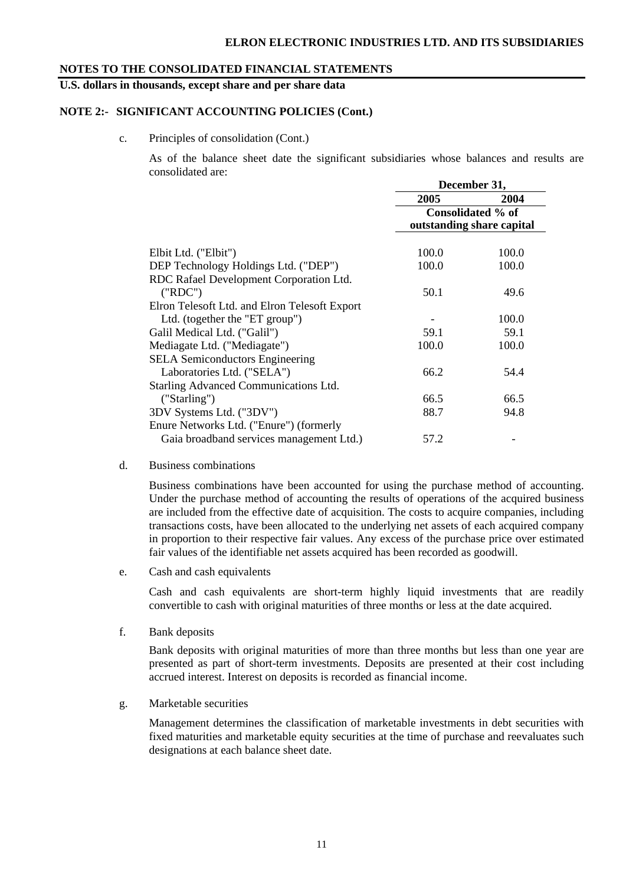**NOTES TO THE CONSOLIDATED FINANCIAL STATEMENTS**

**U.S. dollars in thousands, except share and per share data**

**NOTE 2:- SIGNIFICANT ACCOUNTING POLICIES (Cont.)**

c. Principles of consolidation (Cont.)

As of the balance sheet date the significant subsidiaries whose balances and results are consolidated are:

| | December 31, | |
|---|---|---|
| | 2005 | 2004 |
| | Consolidated % of outstanding share capital | |
| Elbit Ltd. ("Elbit") | 100.0 | 100.0 |
| DEP Technology Holdings Ltd. ("DEP") | 100.0 | 100.0 |
| RDC Rafael Development Corporation Ltd. ("RDC") | 50.1 | 49.6 |
| Elron Telesoft Ltd. and Elron Telesoft Export Ltd. (together the "ET group") | - | 100.0 |
| Galil Medical Ltd. ("Galil") | 59.1 | 59.1 |
| Mediagate Ltd. ("Mediagate") | 100.0 | 100.0 |
| SELA Semiconductors Engineering Laboratories Ltd. ("SELA") | 66.2 | 54.4 |
| Starling Advanced Communications Ltd. ("Starling") | 66.5 | 66.5 |
| 3DV Systems Ltd. ("3DV") | 88.7 | 94.8 |
| Enure Networks Ltd. ("Enure") (formerly Gaia broadband services management Ltd.) | 57.2 | - |

d. Business combinations

Business combinations have been accounted for using the purchase method of accounting. Under the purchase method of accounting the results of operations of the acquired business are included from the effective date of acquisition. The costs to acquire companies, including transactions costs, have been allocated to the underlying net assets of each acquired company in proportion to their respective fair values. Any excess of the purchase price over estimated fair values of the identifiable net assets acquired has been recorded as goodwill.

e. Cash and cash equivalents

Cash and cash equivalents are short-term highly liquid investments that are readily convertible to cash with original maturities of three months or less at the date acquired.

f. Bank deposits

Bank deposits with original maturities of more than three months but less than one year are presented as part of short-term investments. Deposits are presented at their cost including accrued interest. Interest on deposits is recorded as financial income.

g. Marketable securities

Management determines the classification of marketable investments in debt securities with fixed maturities and marketable equity securities at the time of purchase and reevaluates such designations at each balance sheet date.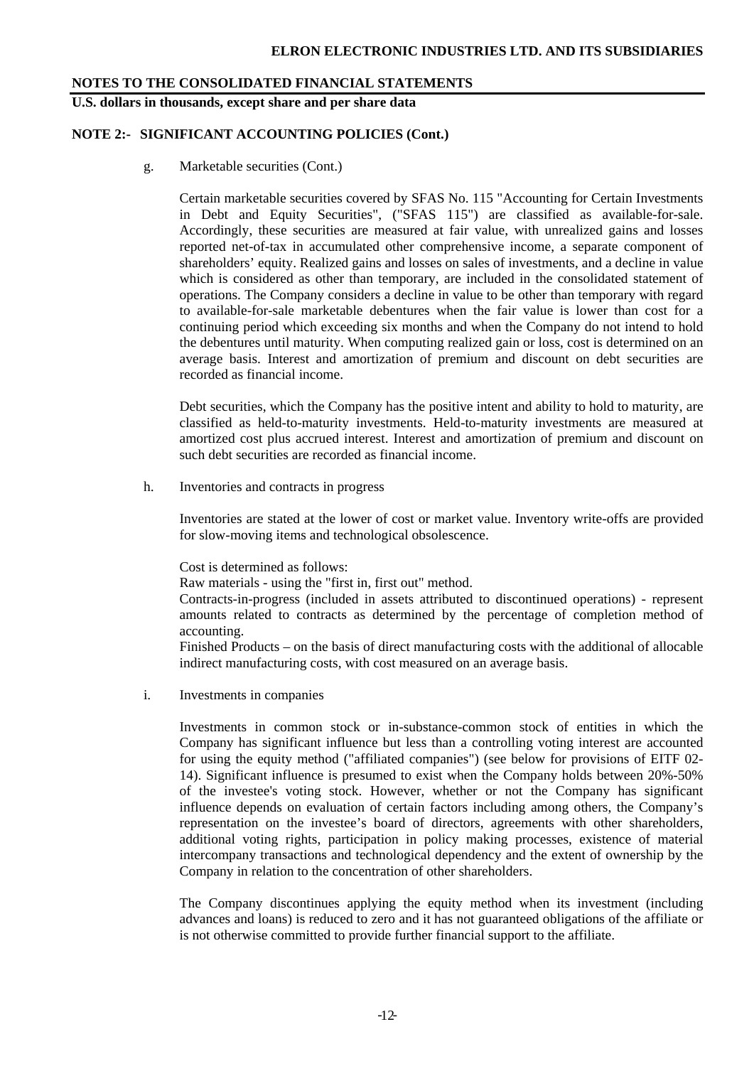**NOTES TO THE CONSOLIDATED FINANCIAL STATEMENTS**

**U.S. dollars in thousands, except share and per share data**

**NOTE 2:- SIGNIFICANT ACCOUNTING POLICIES (Cont.)**

g. Marketable securities (Cont.)

Certain marketable securities covered by SFAS No. 115 "Accounting for Certain Investments in Debt and Equity Securities", ("SFAS 115") are classified as available-for-sale. Accordingly, these securities are measured at fair value, with unrealized gains and losses reported net-of-tax in accumulated other comprehensive income, a separate component of shareholders' equity. Realized gains and losses on sales of investments, and a decline in value which is considered as other than temporary, are included in the consolidated statement of operations. The Company considers a decline in value to be other than temporary with regard to available-for-sale marketable debentures when the fair value is lower than cost for a continuing period which exceeding six months and when the Company do not intend to hold the debentures until maturity. When computing realized gain or loss, cost is determined on an average basis. Interest and amortization of premium and discount on debt securities are recorded as financial income.

Debt securities, which the Company has the positive intent and ability to hold to maturity, are classified as held-to-maturity investments. Held-to-maturity investments are measured at amortized cost plus accrued interest. Interest and amortization of premium and discount on such debt securities are recorded as financial income.

h. Inventories and contracts in progress

Inventories are stated at the lower of cost or market value. Inventory write-offs are provided for slow-moving items and technological obsolescence.

Cost is determined as follows:

Raw materials - using the "first in, first out" method.

Contracts-in-progress (included in assets attributed to discontinued operations) - represent amounts related to contracts as determined by the percentage of completion method of accounting.

Finished Products – on the basis of direct manufacturing costs with the additional of allocable indirect manufacturing costs, with cost measured on an average basis.

i. Investments in companies

Investments in common stock or in-substance-common stock of entities in which the Company has significant influence but less than a controlling voting interest are accounted for using the equity method ("affiliated companies") (see below for provisions of EITF 02-14). Significant influence is presumed to exist when the Company holds between 20%-50% of the investee's voting stock. However, whether or not the Company has significant influence depends on evaluation of certain factors including among others, the Company's representation on the investee's board of directors, agreements with other shareholders, additional voting rights, participation in policy making processes, existence of material intercompany transactions and technological dependency and the extent of ownership by the Company in relation to the concentration of other shareholders.

The Company discontinues applying the equity method when its investment (including advances and loans) is reduced to zero and it has not guaranteed obligations of the affiliate or is not otherwise committed to provide further financial support to the affiliate.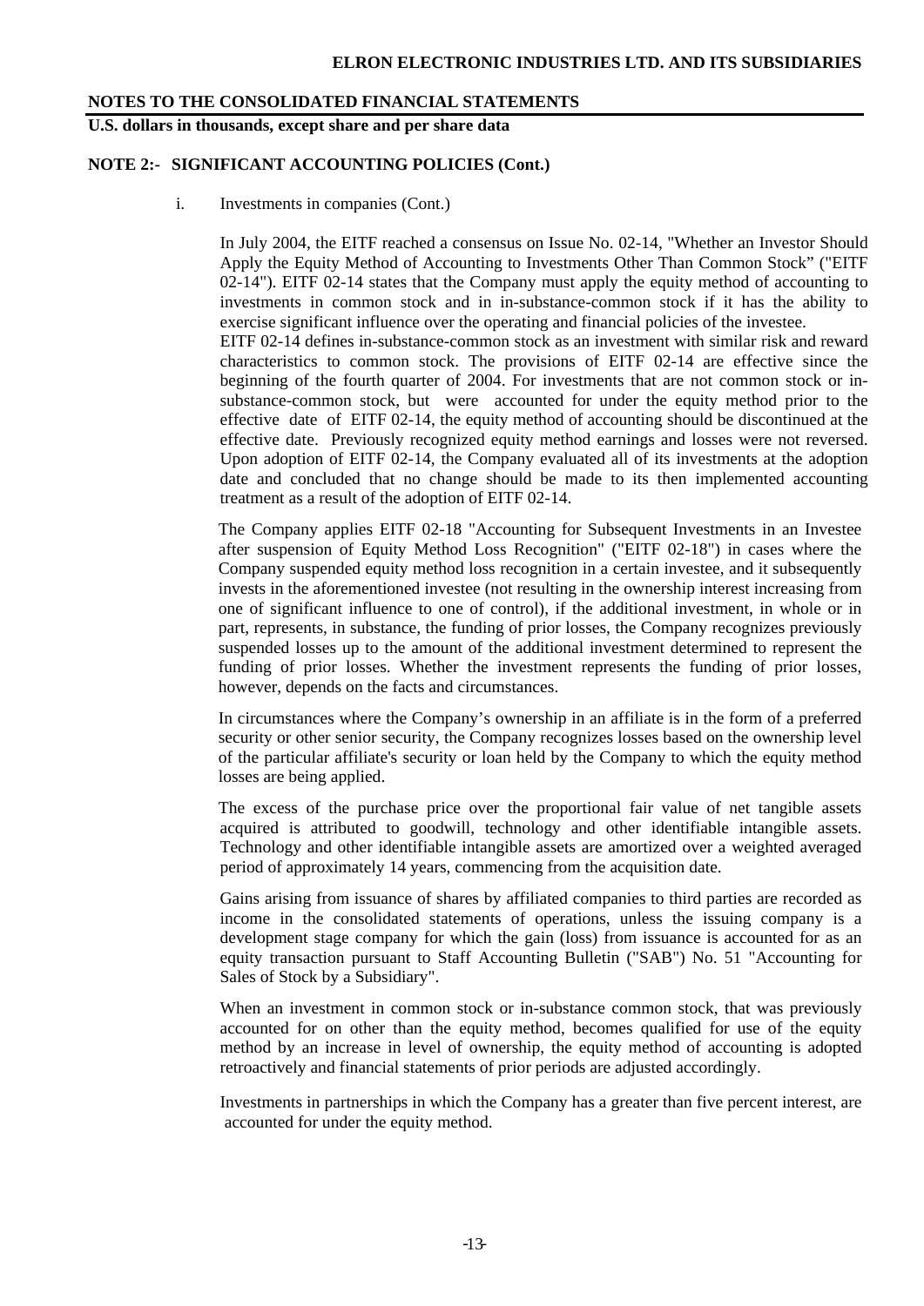**NOTES TO THE CONSOLIDATED FINANCIAL STATEMENTS**

**U.S. dollars in thousands, except share and per share data**

**NOTE 2:- SIGNIFICANT ACCOUNTING POLICIES (Cont.)**

i. Investments in companies (Cont.)

In July 2004, the EITF reached a consensus on Issue No. 02-14, "Whether an Investor Should Apply the Equity Method of Accounting to Investments Other Than Common Stock" ("EITF 02-14"). EITF 02-14 states that the Company must apply the equity method of accounting to investments in common stock and in in-substance-common stock if it has the ability to exercise significant influence over the operating and financial policies of the investee.

EITF 02-14 defines in-substance-common stock as an investment with similar risk and reward characteristics to common stock. The provisions of EITF 02-14 are effective since the beginning of the fourth quarter of 2004. For investments that are not common stock or in-substance-common stock, but were accounted for under the equity method prior to the effective date of EITF 02-14, the equity method of accounting should be discontinued at the effective date. Previously recognized equity method earnings and losses were not reversed. Upon adoption of EITF 02-14, the Company evaluated all of its investments at the adoption date and concluded that no change should be made to its then implemented accounting treatment as a result of the adoption of EITF 02-14.

The Company applies EITF 02-18 "Accounting for Subsequent Investments in an Investee after suspension of Equity Method Loss Recognition" ("EITF 02-18") in cases where the Company suspended equity method loss recognition in a certain investee, and it subsequently invests in the aforementioned investee (not resulting in the ownership interest increasing from one of significant influence to one of control), if the additional investment, in whole or in part, represents, in substance, the funding of prior losses, the Company recognizes previously suspended losses up to the amount of the additional investment determined to represent the funding of prior losses. Whether the investment represents the funding of prior losses, however, depends on the facts and circumstances.

In circumstances where the Company's ownership in an affiliate is in the form of a preferred security or other senior security, the Company recognizes losses based on the ownership level of the particular affiliate's security or loan held by the Company to which the equity method losses are being applied.

The excess of the purchase price over the proportional fair value of net tangible assets acquired is attributed to goodwill, technology and other identifiable intangible assets. Technology and other identifiable intangible assets are amortized over a weighted averaged period of approximately 14 years, commencing from the acquisition date.

Gains arising from issuance of shares by affiliated companies to third parties are recorded as income in the consolidated statements of operations, unless the issuing company is a development stage company for which the gain (loss) from issuance is accounted for as an equity transaction pursuant to Staff Accounting Bulletin ("SAB") No. 51 "Accounting for Sales of Stock by a Subsidiary".

When an investment in common stock or in-substance common stock, that was previously accounted for on other than the equity method, becomes qualified for use of the equity method by an increase in level of ownership, the equity method of accounting is adopted retroactively and financial statements of prior periods are adjusted accordingly.

Investments in partnerships in which the Company has a greater than five percent interest, are accounted for under the equity method.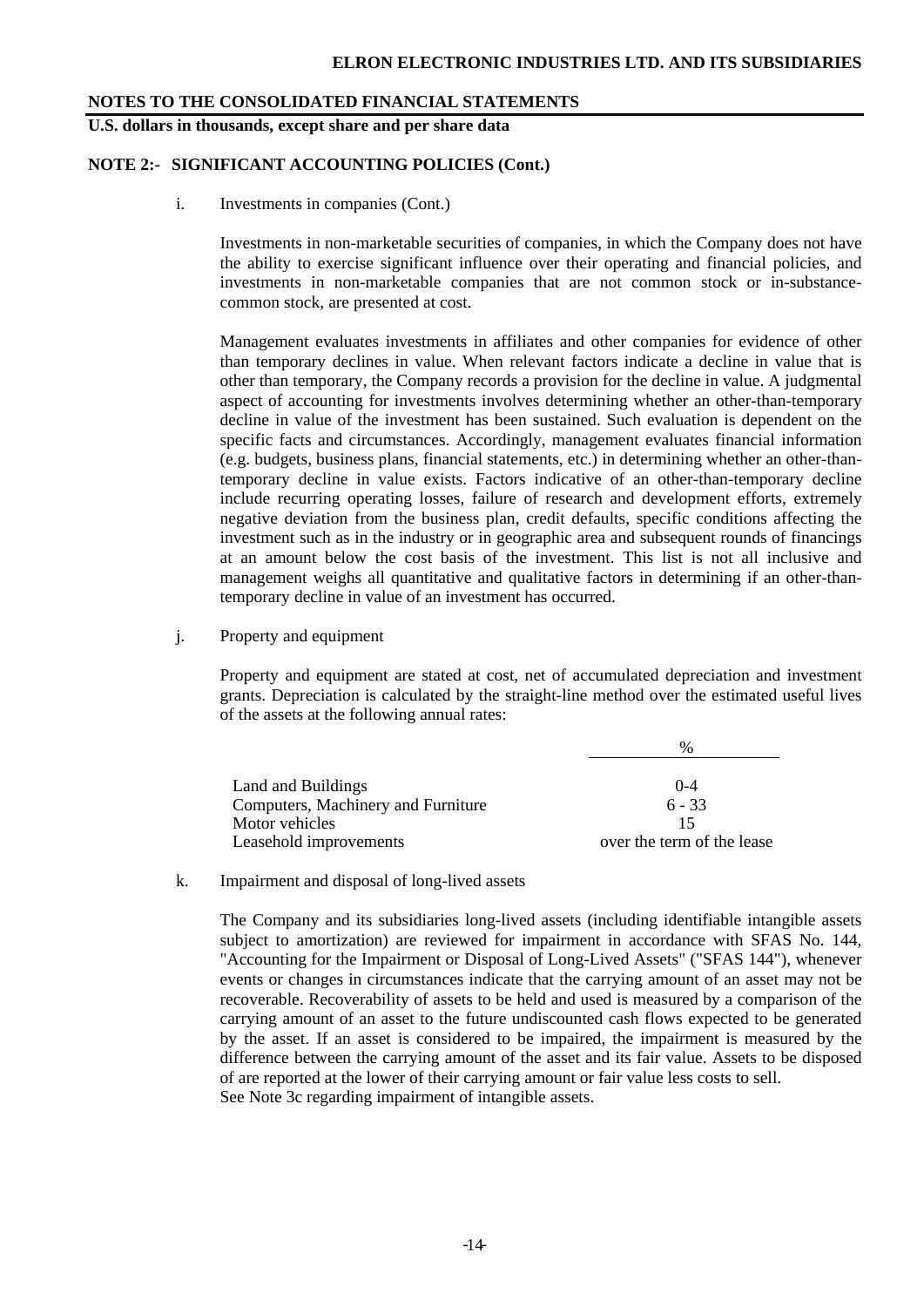## NOTES TO THE CONSOLIDATED FINANCIAL STATEMENTS

**U.S. dollars in thousands, except share and per share data**

### NOTE 2:- SIGNIFICANT ACCOUNTING POLICIES (Cont.)

i. Investments in companies (Cont.)

Investments in non-marketable securities of companies, in which the Company does not have the ability to exercise significant influence over their operating and financial policies, and investments in non-marketable companies that are not common stock or in-substance-common stock, are presented at cost.

Management evaluates investments in affiliates and other companies for evidence of other than temporary declines in value. When relevant factors indicate a decline in value that is other than temporary, the Company records a provision for the decline in value. A judgmental aspect of accounting for investments involves determining whether an other-than-temporary decline in value of the investment has been sustained. Such evaluation is dependent on the specific facts and circumstances. Accordingly, management evaluates financial information (e.g. budgets, business plans, financial statements, etc.) in determining whether an other-than-temporary decline in value exists. Factors indicative of an other-than-temporary decline include recurring operating losses, failure of research and development efforts, extremely negative deviation from the business plan, credit defaults, specific conditions affecting the investment such as in the industry or in geographic area and subsequent rounds of financings at an amount below the cost basis of the investment. This list is not all inclusive and management weighs all quantitative and qualitative factors in determining if an other-than-temporary decline in value of an investment has occurred.

j. Property and equipment

Property and equipment are stated at cost, net of accumulated depreciation and investment grants. Depreciation is calculated by the straight-line method over the estimated useful lives of the assets at the following annual rates:

| | % |
|---|---|
| Land and Buildings | 0-4 |
| Computers, Machinery and Furniture | 6 - 33 |
| Motor vehicles | 15 |
| Leasehold improvements | over the term of the lease |

k. Impairment and disposal of long-lived assets

The Company and its subsidiaries long-lived assets (including identifiable intangible assets subject to amortization) are reviewed for impairment in accordance with SFAS No. 144, "Accounting for the Impairment or Disposal of Long-Lived Assets" ("SFAS 144"), whenever events or changes in circumstances indicate that the carrying amount of an asset may not be recoverable. Recoverability of assets to be held and used is measured by a comparison of the carrying amount of an asset to the future undiscounted cash flows expected to be generated by the asset. If an asset is considered to be impaired, the impairment is measured by the difference between the carrying amount of the asset and its fair value. Assets to be disposed of are reported at the lower of their carrying amount or fair value less costs to sell.
See Note 3c regarding impairment of intangible assets.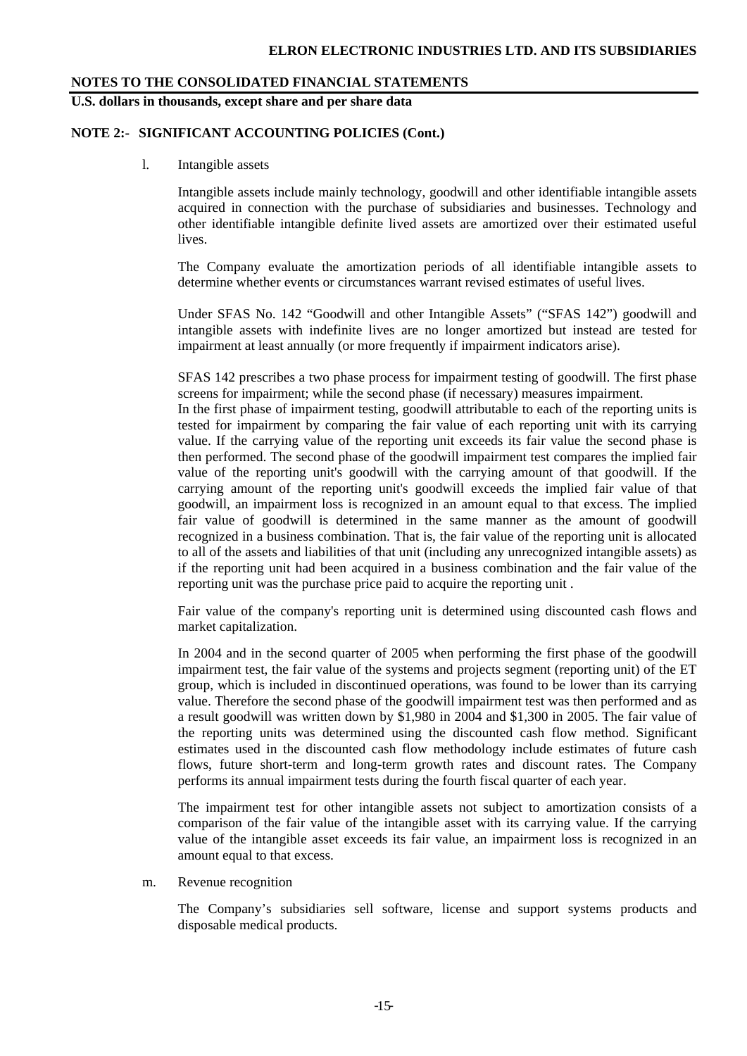**NOTES TO THE CONSOLIDATED FINANCIAL STATEMENTS**

**U.S. dollars in thousands, except share and per share data**

**NOTE 2:- SIGNIFICANT ACCOUNTING POLICIES (Cont.)**

l. Intangible assets

Intangible assets include mainly technology, goodwill and other identifiable intangible assets acquired in connection with the purchase of subsidiaries and businesses. Technology and other identifiable intangible definite lived assets are amortized over their estimated useful lives.

The Company evaluate the amortization periods of all identifiable intangible assets to determine whether events or circumstances warrant revised estimates of useful lives.

Under SFAS No. 142 "Goodwill and other Intangible Assets" ("SFAS 142") goodwill and intangible assets with indefinite lives are no longer amortized but instead are tested for impairment at least annually (or more frequently if impairment indicators arise).

SFAS 142 prescribes a two phase process for impairment testing of goodwill. The first phase screens for impairment; while the second phase (if necessary) measures impairment.

In the first phase of impairment testing, goodwill attributable to each of the reporting units is tested for impairment by comparing the fair value of each reporting unit with its carrying value. If the carrying value of the reporting unit exceeds its fair value the second phase is then performed. The second phase of the goodwill impairment test compares the implied fair value of the reporting unit's goodwill with the carrying amount of that goodwill. If the carrying amount of the reporting unit's goodwill exceeds the implied fair value of that goodwill, an impairment loss is recognized in an amount equal to that excess. The implied fair value of goodwill is determined in the same manner as the amount of goodwill recognized in a business combination. That is, the fair value of the reporting unit is allocated to all of the assets and liabilities of that unit (including any unrecognized intangible assets) as if the reporting unit had been acquired in a business combination and the fair value of the reporting unit was the purchase price paid to acquire the reporting unit .

Fair value of the company's reporting unit is determined using discounted cash flows and market capitalization.

In 2004 and in the second quarter of 2005 when performing the first phase of the goodwill impairment test, the fair value of the systems and projects segment (reporting unit) of the ET group, which is included in discontinued operations, was found to be lower than its carrying value. Therefore the second phase of the goodwill impairment test was then performed and as a result goodwill was written down by $1,980 in 2004 and $1,300 in 2005. The fair value of the reporting units was determined using the discounted cash flow method. Significant estimates used in the discounted cash flow methodology include estimates of future cash flows, future short-term and long-term growth rates and discount rates. The Company performs its annual impairment tests during the fourth fiscal quarter of each year.

The impairment test for other intangible assets not subject to amortization consists of a comparison of the fair value of the intangible asset with its carrying value. If the carrying value of the intangible asset exceeds its fair value, an impairment loss is recognized in an amount equal to that excess.

m. Revenue recognition

The Company's subsidiaries sell software, license and support systems products and disposable medical products.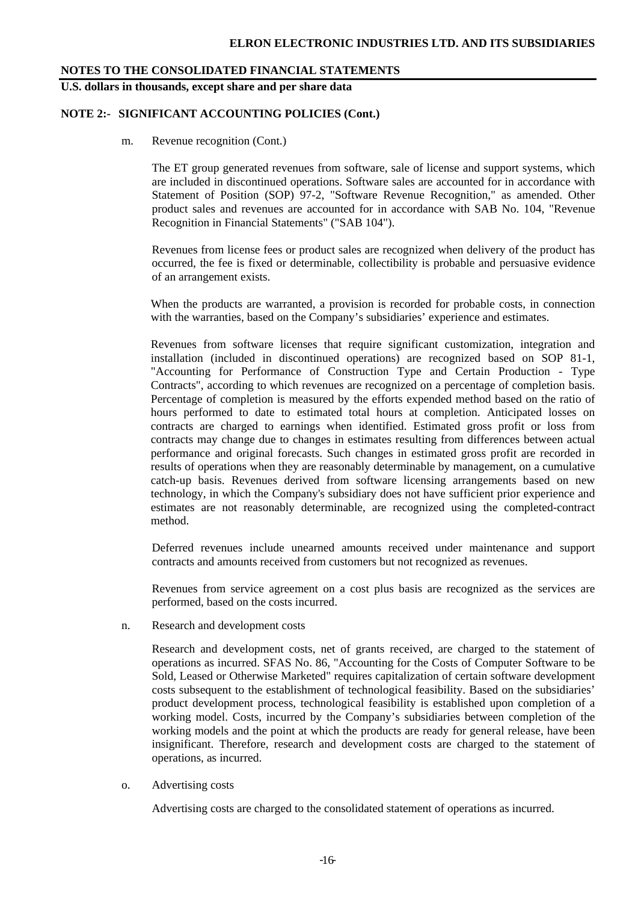**NOTES TO THE CONSOLIDATED FINANCIAL STATEMENTS**

**U.S. dollars in thousands, except share and per share data**

**NOTE 2:- SIGNIFICANT ACCOUNTING POLICIES (Cont.)**

m. Revenue recognition (Cont.)

The ET group generated revenues from software, sale of license and support systems, which are included in discontinued operations. Software sales are accounted for in accordance with Statement of Position (SOP) 97-2, "Software Revenue Recognition," as amended. Other product sales and revenues are accounted for in accordance with SAB No. 104, "Revenue Recognition in Financial Statements" ("SAB 104").

Revenues from license fees or product sales are recognized when delivery of the product has occurred, the fee is fixed or determinable, collectibility is probable and persuasive evidence of an arrangement exists.

When the products are warranted, a provision is recorded for probable costs, in connection with the warranties, based on the Company's subsidiaries' experience and estimates.

Revenues from software licenses that require significant customization, integration and installation (included in discontinued operations) are recognized based on SOP 81-1, "Accounting for Performance of Construction Type and Certain Production - Type Contracts", according to which revenues are recognized on a percentage of completion basis. Percentage of completion is measured by the efforts expended method based on the ratio of hours performed to date to estimated total hours at completion. Anticipated losses on contracts are charged to earnings when identified. Estimated gross profit or loss from contracts may change due to changes in estimates resulting from differences between actual performance and original forecasts. Such changes in estimated gross profit are recorded in results of operations when they are reasonably determinable by management, on a cumulative catch-up basis. Revenues derived from software licensing arrangements based on new technology, in which the Company's subsidiary does not have sufficient prior experience and estimates are not reasonably determinable, are recognized using the completed-contract method.

Deferred revenues include unearned amounts received under maintenance and support contracts and amounts received from customers but not recognized as revenues.

Revenues from service agreement on a cost plus basis are recognized as the services are performed, based on the costs incurred.

n. Research and development costs

Research and development costs, net of grants received, are charged to the statement of operations as incurred. SFAS No. 86, "Accounting for the Costs of Computer Software to be Sold, Leased or Otherwise Marketed" requires capitalization of certain software development costs subsequent to the establishment of technological feasibility. Based on the subsidiaries' product development process, technological feasibility is established upon completion of a working model. Costs, incurred by the Company's subsidiaries between completion of the working models and the point at which the products are ready for general release, have been insignificant. Therefore, research and development costs are charged to the statement of operations, as incurred.

o. Advertising costs

Advertising costs are charged to the consolidated statement of operations as incurred.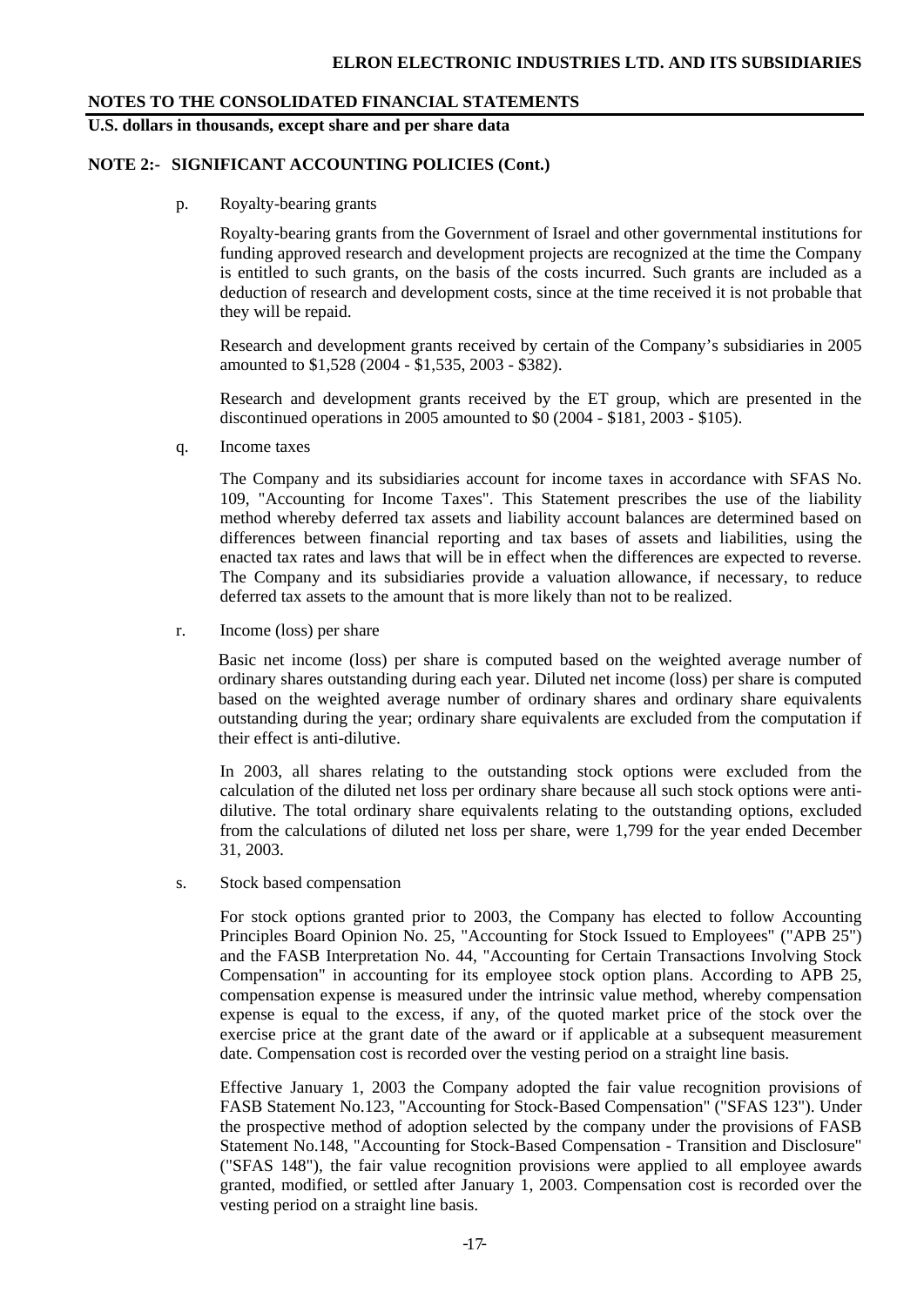**NOTES TO THE CONSOLIDATED FINANCIAL STATEMENTS**

**U.S. dollars in thousands, except share and per share data**

**NOTE 2:- SIGNIFICANT ACCOUNTING POLICIES (Cont.)**

p. Royalty-bearing grants

Royalty-bearing grants from the Government of Israel and other governmental institutions for funding approved research and development projects are recognized at the time the Company is entitled to such grants, on the basis of the costs incurred. Such grants are included as a deduction of research and development costs, since at the time received it is not probable that they will be repaid.

Research and development grants received by certain of the Company's subsidiaries in 2005 amounted to $1,528 (2004 - $1,535, 2003 - $382).

Research and development grants received by the ET group, which are presented in the discontinued operations in 2005 amounted to $0 (2004 - $181, 2003 - $105).

q. Income taxes

The Company and its subsidiaries account for income taxes in accordance with SFAS No. 109, "Accounting for Income Taxes". This Statement prescribes the use of the liability method whereby deferred tax assets and liability account balances are determined based on differences between financial reporting and tax bases of assets and liabilities, using the enacted tax rates and laws that will be in effect when the differences are expected to reverse. The Company and its subsidiaries provide a valuation allowance, if necessary, to reduce deferred tax assets to the amount that is more likely than not to be realized.

r. Income (loss) per share

Basic net income (loss) per share is computed based on the weighted average number of ordinary shares outstanding during each year. Diluted net income (loss) per share is computed based on the weighted average number of ordinary shares and ordinary share equivalents outstanding during the year; ordinary share equivalents are excluded from the computation if their effect is anti-dilutive.

In 2003, all shares relating to the outstanding stock options were excluded from the calculation of the diluted net loss per ordinary share because all such stock options were anti-dilutive. The total ordinary share equivalents relating to the outstanding options, excluded from the calculations of diluted net loss per share, were 1,799 for the year ended December 31, 2003.

s. Stock based compensation

For stock options granted prior to 2003, the Company has elected to follow Accounting Principles Board Opinion No. 25, "Accounting for Stock Issued to Employees" ("APB 25") and the FASB Interpretation No. 44, "Accounting for Certain Transactions Involving Stock Compensation" in accounting for its employee stock option plans. According to APB 25, compensation expense is measured under the intrinsic value method, whereby compensation expense is equal to the excess, if any, of the quoted market price of the stock over the exercise price at the grant date of the award or if applicable at a subsequent measurement date. Compensation cost is recorded over the vesting period on a straight line basis.

Effective January 1, 2003 the Company adopted the fair value recognition provisions of FASB Statement No.123, "Accounting for Stock-Based Compensation" ("SFAS 123"). Under the prospective method of adoption selected by the company under the provisions of FASB Statement No.148, "Accounting for Stock-Based Compensation - Transition and Disclosure" ("SFAS 148"), the fair value recognition provisions were applied to all employee awards granted, modified, or settled after January 1, 2003. Compensation cost is recorded over the vesting period on a straight line basis.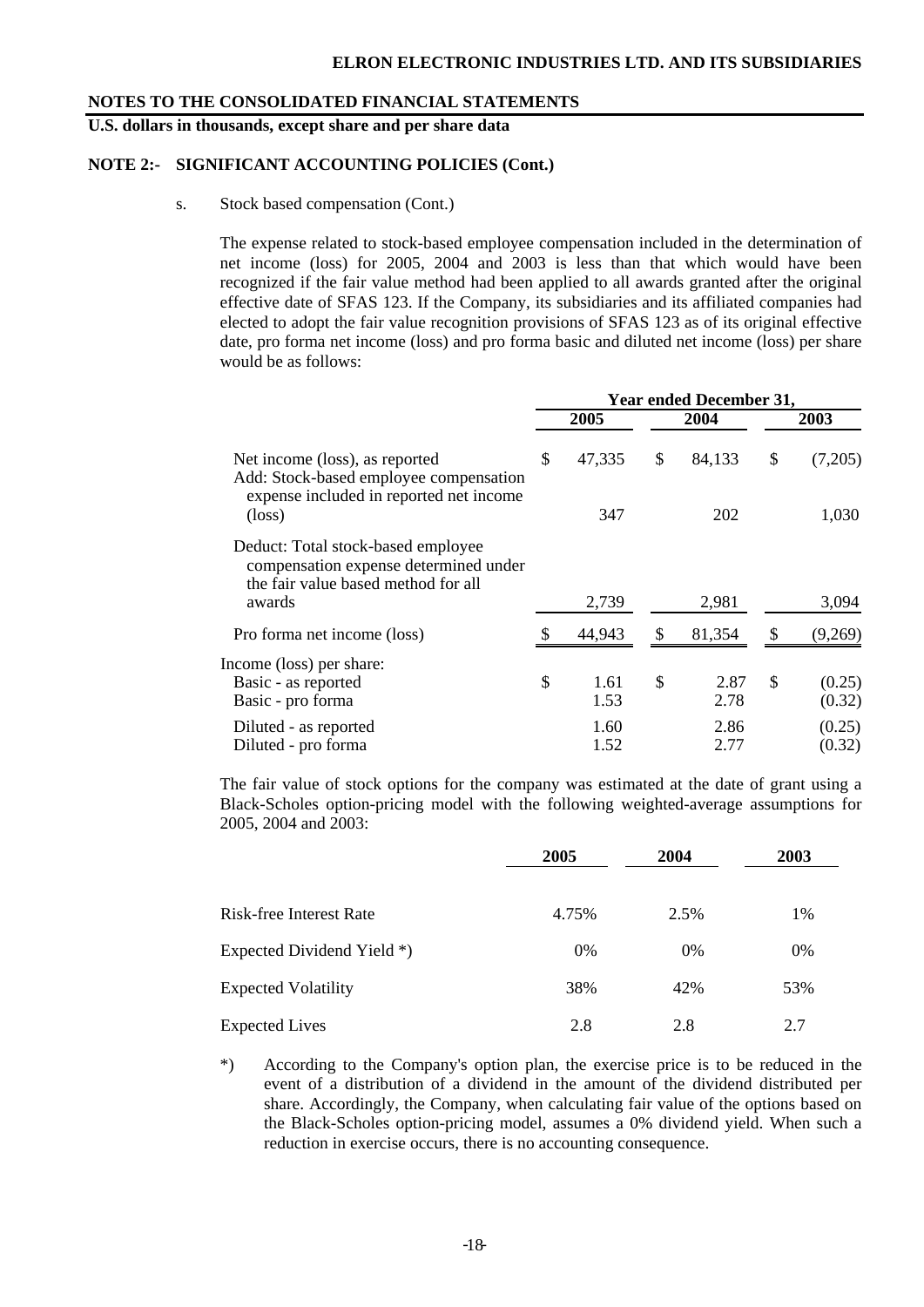**NOTES TO THE CONSOLIDATED FINANCIAL STATEMENTS**

**U.S. dollars in thousands, except share and per share data**

**NOTE 2:- SIGNIFICANT ACCOUNTING POLICIES (Cont.)**

s. Stock based compensation (Cont.)

The expense related to stock-based employee compensation included in the determination of net income (loss) for 2005, 2004 and 2003 is less than that which would have been recognized if the fair value method had been applied to all awards granted after the original effective date of SFAS 123. If the Company, its subsidiaries and its affiliated companies had elected to adopt the fair value recognition provisions of SFAS 123 as of its original effective date, pro forma net income (loss) and pro forma basic and diluted net income (loss) per share would be as follows:

| | Year ended December 31, | | |
|---|---|---|---|
| | 2005 | 2004 | 2003 |
| Net income (loss), as reported | $ 47,335 | $ 84,133 | $ (7,205) |
| Add: Stock-based employee compensation expense included in reported net income (loss) | 347 | 202 | 1,030 |
| Deduct: Total stock-based employee compensation expense determined under the fair value based method for all awards | 2,739 | 2,981 | 3,094 |
| Pro forma net income (loss) | $ 44,943 | $ 81,354 | $ (9,269) |
| Income (loss) per share: | | | |
| Basic - as reported | $ 1.61 | $ 2.87 | $ (0.25) |
| Basic - pro forma | 1.53 | 2.78 | (0.32) |
| Diluted - as reported | 1.60 | 2.86 | (0.25) |
| Diluted - pro forma | 1.52 | 2.77 | (0.32) |

The fair value of stock options for the company was estimated at the date of grant using a Black-Scholes option-pricing model with the following weighted-average assumptions for 2005, 2004 and 2003:

| | 2005 | 2004 | 2003 |
|---|---|---|---|
| Risk-free Interest Rate | 4.75% | 2.5% | 1% |
| Expected Dividend Yield *) | 0% | 0% | 0% |
| Expected Volatility | 38% | 42% | 53% |
| Expected Lives | 2.8 | 2.8 | 2.7 |

*) According to the Company's option plan, the exercise price is to be reduced in the event of a distribution of a dividend in the amount of the dividend distributed per share. Accordingly, the Company, when calculating fair value of the options based on the Black-Scholes option-pricing model, assumes a 0% dividend yield. When such a reduction in exercise occurs, there is no accounting consequence.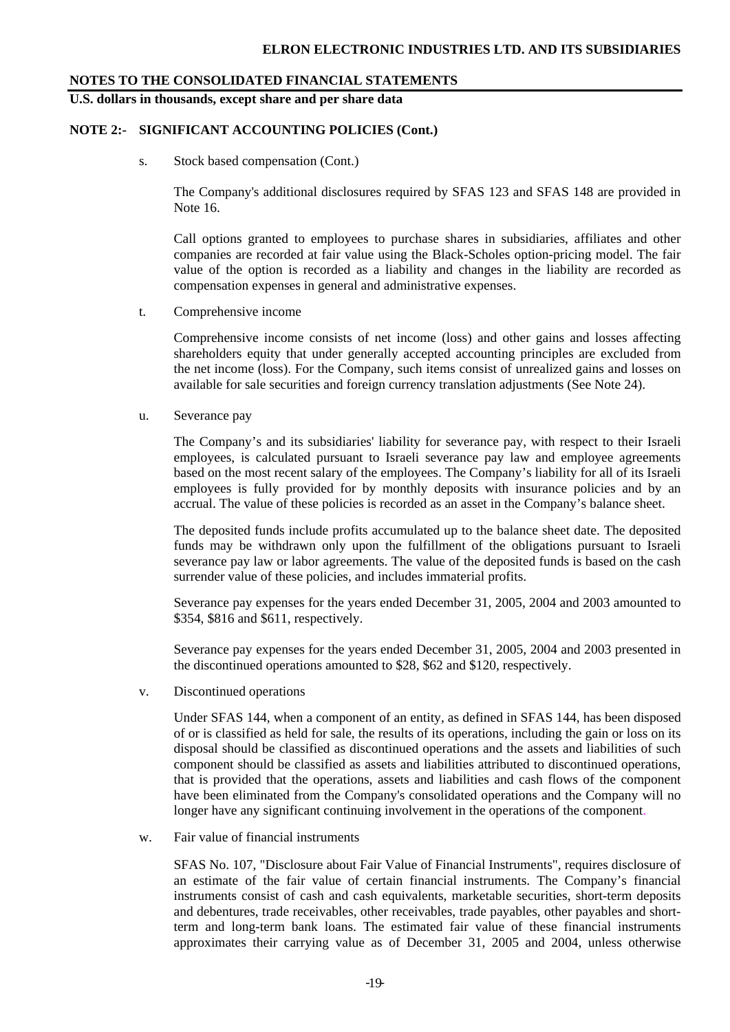**NOTES TO THE CONSOLIDATED FINANCIAL STATEMENTS**

**U.S. dollars in thousands, except share and per share data**

**NOTE 2:- SIGNIFICANT ACCOUNTING POLICIES (Cont.)**

s. Stock based compensation (Cont.)

The Company's additional disclosures required by SFAS 123 and SFAS 148 are provided in Note 16.

Call options granted to employees to purchase shares in subsidiaries, affiliates and other companies are recorded at fair value using the Black-Scholes option-pricing model. The fair value of the option is recorded as a liability and changes in the liability are recorded as compensation expenses in general and administrative expenses.

t. Comprehensive income

Comprehensive income consists of net income (loss) and other gains and losses affecting shareholders equity that under generally accepted accounting principles are excluded from the net income (loss). For the Company, such items consist of unrealized gains and losses on available for sale securities and foreign currency translation adjustments (See Note 24).

u. Severance pay

The Company's and its subsidiaries' liability for severance pay, with respect to their Israeli employees, is calculated pursuant to Israeli severance pay law and employee agreements based on the most recent salary of the employees. The Company's liability for all of its Israeli employees is fully provided for by monthly deposits with insurance policies and by an accrual. The value of these policies is recorded as an asset in the Company's balance sheet.

The deposited funds include profits accumulated up to the balance sheet date. The deposited funds may be withdrawn only upon the fulfillment of the obligations pursuant to Israeli severance pay law or labor agreements. The value of the deposited funds is based on the cash surrender value of these policies, and includes immaterial profits.

Severance pay expenses for the years ended December 31, 2005, 2004 and 2003 amounted to \$354, \$816 and \$611, respectively.

Severance pay expenses for the years ended December 31, 2005, 2004 and 2003 presented in the discontinued operations amounted to \$28, \$62 and \$120, respectively.

v. Discontinued operations

Under SFAS 144, when a component of an entity, as defined in SFAS 144, has been disposed of or is classified as held for sale, the results of its operations, including the gain or loss on its disposal should be classified as discontinued operations and the assets and liabilities of such component should be classified as assets and liabilities attributed to discontinued operations, that is provided that the operations, assets and liabilities and cash flows of the component have been eliminated from the Company's consolidated operations and the Company will no longer have any significant continuing involvement in the operations of the component.

w. Fair value of financial instruments

SFAS No. 107, "Disclosure about Fair Value of Financial Instruments", requires disclosure of an estimate of the fair value of certain financial instruments. The Company's financial instruments consist of cash and cash equivalents, marketable securities, short-term deposits and debentures, trade receivables, other receivables, trade payables, other payables and short-term and long-term bank loans. The estimated fair value of these financial instruments approximates their carrying value as of December 31, 2005 and 2004, unless otherwise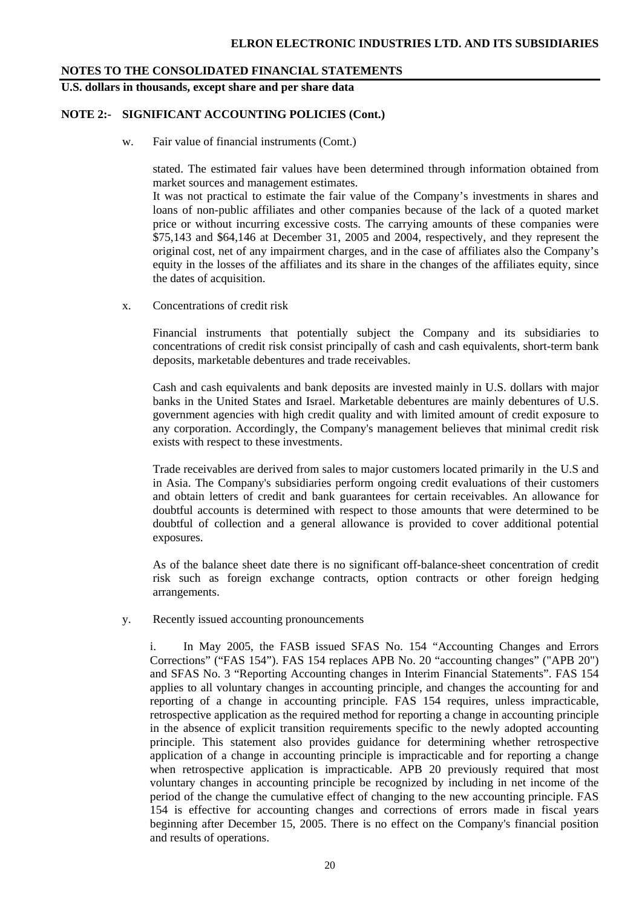## NOTES TO THE CONSOLIDATED FINANCIAL STATEMENTS

**U.S. dollars in thousands, except share and per share data**

### NOTE 2:- SIGNIFICANT ACCOUNTING POLICIES (Cont.)

w. Fair value of financial instruments (Comt.)

stated. The estimated fair values have been determined through information obtained from market sources and management estimates.

It was not practical to estimate the fair value of the Company's investments in shares and loans of non-public affiliates and other companies because of the lack of a quoted market price or without incurring excessive costs. The carrying amounts of these companies were $75,143 and $64,146 at December 31, 2005 and 2004, respectively, and they represent the original cost, net of any impairment charges, and in the case of affiliates also the Company's equity in the losses of the affiliates and its share in the changes of the affiliates equity, since the dates of acquisition.

x. Concentrations of credit risk

Financial instruments that potentially subject the Company and its subsidiaries to concentrations of credit risk consist principally of cash and cash equivalents, short-term bank deposits, marketable debentures and trade receivables.

Cash and cash equivalents and bank deposits are invested mainly in U.S. dollars with major banks in the United States and Israel. Marketable debentures are mainly debentures of U.S. government agencies with high credit quality and with limited amount of credit exposure to any corporation. Accordingly, the Company's management believes that minimal credit risk exists with respect to these investments.

Trade receivables are derived from sales to major customers located primarily in the U.S and in Asia. The Company's subsidiaries perform ongoing credit evaluations of their customers and obtain letters of credit and bank guarantees for certain receivables. An allowance for doubtful accounts is determined with respect to those amounts that were determined to be doubtful of collection and a general allowance is provided to cover additional potential exposures.

As of the balance sheet date there is no significant off-balance-sheet concentration of credit risk such as foreign exchange contracts, option contracts or other foreign hedging arrangements.

y. Recently issued accounting pronouncements

i. In May 2005, the FASB issued SFAS No. 154 "Accounting Changes and Errors Corrections" ("FAS 154"). FAS 154 replaces APB No. 20 "accounting changes" ("APB 20") and SFAS No. 3 "Reporting Accounting changes in Interim Financial Statements". FAS 154 applies to all voluntary changes in accounting principle, and changes the accounting for and reporting of a change in accounting principle. FAS 154 requires, unless impracticable, retrospective application as the required method for reporting a change in accounting principle in the absence of explicit transition requirements specific to the newly adopted accounting principle. This statement also provides guidance for determining whether retrospective application of a change in accounting principle is impracticable and for reporting a change when retrospective application is impracticable. APB 20 previously required that most voluntary changes in accounting principle be recognized by including in net income of the period of the change the cumulative effect of changing to the new accounting principle. FAS 154 is effective for accounting changes and corrections of errors made in fiscal years beginning after December 15, 2005. There is no effect on the Company's financial position and results of operations.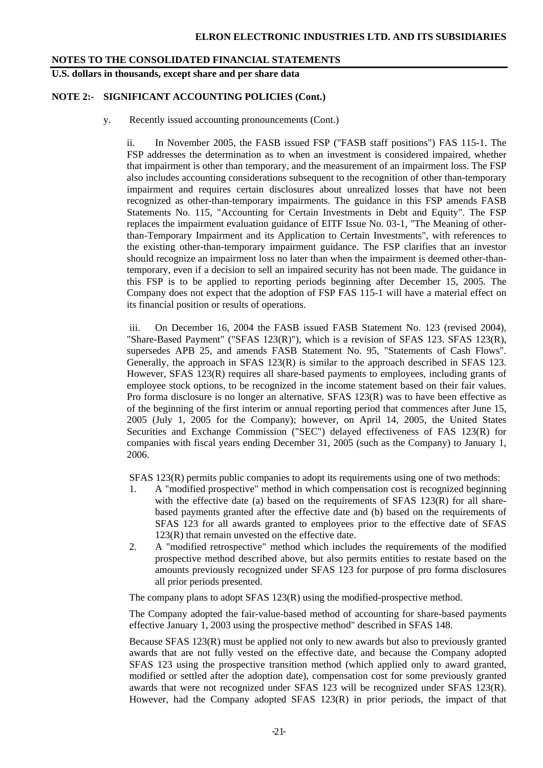**NOTES TO THE CONSOLIDATED FINANCIAL STATEMENTS**

**U.S. dollars in thousands, except share and per share data**

**NOTE 2:- SIGNIFICANT ACCOUNTING POLICIES (Cont.)**

y. Recently issued accounting pronouncements (Cont.)

ii. In November 2005, the FASB issued FSP ("FASB staff positions") FAS 115-1. The FSP addresses the determination as to when an investment is considered impaired, whether that impairment is other than temporary, and the measurement of an impairment loss. The FSP also includes accounting considerations subsequent to the recognition of other than-temporary impairment and requires certain disclosures about unrealized losses that have not been recognized as other-than-temporary impairments. The guidance in this FSP amends FASB Statements No. 115, "Accounting for Certain Investments in Debt and Equity". The FSP replaces the impairment evaluation guidance of EITF Issue No. 03-1, "The Meaning of other-than-Temporary Impairment and its Application to Certain Investments", with references to the existing other-than-temporary impairment guidance. The FSP clarifies that an investor should recognize an impairment loss no later than when the impairment is deemed other-than-temporary, even if a decision to sell an impaired security has not been made. The guidance in this FSP is to be applied to reporting periods beginning after December 15, 2005. The Company does not expect that the adoption of FSP FAS 115-1 will have a material effect on its financial position or results of operations.

iii. On December 16, 2004 the FASB issued FASB Statement No. 123 (revised 2004), "Share-Based Payment" ("SFAS 123(R)"), which is a revision of SFAS 123. SFAS 123(R), supersedes APB 25, and amends FASB Statement No. 95, "Statements of Cash Flows". Generally, the approach in SFAS 123(R) is similar to the approach described in SFAS 123. However, SFAS 123(R) requires all share-based payments to employees, including grants of employee stock options, to be recognized in the income statement based on their fair values. Pro forma disclosure is no longer an alternative. SFAS 123(R) was to have been effective as of the beginning of the first interim or annual reporting period that commences after June 15, 2005 (July 1, 2005 for the Company); however, on April 14, 2005, the United States Securities and Exchange Commission ("SEC") delayed effectiveness of FAS 123(R) for companies with fiscal years ending December 31, 2005 (such as the Company) to January 1, 2006.

SFAS 123(R) permits public companies to adopt its requirements using one of two methods:

1. A "modified prospective" method in which compensation cost is recognized beginning with the effective date (a) based on the requirements of SFAS 123(R) for all share-based payments granted after the effective date and (b) based on the requirements of SFAS 123 for all awards granted to employees prior to the effective date of SFAS 123(R) that remain unvested on the effective date.
2. A "modified retrospective" method which includes the requirements of the modified prospective method described above, but also permits entities to restate based on the amounts previously recognized under SFAS 123 for purpose of pro forma disclosures all prior periods presented.

The company plans to adopt SFAS 123(R) using the modified-prospective method.

The Company adopted the fair-value-based method of accounting for share-based payments effective January 1, 2003 using the prospective method" described in SFAS 148.

Because SFAS 123(R) must be applied not only to new awards but also to previously granted awards that are not fully vested on the effective date, and because the Company adopted SFAS 123 using the prospective transition method (which applied only to award granted, modified or settled after the adoption date), compensation cost for some previously granted awards that were not recognized under SFAS 123 will be recognized under SFAS 123(R). However, had the Company adopted SFAS 123(R) in prior periods, the impact of that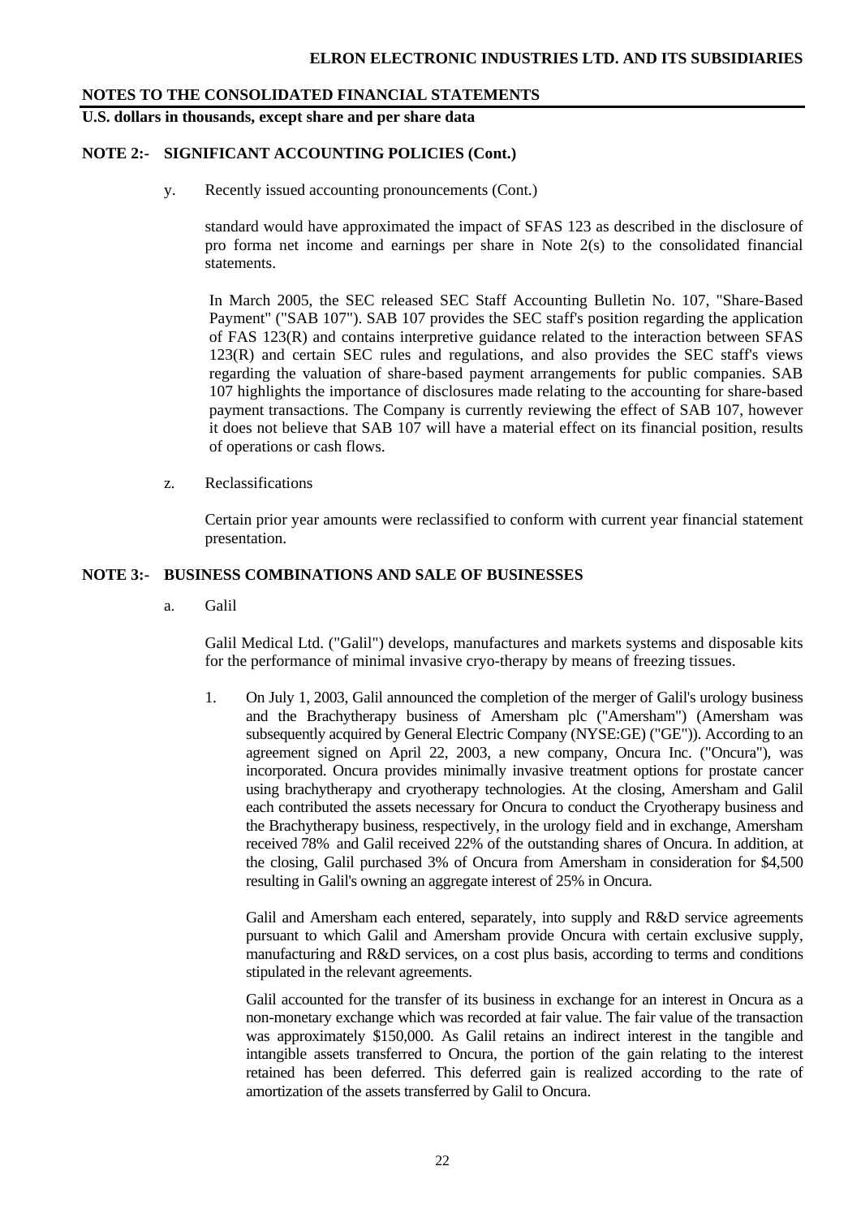## NOTES TO THE CONSOLIDATED FINANCIAL STATEMENTS

**U.S. dollars in thousands, except share and per share data**

### NOTE 2:- SIGNIFICANT ACCOUNTING POLICIES (Cont.)

y. Recently issued accounting pronouncements (Cont.)

standard would have approximated the impact of SFAS 123 as described in the disclosure of pro forma net income and earnings per share in Note 2(s) to the consolidated financial statements.

In March 2005, the SEC released SEC Staff Accounting Bulletin No. 107, "Share-Based Payment" ("SAB 107"). SAB 107 provides the SEC staff's position regarding the application of FAS 123(R) and contains interpretive guidance related to the interaction between SFAS 123(R) and certain SEC rules and regulations, and also provides the SEC staff's views regarding the valuation of share-based payment arrangements for public companies. SAB 107 highlights the importance of disclosures made relating to the accounting for share-based payment transactions. The Company is currently reviewing the effect of SAB 107, however it does not believe that SAB 107 will have a material effect on its financial position, results of operations or cash flows.

z. Reclassifications

Certain prior year amounts were reclassified to conform with current year financial statement presentation.

### NOTE 3:- BUSINESS COMBINATIONS AND SALE OF BUSINESSES

a. Galil

Galil Medical Ltd. ("Galil") develops, manufactures and markets systems and disposable kits for the performance of minimal invasive cryo-therapy by means of freezing tissues.

1. On July 1, 2003, Galil announced the completion of the merger of Galil's urology business and the Brachytherapy business of Amersham plc ("Amersham") (Amersham was subsequently acquired by General Electric Company (NYSE:GE) ("GE")). According to an agreement signed on April 22, 2003, a new company, Oncura Inc. ("Oncura"), was incorporated. Oncura provides minimally invasive treatment options for prostate cancer using brachytherapy and cryotherapy technologies. At the closing, Amersham and Galil each contributed the assets necessary for Oncura to conduct the Cryotherapy business and the Brachytherapy business, respectively, in the urology field and in exchange, Amersham received 78% and Galil received 22% of the outstanding shares of Oncura. In addition, at the closing, Galil purchased 3% of Oncura from Amersham in consideration for $4,500 resulting in Galil's owning an aggregate interest of 25% in Oncura.

   Galil and Amersham each entered, separately, into supply and R&D service agreements pursuant to which Galil and Amersham provide Oncura with certain exclusive supply, manufacturing and R&D services, on a cost plus basis, according to terms and conditions stipulated in the relevant agreements.

   Galil accounted for the transfer of its business in exchange for an interest in Oncura as a non-monetary exchange which was recorded at fair value. The fair value of the transaction was approximately $150,000. As Galil retains an indirect interest in the tangible and intangible assets transferred to Oncura, the portion of the gain relating to the interest retained has been deferred. This deferred gain is realized according to the rate of amortization of the assets transferred by Galil to Oncura.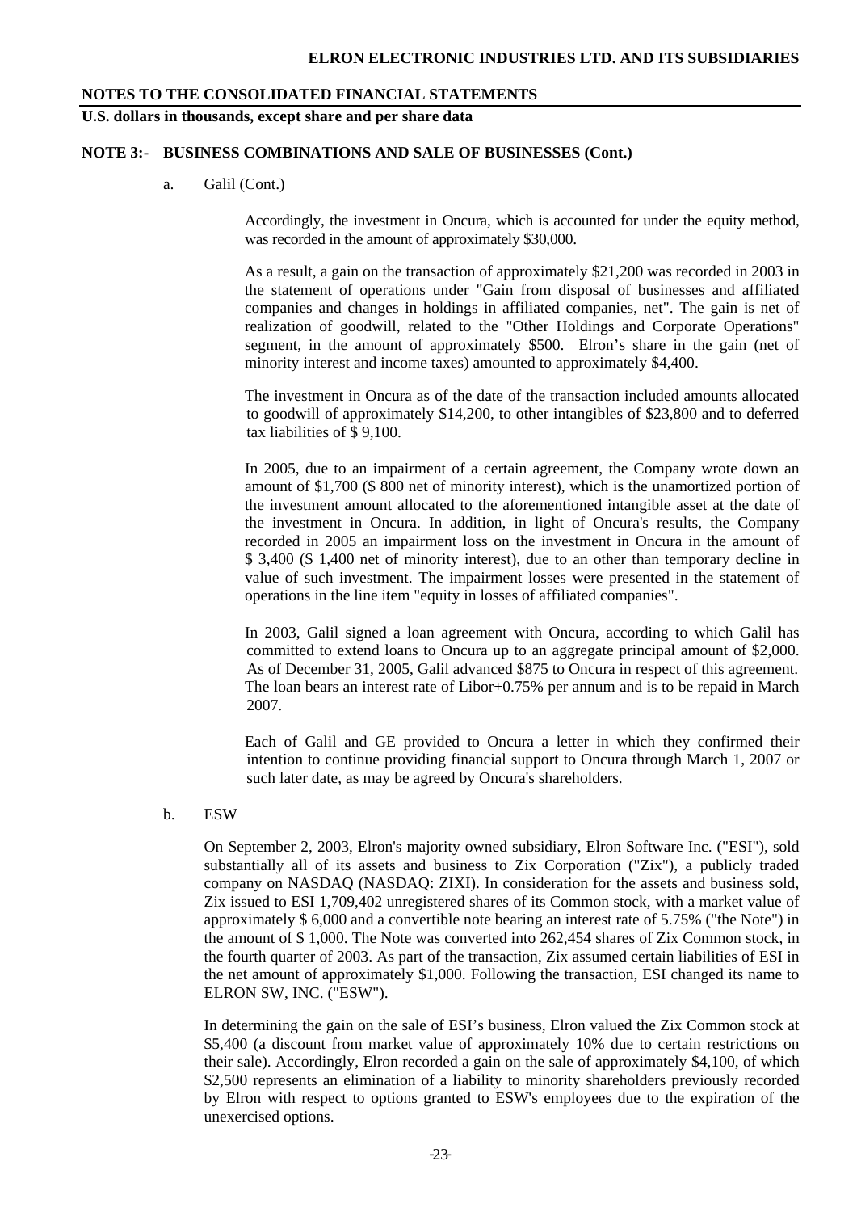**NOTES TO THE CONSOLIDATED FINANCIAL STATEMENTS**

**U.S. dollars in thousands, except share and per share data**

**NOTE 3:- BUSINESS COMBINATIONS AND SALE OF BUSINESSES (Cont.)**

a. Galil (Cont.)

Accordingly, the investment in Oncura, which is accounted for under the equity method, was recorded in the amount of approximately $30,000.

As a result, a gain on the transaction of approximately $21,200 was recorded in 2003 in the statement of operations under "Gain from disposal of businesses and affiliated companies and changes in holdings in affiliated companies, net". The gain is net of realization of goodwill, related to the "Other Holdings and Corporate Operations" segment, in the amount of approximately $500. Elron's share in the gain (net of minority interest and income taxes) amounted to approximately $4,400.

The investment in Oncura as of the date of the transaction included amounts allocated to goodwill of approximately $14,200, to other intangibles of $23,800 and to deferred tax liabilities of $ 9,100.

In 2005, due to an impairment of a certain agreement, the Company wrote down an amount of $1,700 ($ 800 net of minority interest), which is the unamortized portion of the investment amount allocated to the aforementioned intangible asset at the date of the investment in Oncura. In addition, in light of Oncura's results, the Company recorded in 2005 an impairment loss on the investment in Oncura in the amount of $ 3,400 ($ 1,400 net of minority interest), due to an other than temporary decline in value of such investment. The impairment losses were presented in the statement of operations in the line item "equity in losses of affiliated companies".

In 2003, Galil signed a loan agreement with Oncura, according to which Galil has committed to extend loans to Oncura up to an aggregate principal amount of $2,000. As of December 31, 2005, Galil advanced $875 to Oncura in respect of this agreement. The loan bears an interest rate of Libor+0.75% per annum and is to be repaid in March 2007.

Each of Galil and GE provided to Oncura a letter in which they confirmed their intention to continue providing financial support to Oncura through March 1, 2007 or such later date, as may be agreed by Oncura's shareholders.

b. ESW

On September 2, 2003, Elron's majority owned subsidiary, Elron Software Inc. ("ESI"), sold substantially all of its assets and business to Zix Corporation ("Zix"), a publicly traded company on NASDAQ (NASDAQ: ZIXI). In consideration for the assets and business sold, Zix issued to ESI 1,709,402 unregistered shares of its Common stock, with a market value of approximately $ 6,000 and a convertible note bearing an interest rate of 5.75% ("the Note") in the amount of $ 1,000. The Note was converted into 262,454 shares of Zix Common stock, in the fourth quarter of 2003. As part of the transaction, Zix assumed certain liabilities of ESI in the net amount of approximately $1,000. Following the transaction, ESI changed its name to ELRON SW, INC. ("ESW").

In determining the gain on the sale of ESI's business, Elron valued the Zix Common stock at $5,400 (a discount from market value of approximately 10% due to certain restrictions on their sale). Accordingly, Elron recorded a gain on the sale of approximately $4,100, of which $2,500 represents an elimination of a liability to minority shareholders previously recorded by Elron with respect to options granted to ESW's employees due to the expiration of the unexercised options.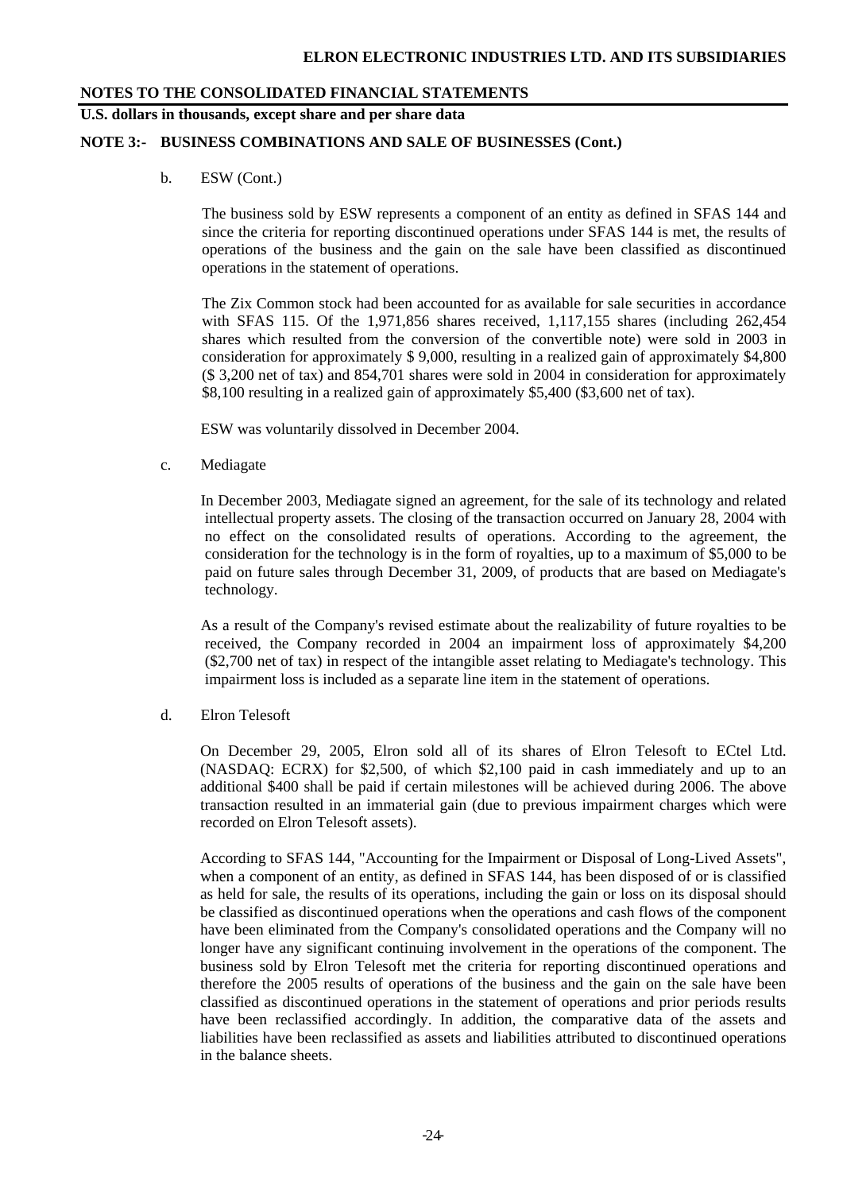**NOTE 3:- BUSINESS COMBINATIONS AND SALE OF BUSINESSES (Cont.)**

b. ESW (Cont.)

The business sold by ESW represents a component of an entity as defined in SFAS 144 and since the criteria for reporting discontinued operations under SFAS 144 is met, the results of operations of the business and the gain on the sale have been classified as discontinued operations in the statement of operations.

The Zix Common stock had been accounted for as available for sale securities in accordance with SFAS 115. Of the 1,971,856 shares received, 1,117,155 shares (including 262,454 shares which resulted from the conversion of the convertible note) were sold in 2003 in consideration for approximately $ 9,000, resulting in a realized gain of approximately $4,800 ($ 3,200 net of tax) and 854,701 shares were sold in 2004 in consideration for approximately $8,100 resulting in a realized gain of approximately $5,400 ($3,600 net of tax).

ESW was voluntarily dissolved in December 2004.

c. Mediagate

In December 2003, Mediagate signed an agreement, for the sale of its technology and related intellectual property assets. The closing of the transaction occurred on January 28, 2004 with no effect on the consolidated results of operations. According to the agreement, the consideration for the technology is in the form of royalties, up to a maximum of $5,000 to be paid on future sales through December 31, 2009, of products that are based on Mediagate's technology.

As a result of the Company's revised estimate about the realizability of future royalties to be received, the Company recorded in 2004 an impairment loss of approximately $4,200 ($2,700 net of tax) in respect of the intangible asset relating to Mediagate's technology. This impairment loss is included as a separate line item in the statement of operations.

d. Elron Telesoft

On December 29, 2005, Elron sold all of its shares of Elron Telesoft to ECtel Ltd. (NASDAQ: ECRX) for $2,500, of which $2,100 paid in cash immediately and up to an additional $400 shall be paid if certain milestones will be achieved during 2006. The above transaction resulted in an immaterial gain (due to previous impairment charges which were recorded on Elron Telesoft assets).

According to SFAS 144, "Accounting for the Impairment or Disposal of Long-Lived Assets", when a component of an entity, as defined in SFAS 144, has been disposed of or is classified as held for sale, the results of its operations, including the gain or loss on its disposal should be classified as discontinued operations when the operations and cash flows of the component have been eliminated from the Company's consolidated operations and the Company will no longer have any significant continuing involvement in the operations of the component. The business sold by Elron Telesoft met the criteria for reporting discontinued operations and therefore the 2005 results of operations of the business and the gain on the sale have been classified as discontinued operations in the statement of operations and prior periods results have been reclassified accordingly. In addition, the comparative data of the assets and liabilities have been reclassified as assets and liabilities attributed to discontinued operations in the balance sheets.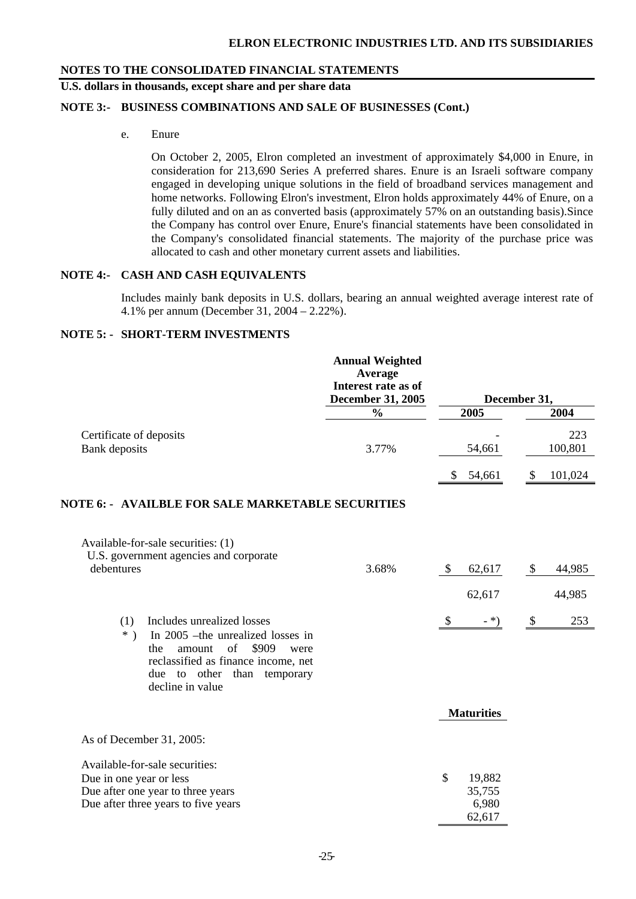**NOTES TO THE CONSOLIDATED FINANCIAL STATEMENTS**

**U.S. dollars in thousands, except share and per share data**

**NOTE 3:- BUSINESS COMBINATIONS AND SALE OF BUSINESSES (Cont.)**

e. Enure

On October 2, 2005, Elron completed an investment of approximately $4,000 in Enure, in consideration for 213,690 Series A preferred shares. Enure is an Israeli software company engaged in developing unique solutions in the field of broadband services management and home networks. Following Elron's investment, Elron holds approximately 44% of Enure, on a fully diluted and on an as converted basis (approximately 57% on an outstanding basis).Since the Company has control over Enure, Enure's financial statements have been consolidated in the Company's consolidated financial statements. The majority of the purchase price was allocated to cash and other monetary current assets and liabilities.

**NOTE 4:- CASH AND CASH EQUIVALENTS**

Includes mainly bank deposits in U.S. dollars, bearing an annual weighted average interest rate of 4.1% per annum (December 31, 2004 – 2.22%).

**NOTE 5: - SHORT-TERM INVESTMENTS**

| | Annual Weighted Average Interest rate as of December 31, 2005 | December 31, | |
|---|---|---|---|
| | % | 2005 | 2004 |
| Certificate of deposits | | - | 223 |
| Bank deposits | 3.77% | 54,661 | 100,801 |
| | | $ 54,661 | $ 101,024 |

**NOTE 6: - AVAILBLE FOR SALE MARKETABLE SECURITIES**

| | | 2005 | 2004 |
|---|---|---|---|
| Available-for-sale securities: (1) | | | |
| U.S. government agencies and corporate debentures | 3.68% | $ 62,617 | $ 44,985 |
| | | 62,617 | 44,985 |
| (1) Includes unrealized losses | | $ - *) | $ 253 |

\*) In 2005 –the unrealized losses in the amount of $909 were reclassified as finance income, net due to other than temporary decline in value

| As of December 31, 2005: | Maturities |
|---|---|
| Available-for-sale securities: | |
| Due in one year or less | $ 19,882 |
| Due after one year to three years | 35,755 |
| Due after three years to five years | 6,980 |
| | 62,617 |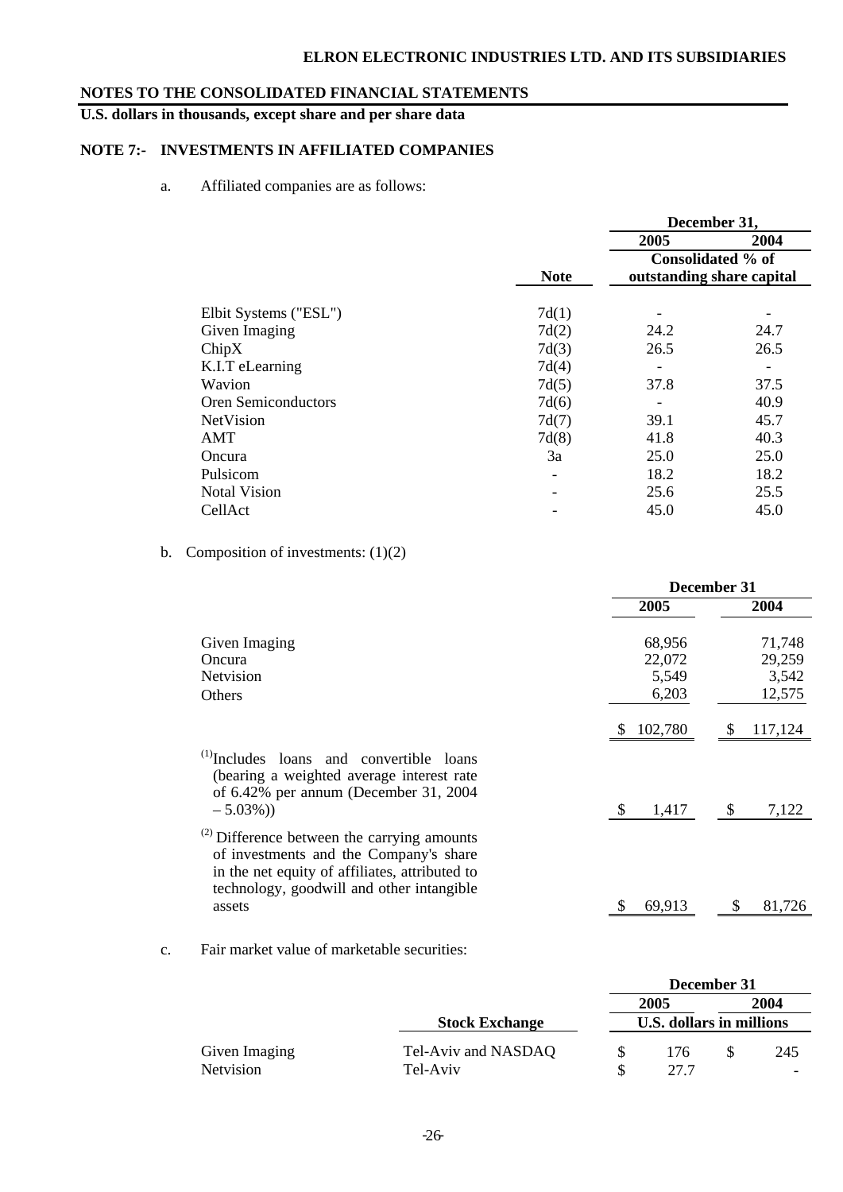**NOTES TO THE CONSOLIDATED FINANCIAL STATEMENTS**

**U.S. dollars in thousands, except share and per share data**

## NOTE 7:- INVESTMENTS IN AFFILIATED COMPANIES

a. Affiliated companies are as follows:

| | Note | December 31, 2005 | December 31, 2004 |
|---|---|---|---|
| | | Consolidated % of outstanding share capital | |
| Elbit Systems ("ESL") | 7d(1) | - | - |
| Given Imaging | 7d(2) | 24.2 | 24.7 |
| ChipX | 7d(3) | 26.5 | 26.5 |
| K.I.T eLearning | 7d(4) | - | - |
| Wavion | 7d(5) | 37.8 | 37.5 |
| Oren Semiconductors | 7d(6) | - | 40.9 |
| NetVision | 7d(7) | 39.1 | 45.7 |
| AMT | 7d(8) | 41.8 | 40.3 |
| Oncura | 3a | 25.0 | 25.0 |
| Pulsicom | - | 18.2 | 18.2 |
| Notal Vision | - | 25.6 | 25.5 |
| CellAct | - | 45.0 | 45.0 |

b. Composition of investments: (1)(2)

| | December 31 2005 | December 31 2004 |
|---|---|---|
| Given Imaging | 68,956 | 71,748 |
| Oncura | 22,072 | 29,259 |
| Netvision | 5,549 | 3,542 |
| Others | 6,203 | 12,575 |
| | $ 102,780 | $ 117,124 |
| [(1)]Includes loans and convertible loans (bearing a weighted average interest rate of 6.42% per annum (December 31, 2004 – 5.03%)) | $ 1,417 | $ 7,122 |
| [(2)] Difference between the carrying amounts of investments and the Company's share in the net equity of affiliates, attributed to technology, goodwill and other intangible assets | $ 69,913 | $ 81,726 |

c. Fair market value of marketable securities:

| | Stock Exchange | December 31 2005 | December 31 2004 |
|---|---|---|---|
| | | U.S. dollars in millions | |
| Given Imaging | Tel-Aviv and NASDAQ | $ 176 | $ 245 |
| Netvision | Tel-Aviv | $ 27.7 | - |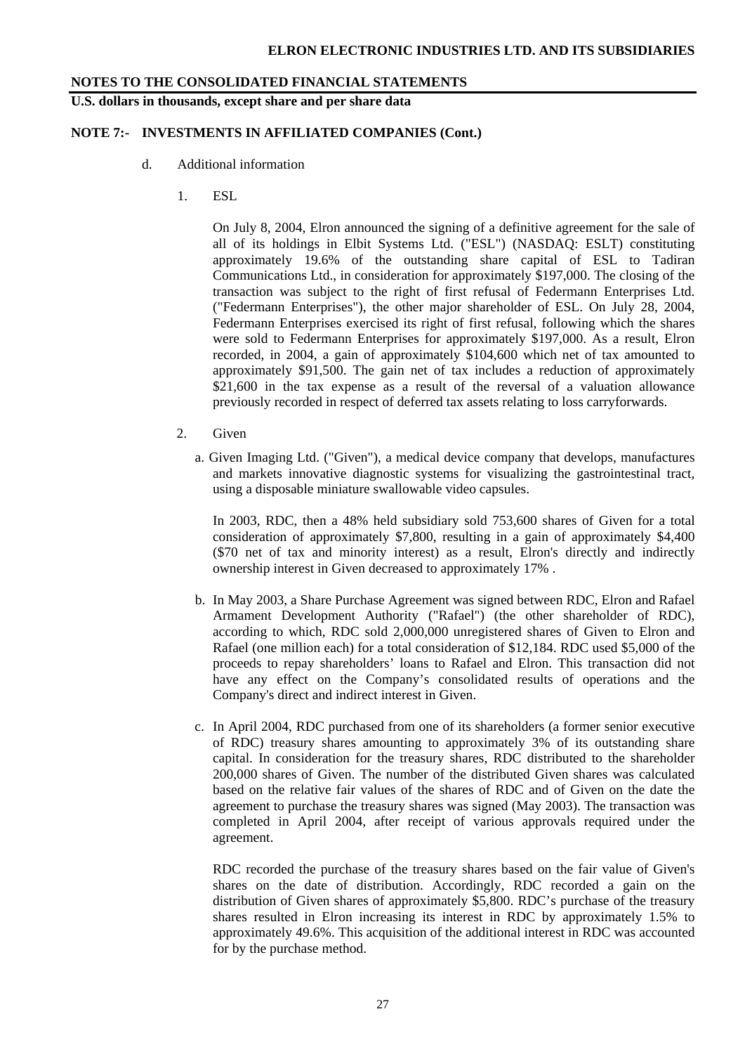**NOTES TO THE CONSOLIDATED FINANCIAL STATEMENTS**

**U.S. dollars in thousands, except share and per share data**

**NOTE 7:- INVESTMENTS IN AFFILIATED COMPANIES (Cont.)**

d. Additional information

1. ESL

On July 8, 2004, Elron announced the signing of a definitive agreement for the sale of all of its holdings in Elbit Systems Ltd. ("ESL") (NASDAQ: ESLT) constituting approximately 19.6% of the outstanding share capital of ESL to Tadiran Communications Ltd., in consideration for approximately $197,000. The closing of the transaction was subject to the right of first refusal of Federmann Enterprises Ltd. ("Federmann Enterprises"), the other major shareholder of ESL. On July 28, 2004, Federmann Enterprises exercised its right of first refusal, following which the shares were sold to Federmann Enterprises for approximately $197,000. As a result, Elron recorded, in 2004, a gain of approximately $104,600 which net of tax amounted to approximately $91,500. The gain net of tax includes a reduction of approximately $21,600 in the tax expense as a result of the reversal of a valuation allowance previously recorded in respect of deferred tax assets relating to loss carryforwards.

2. Given

a. Given Imaging Ltd. ("Given"), a medical device company that develops, manufactures and markets innovative diagnostic systems for visualizing the gastrointestinal tract, using a disposable miniature swallowable video capsules.

In 2003, RDC, then a 48% held subsidiary sold 753,600 shares of Given for a total consideration of approximately $7,800, resulting in a gain of approximately $4,400 ($70 net of tax and minority interest) as a result, Elron's directly and indirectly ownership interest in Given decreased to approximately 17% .

b. In May 2003, a Share Purchase Agreement was signed between RDC, Elron and Rafael Armament Development Authority ("Rafael") (the other shareholder of RDC), according to which, RDC sold 2,000,000 unregistered shares of Given to Elron and Rafael (one million each) for a total consideration of $12,184. RDC used $5,000 of the proceeds to repay shareholders' loans to Rafael and Elron. This transaction did not have any effect on the Company's consolidated results of operations and the Company's direct and indirect interest in Given.

c. In April 2004, RDC purchased from one of its shareholders (a former senior executive of RDC) treasury shares amounting to approximately 3% of its outstanding share capital. In consideration for the treasury shares, RDC distributed to the shareholder 200,000 shares of Given. The number of the distributed Given shares was calculated based on the relative fair values of the shares of RDC and of Given on the date the agreement to purchase the treasury shares was signed (May 2003). The transaction was completed in April 2004, after receipt of various approvals required under the agreement.

RDC recorded the purchase of the treasury shares based on the fair value of Given's shares on the date of distribution. Accordingly, RDC recorded a gain on the distribution of Given shares of approximately $5,800. RDC's purchase of the treasury shares resulted in Elron increasing its interest in RDC by approximately 1.5% to approximately 49.6%. This acquisition of the additional interest in RDC was accounted for by the purchase method.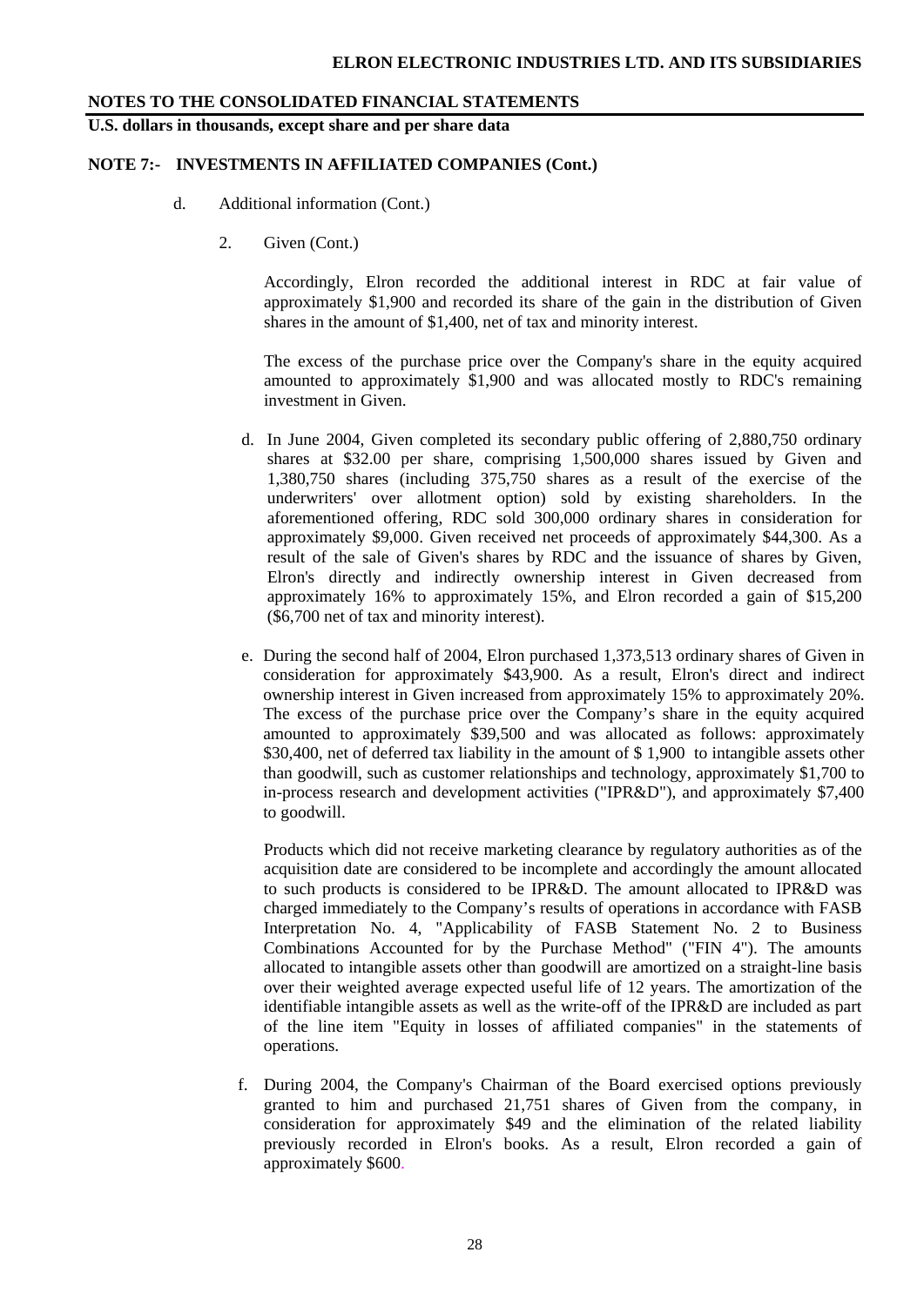**NOTES TO THE CONSOLIDATED FINANCIAL STATEMENTS**

**U.S. dollars in thousands, except share and per share data**

**NOTE 7:- INVESTMENTS IN AFFILIATED COMPANIES (Cont.)**

d. Additional information (Cont.)

2. Given (Cont.)

Accordingly, Elron recorded the additional interest in RDC at fair value of approximately $1,900 and recorded its share of the gain in the distribution of Given shares in the amount of $1,400, net of tax and minority interest.

The excess of the purchase price over the Company's share in the equity acquired amounted to approximately $1,900 and was allocated mostly to RDC's remaining investment in Given.

d. In June 2004, Given completed its secondary public offering of 2,880,750 ordinary shares at $32.00 per share, comprising 1,500,000 shares issued by Given and 1,380,750 shares (including 375,750 shares as a result of the exercise of the underwriters' over allotment option) sold by existing shareholders. In the aforementioned offering, RDC sold 300,000 ordinary shares in consideration for approximately $9,000. Given received net proceeds of approximately $44,300. As a result of the sale of Given's shares by RDC and the issuance of shares by Given, Elron's directly and indirectly ownership interest in Given decreased from approximately 16% to approximately 15%, and Elron recorded a gain of $15,200 ($6,700 net of tax and minority interest).

e. During the second half of 2004, Elron purchased 1,373,513 ordinary shares of Given in consideration for approximately $43,900. As a result, Elron's direct and indirect ownership interest in Given increased from approximately 15% to approximately 20%. The excess of the purchase price over the Company's share in the equity acquired amounted to approximately $39,500 and was allocated as follows: approximately $30,400, net of deferred tax liability in the amount of $ 1,900 to intangible assets other than goodwill, such as customer relationships and technology, approximately $1,700 to in-process research and development activities ("IPR&D"), and approximately $7,400 to goodwill.

Products which did not receive marketing clearance by regulatory authorities as of the acquisition date are considered to be incomplete and accordingly the amount allocated to such products is considered to be IPR&D. The amount allocated to IPR&D was charged immediately to the Company's results of operations in accordance with FASB Interpretation No. 4, "Applicability of FASB Statement No. 2 to Business Combinations Accounted for by the Purchase Method" ("FIN 4"). The amounts allocated to intangible assets other than goodwill are amortized on a straight-line basis over their weighted average expected useful life of 12 years. The amortization of the identifiable intangible assets as well as the write-off of the IPR&D are included as part of the line item "Equity in losses of affiliated companies" in the statements of operations.

f. During 2004, the Company's Chairman of the Board exercised options previously granted to him and purchased 21,751 shares of Given from the company, in consideration for approximately $49 and the elimination of the related liability previously recorded in Elron's books. As a result, Elron recorded a gain of approximately $600.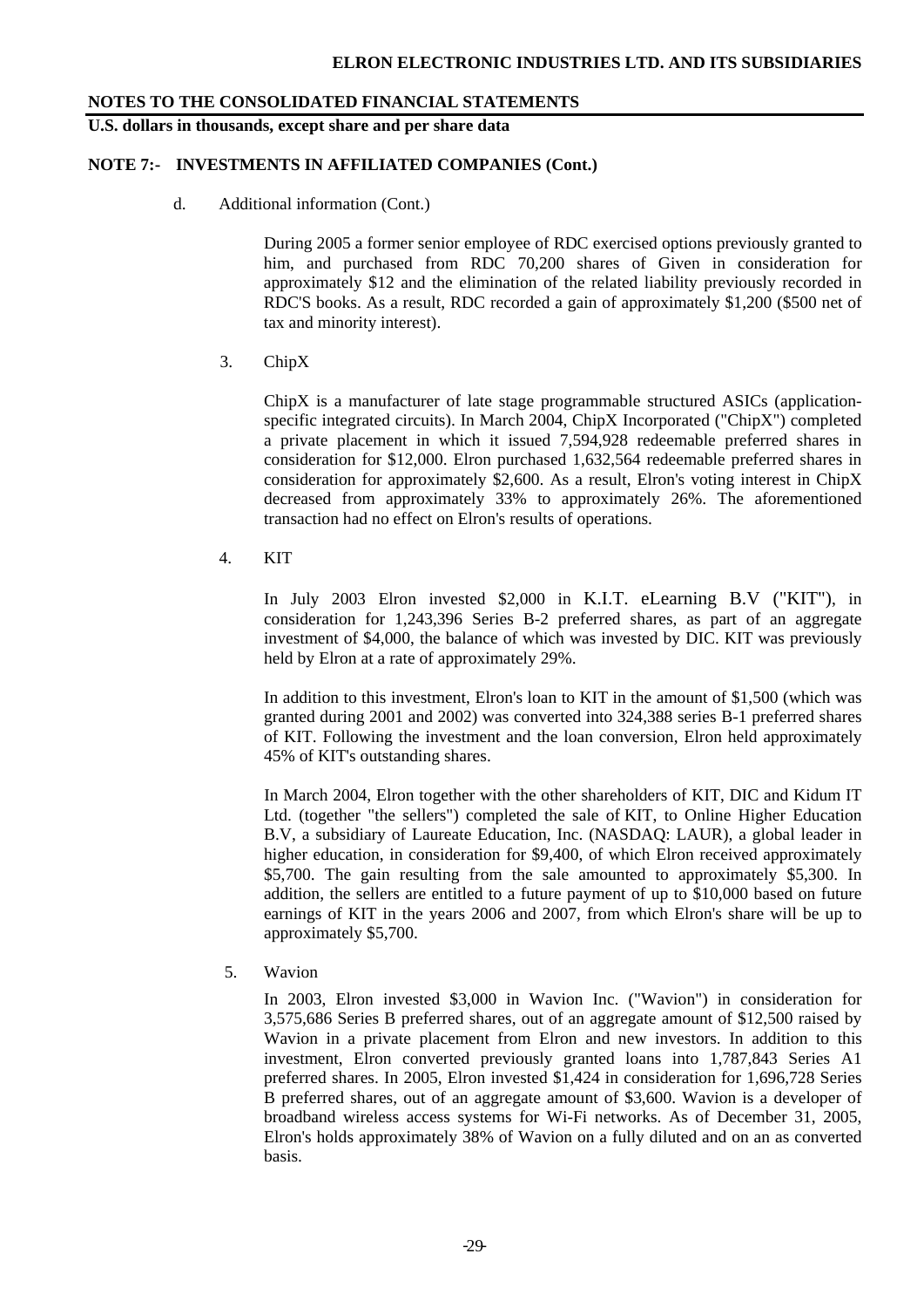## NOTES TO THE CONSOLIDATED FINANCIAL STATEMENTS

**U.S. dollars in thousands, except share and per share data**

### NOTE 7:- INVESTMENTS IN AFFILIATED COMPANIES (Cont.)

d. Additional information (Cont.)

During 2005 a former senior employee of RDC exercised options previously granted to him, and purchased from RDC 70,200 shares of Given in consideration for approximately \$12 and the elimination of the related liability previously recorded in RDC'S books. As a result, RDC recorded a gain of approximately \$1,200 (\$500 net of tax and minority interest).

3. ChipX

ChipX is a manufacturer of late stage programmable structured ASICs (application-specific integrated circuits). In March 2004, ChipX Incorporated ("ChipX") completed a private placement in which it issued 7,594,928 redeemable preferred shares in consideration for \$12,000. Elron purchased 1,632,564 redeemable preferred shares in consideration for approximately \$2,600. As a result, Elron's voting interest in ChipX decreased from approximately 33% to approximately 26%. The aforementioned transaction had no effect on Elron's results of operations.

4. KIT

In July 2003 Elron invested \$2,000 in K.I.T. eLearning B.V ("KIT"), in consideration for 1,243,396 Series B-2 preferred shares, as part of an aggregate investment of \$4,000, the balance of which was invested by DIC. KIT was previously held by Elron at a rate of approximately 29%.

In addition to this investment, Elron's loan to KIT in the amount of \$1,500 (which was granted during 2001 and 2002) was converted into 324,388 series B-1 preferred shares of KIT. Following the investment and the loan conversion, Elron held approximately 45% of KIT's outstanding shares.

In March 2004, Elron together with the other shareholders of KIT, DIC and Kidum IT Ltd. (together "the sellers") completed the sale of KIT, to Online Higher Education B.V, a subsidiary of Laureate Education, Inc. (NASDAQ: LAUR), a global leader in higher education, in consideration for \$9,400, of which Elron received approximately \$5,700. The gain resulting from the sale amounted to approximately \$5,300. In addition, the sellers are entitled to a future payment of up to \$10,000 based on future earnings of KIT in the years 2006 and 2007, from which Elron's share will be up to approximately \$5,700.

5. Wavion

In 2003, Elron invested \$3,000 in Wavion Inc. ("Wavion") in consideration for 3,575,686 Series B preferred shares, out of an aggregate amount of \$12,500 raised by Wavion in a private placement from Elron and new investors. In addition to this investment, Elron converted previously granted loans into 1,787,843 Series A1 preferred shares. In 2005, Elron invested \$1,424 in consideration for 1,696,728 Series B preferred shares, out of an aggregate amount of \$3,600. Wavion is a developer of broadband wireless access systems for Wi-Fi networks. As of December 31, 2005, Elron's holds approximately 38% of Wavion on a fully diluted and on an as converted basis.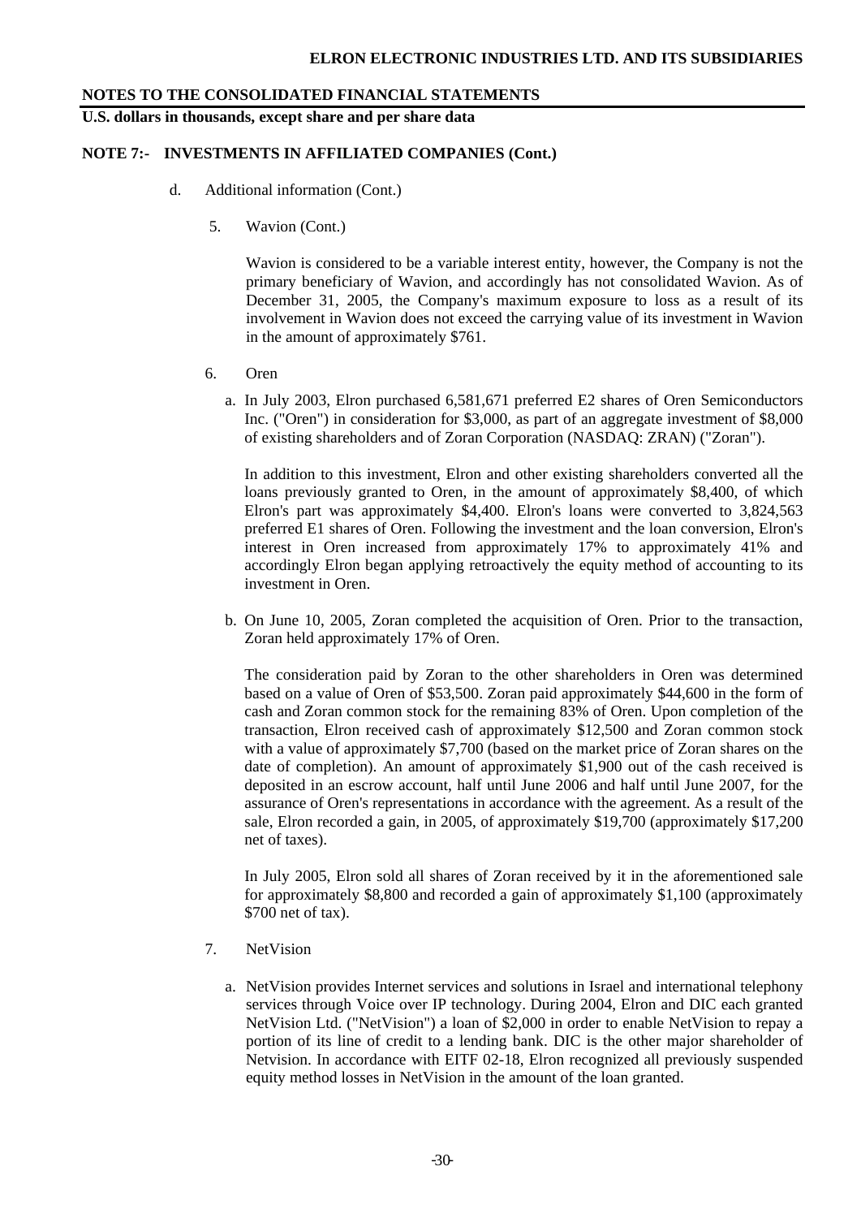**NOTES TO THE CONSOLIDATED FINANCIAL STATEMENTS**

**U.S. dollars in thousands, except share and per share data**

**NOTE 7:- INVESTMENTS IN AFFILIATED COMPANIES (Cont.)**

d. Additional information (Cont.)

5. Wavion (Cont.)

Wavion is considered to be a variable interest entity, however, the Company is not the primary beneficiary of Wavion, and accordingly has not consolidated Wavion. As of December 31, 2005, the Company's maximum exposure to loss as a result of its involvement in Wavion does not exceed the carrying value of its investment in Wavion in the amount of approximately \$761.

6. Oren

a. In July 2003, Elron purchased 6,581,671 preferred E2 shares of Oren Semiconductors Inc. ("Oren") in consideration for \$3,000, as part of an aggregate investment of \$8,000 of existing shareholders and of Zoran Corporation (NASDAQ: ZRAN) ("Zoran").

In addition to this investment, Elron and other existing shareholders converted all the loans previously granted to Oren, in the amount of approximately \$8,400, of which Elron's part was approximately \$4,400. Elron's loans were converted to 3,824,563 preferred E1 shares of Oren. Following the investment and the loan conversion, Elron's interest in Oren increased from approximately 17% to approximately 41% and accordingly Elron began applying retroactively the equity method of accounting to its investment in Oren.

b. On June 10, 2005, Zoran completed the acquisition of Oren. Prior to the transaction, Zoran held approximately 17% of Oren.

The consideration paid by Zoran to the other shareholders in Oren was determined based on a value of Oren of \$53,500. Zoran paid approximately \$44,600 in the form of cash and Zoran common stock for the remaining 83% of Oren. Upon completion of the transaction, Elron received cash of approximately \$12,500 and Zoran common stock with a value of approximately \$7,700 (based on the market price of Zoran shares on the date of completion). An amount of approximately \$1,900 out of the cash received is deposited in an escrow account, half until June 2006 and half until June 2007, for the assurance of Oren's representations in accordance with the agreement. As a result of the sale, Elron recorded a gain, in 2005, of approximately \$19,700 (approximately \$17,200 net of taxes).

In July 2005, Elron sold all shares of Zoran received by it in the aforementioned sale for approximately \$8,800 and recorded a gain of approximately \$1,100 (approximately \$700 net of tax).

7. NetVision

a. NetVision provides Internet services and solutions in Israel and international telephony services through Voice over IP technology. During 2004, Elron and DIC each granted NetVision Ltd. ("NetVision") a loan of \$2,000 in order to enable NetVision to repay a portion of its line of credit to a lending bank. DIC is the other major shareholder of Netvision. In accordance with EITF 02-18, Elron recognized all previously suspended equity method losses in NetVision in the amount of the loan granted.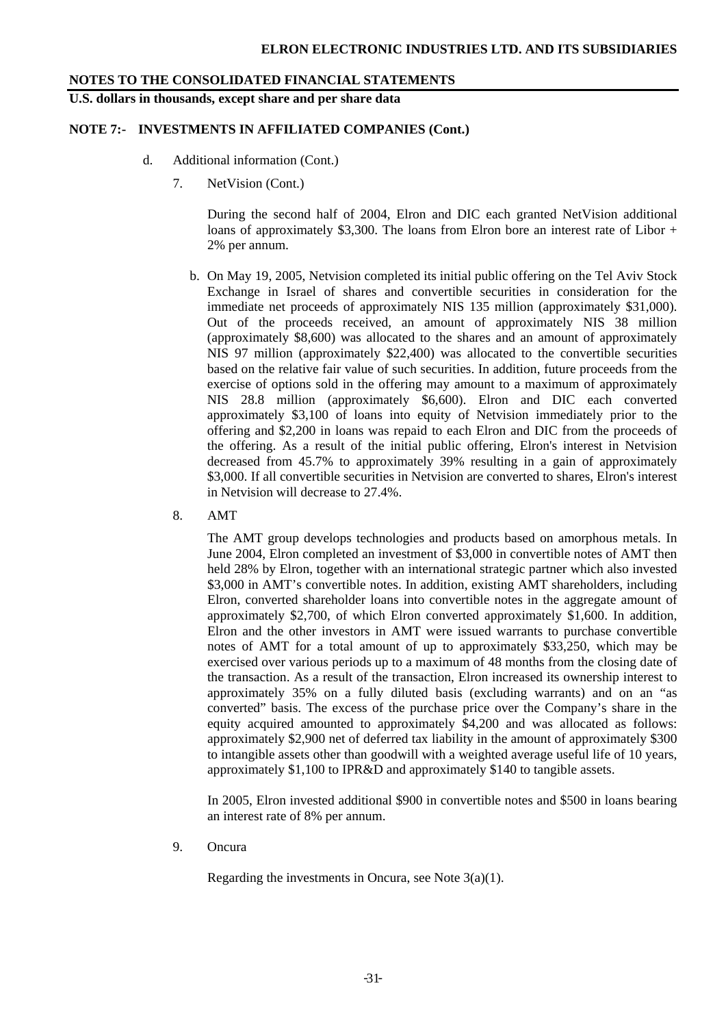**NOTES TO THE CONSOLIDATED FINANCIAL STATEMENTS**

**U.S. dollars in thousands, except share and per share data**

**NOTE 7:- INVESTMENTS IN AFFILIATED COMPANIES (Cont.)**

d. Additional information (Cont.)

7. NetVision (Cont.)

During the second half of 2004, Elron and DIC each granted NetVision additional loans of approximately $3,300. The loans from Elron bore an interest rate of Libor + 2% per annum.

b. On May 19, 2005, Netvision completed its initial public offering on the Tel Aviv Stock Exchange in Israel of shares and convertible securities in consideration for the immediate net proceeds of approximately NIS 135 million (approximately $31,000). Out of the proceeds received, an amount of approximately NIS 38 million (approximately $8,600) was allocated to the shares and an amount of approximately NIS 97 million (approximately $22,400) was allocated to the convertible securities based on the relative fair value of such securities. In addition, future proceeds from the exercise of options sold in the offering may amount to a maximum of approximately NIS 28.8 million (approximately $6,600). Elron and DIC each converted approximately $3,100 of loans into equity of Netvision immediately prior to the offering and $2,200 in loans was repaid to each Elron and DIC from the proceeds of the offering. As a result of the initial public offering, Elron's interest in Netvision decreased from 45.7% to approximately 39% resulting in a gain of approximately $3,000. If all convertible securities in Netvision are converted to shares, Elron's interest in Netvision will decrease to 27.4%.

8. AMT

The AMT group develops technologies and products based on amorphous metals. In June 2004, Elron completed an investment of $3,000 in convertible notes of AMT then held 28% by Elron, together with an international strategic partner which also invested $3,000 in AMT's convertible notes. In addition, existing AMT shareholders, including Elron, converted shareholder loans into convertible notes in the aggregate amount of approximately $2,700, of which Elron converted approximately $1,600. In addition, Elron and the other investors in AMT were issued warrants to purchase convertible notes of AMT for a total amount of up to approximately $33,250, which may be exercised over various periods up to a maximum of 48 months from the closing date of the transaction. As a result of the transaction, Elron increased its ownership interest to approximately 35% on a fully diluted basis (excluding warrants) and on an "as converted" basis. The excess of the purchase price over the Company's share in the equity acquired amounted to approximately $4,200 and was allocated as follows: approximately $2,900 net of deferred tax liability in the amount of approximately $300 to intangible assets other than goodwill with a weighted average useful life of 10 years, approximately $1,100 to IPR&D and approximately $140 to tangible assets.

In 2005, Elron invested additional $900 in convertible notes and $500 in loans bearing an interest rate of 8% per annum.

9. Oncura

Regarding the investments in Oncura, see Note 3(a)(1).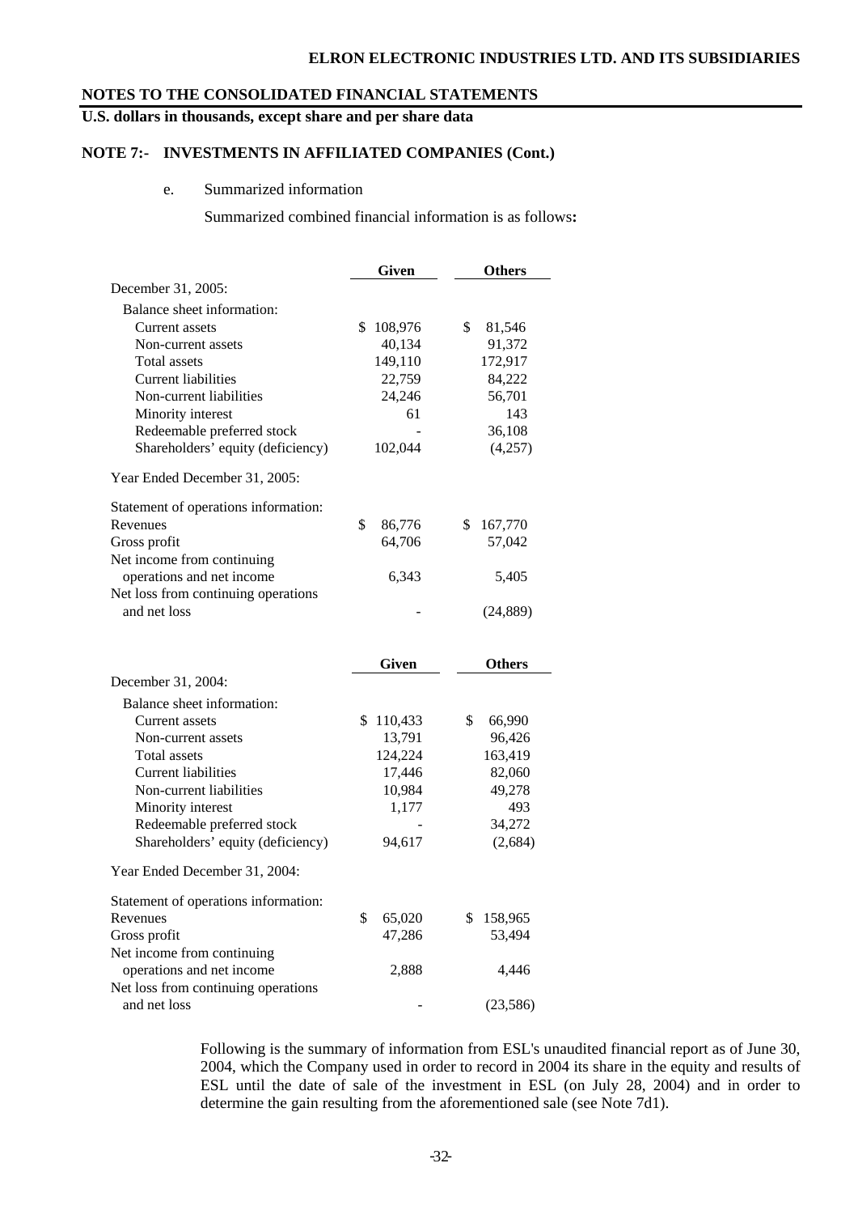## NOTES TO THE CONSOLIDATED FINANCIAL STATEMENTS

**U.S. dollars in thousands, except share and per share data**

### NOTE 7:- INVESTMENTS IN AFFILIATED COMPANIES (Cont.)

e. Summarized information

Summarized combined financial information is as follows**:**

| | Given | Others |
|---|---|---|
| December 31, 2005: | | |
| Balance sheet information: | | |
| Current assets | $ 108,976 | $ 81,546 |
| Non-current assets | 40,134 | 91,372 |
| Total assets | 149,110 | 172,917 |
| Current liabilities | 22,759 | 84,222 |
| Non-current liabilities | 24,246 | 56,701 |
| Minority interest | 61 | 143 |
| Redeemable preferred stock | - | 36,108 |
| Shareholders' equity (deficiency) | 102,044 | (4,257) |
| Year Ended December 31, 2005: | | |
| Statement of operations information: | | |
| Revenues | $ 86,776 | $ 167,770 |
| Gross profit | 64,706 | 57,042 |
| Net income from continuing operations and net income | 6,343 | 5,405 |
| Net loss from continuing operations and net loss | - | (24,889) |

| | Given | Others |
|---|---|---|
| December 31, 2004: | | |
| Balance sheet information: | | |
| Current assets | $ 110,433 | $ 66,990 |
| Non-current assets | 13,791 | 96,426 |
| Total assets | 124,224 | 163,419 |
| Current liabilities | 17,446 | 82,060 |
| Non-current liabilities | 10,984 | 49,278 |
| Minority interest | 1,177 | 493 |
| Redeemable preferred stock | - | 34,272 |
| Shareholders' equity (deficiency) | 94,617 | (2,684) |
| Year Ended December 31, 2004: | | |
| Statement of operations information: | | |
| Revenues | $ 65,020 | $ 158,965 |
| Gross profit | 47,286 | 53,494 |
| Net income from continuing operations and net income | 2,888 | 4,446 |
| Net loss from continuing operations and net loss | - | (23,586) |

Following is the summary of information from ESL's unaudited financial report as of June 30, 2004, which the Company used in order to record in 2004 its share in the equity and results of ESL until the date of sale of the investment in ESL (on July 28, 2004) and in order to determine the gain resulting from the aforementioned sale (see Note 7d1).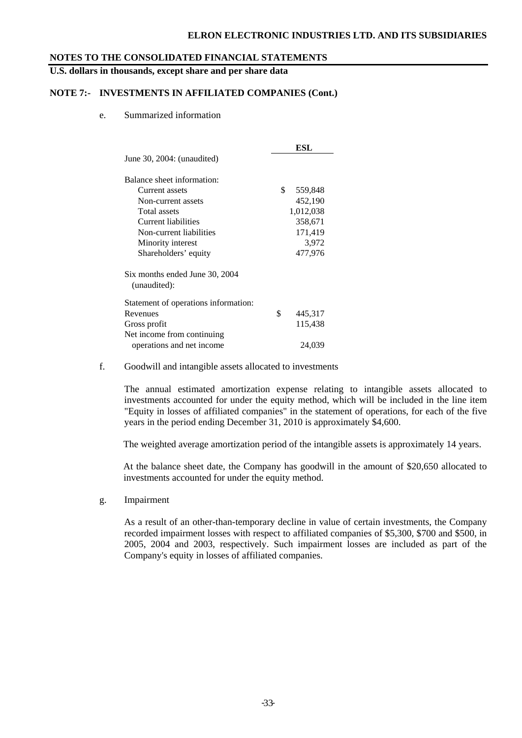**NOTES TO THE CONSOLIDATED FINANCIAL STATEMENTS**

**U.S. dollars in thousands, except share and per share data**

**NOTE 7:- INVESTMENTS IN AFFILIATED COMPANIES (Cont.)**

e. Summarized information

| | ESL |
|---|---|
| June 30, 2004: (unaudited) | |
| Balance sheet information: | |
| Current assets | $ 559,848 |
| Non-current assets | 452,190 |
| Total assets | 1,012,038 |
| Current liabilities | 358,671 |
| Non-current liabilities | 171,419 |
| Minority interest | 3,972 |
| Shareholders' equity | 477,976 |
| Six months ended June 30, 2004 (unaudited): | |
| Statement of operations information: | |
| Revenues | $ 445,317 |
| Gross profit | 115,438 |
| Net income from continuing operations and net income | 24,039 |

f. Goodwill and intangible assets allocated to investments

The annual estimated amortization expense relating to intangible assets allocated to investments accounted for under the equity method, which will be included in the line item "Equity in losses of affiliated companies" in the statement of operations, for each of the five years in the period ending December 31, 2010 is approximately $4,600.

The weighted average amortization period of the intangible assets is approximately 14 years.

At the balance sheet date, the Company has goodwill in the amount of $20,650 allocated to investments accounted for under the equity method.

g. Impairment

As a result of an other-than-temporary decline in value of certain investments, the Company recorded impairment losses with respect to affiliated companies of $5,300, $700 and $500, in 2005, 2004 and 2003, respectively. Such impairment losses are included as part of the Company's equity in losses of affiliated companies.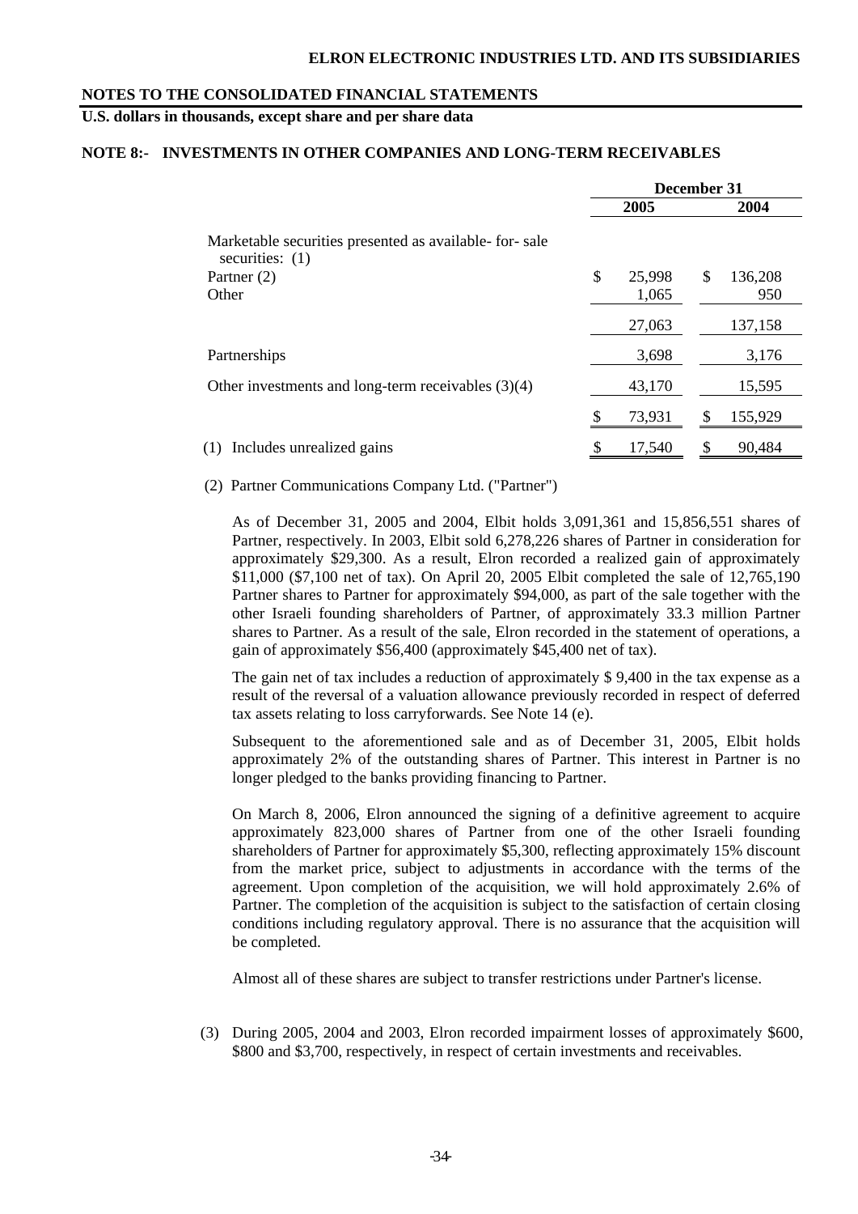**NOTES TO THE CONSOLIDATED FINANCIAL STATEMENTS**

**U.S. dollars in thousands, except share and per share data**

**NOTE 8:- INVESTMENTS IN OTHER COMPANIES AND LONG-TERM RECEIVABLES**

| | December 31 | |
|---|---|---|
| | 2005 | 2004 |
| Marketable securities presented as available- for- sale securities: (1) | | |
| Partner (2) | $ 25,998 | $ 136,208 |
| Other | 1,065 | 950 |
| | 27,063 | 137,158 |
| Partnerships | 3,698 | 3,176 |
| Other investments and long-term receivables (3)(4) | 43,170 | 15,595 |
| | $ 73,931 | $ 155,929 |
| (1) Includes unrealized gains | $ 17,540 | $ 90,484 |

(2) Partner Communications Company Ltd. ("Partner")

As of December 31, 2005 and 2004, Elbit holds 3,091,361 and 15,856,551 shares of Partner, respectively. In 2003, Elbit sold 6,278,226 shares of Partner in consideration for approximately $29,300. As a result, Elron recorded a realized gain of approximately $11,000 ($7,100 net of tax). On April 20, 2005 Elbit completed the sale of 12,765,190 Partner shares to Partner for approximately $94,000, as part of the sale together with the other Israeli founding shareholders of Partner, of approximately 33.3 million Partner shares to Partner. As a result of the sale, Elron recorded in the statement of operations, a gain of approximately $56,400 (approximately $45,400 net of tax).

The gain net of tax includes a reduction of approximately $ 9,400 in the tax expense as a result of the reversal of a valuation allowance previously recorded in respect of deferred tax assets relating to loss carryforwards. See Note 14 (e).

Subsequent to the aforementioned sale and as of December 31, 2005, Elbit holds approximately 2% of the outstanding shares of Partner. This interest in Partner is no longer pledged to the banks providing financing to Partner.

On March 8, 2006, Elron announced the signing of a definitive agreement to acquire approximately 823,000 shares of Partner from one of the other Israeli founding shareholders of Partner for approximately $5,300, reflecting approximately 15% discount from the market price, subject to adjustments in accordance with the terms of the agreement. Upon completion of the acquisition, we will hold approximately 2.6% of Partner. The completion of the acquisition is subject to the satisfaction of certain closing conditions including regulatory approval. There is no assurance that the acquisition will be completed.

Almost all of these shares are subject to transfer restrictions under Partner's license.

(3) During 2005, 2004 and 2003, Elron recorded impairment losses of approximately $600, $800 and $3,700, respectively, in respect of certain investments and receivables.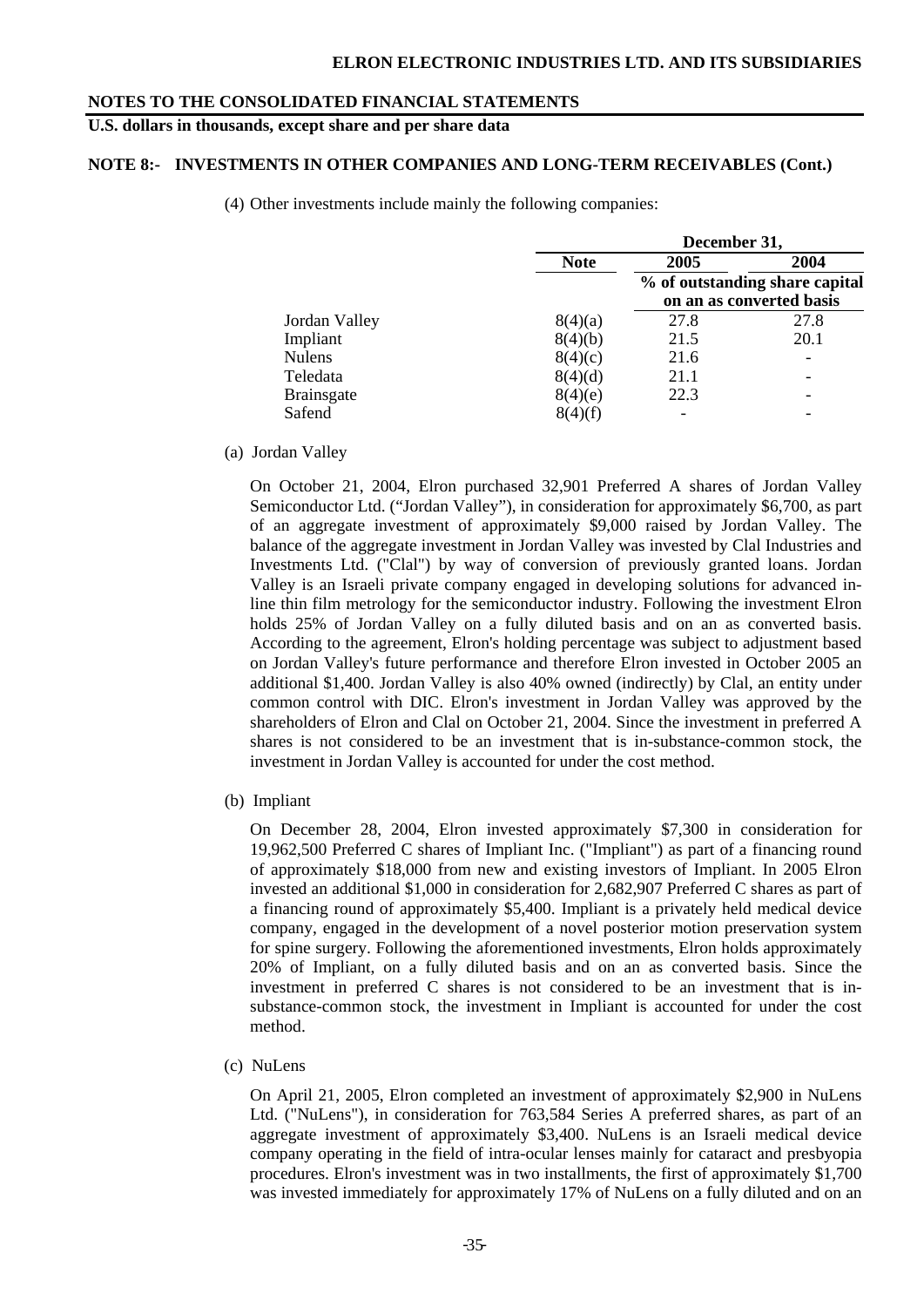## NOTES TO THE CONSOLIDATED FINANCIAL STATEMENTS

**U.S. dollars in thousands, except share and per share data**

### NOTE 8:- INVESTMENTS IN OTHER COMPANIES AND LONG-TERM RECEIVABLES (Cont.)

(4) Other investments include mainly the following companies:

| | | December 31, | |
|---|---|---|---|
| | **Note** | **2005** | **2004** |
| | | **% of outstanding share capital on an as converted basis** | |
| Jordan Valley | 8(4)(a) | 27.8 | 27.8 |
| Impliant | 8(4)(b) | 21.5 | 20.1 |
| Nulens | 8(4)(c) | 21.6 | - |
| Teledata | 8(4)(d) | 21.1 | - |
| Brainsgate | 8(4)(e) | 22.3 | - |
| Safend | 8(4)(f) | - | - |

(a) Jordan Valley

On October 21, 2004, Elron purchased 32,901 Preferred A shares of Jordan Valley Semiconductor Ltd. ("Jordan Valley"), in consideration for approximately $6,700, as part of an aggregate investment of approximately $9,000 raised by Jordan Valley. The balance of the aggregate investment in Jordan Valley was invested by Clal Industries and Investments Ltd. ("Clal") by way of conversion of previously granted loans. Jordan Valley is an Israeli private company engaged in developing solutions for advanced in-line thin film metrology for the semiconductor industry. Following the investment Elron holds 25% of Jordan Valley on a fully diluted basis and on an as converted basis. According to the agreement, Elron's holding percentage was subject to adjustment based on Jordan Valley's future performance and therefore Elron invested in October 2005 an additional $1,400. Jordan Valley is also 40% owned (indirectly) by Clal, an entity under common control with DIC. Elron's investment in Jordan Valley was approved by the shareholders of Elron and Clal on October 21, 2004. Since the investment in preferred A shares is not considered to be an investment that is in-substance-common stock, the investment in Jordan Valley is accounted for under the cost method.

(b) Impliant

On December 28, 2004, Elron invested approximately $7,300 in consideration for 19,962,500 Preferred C shares of Impliant Inc. ("Impliant") as part of a financing round of approximately $18,000 from new and existing investors of Impliant. In 2005 Elron invested an additional $1,000 in consideration for 2,682,907 Preferred C shares as part of a financing round of approximately $5,400. Impliant is a privately held medical device company, engaged in the development of a novel posterior motion preservation system for spine surgery. Following the aforementioned investments, Elron holds approximately 20% of Impliant, on a fully diluted basis and on an as converted basis. Since the investment in preferred C shares is not considered to be an investment that is in-substance-common stock, the investment in Impliant is accounted for under the cost method.

(c) NuLens

On April 21, 2005, Elron completed an investment of approximately $2,900 in NuLens Ltd. ("NuLens"), in consideration for 763,584 Series A preferred shares, as part of an aggregate investment of approximately $3,400. NuLens is an Israeli medical device company operating in the field of intra-ocular lenses mainly for cataract and presbyopia procedures. Elron's investment was in two installments, the first of approximately $1,700 was invested immediately for approximately 17% of NuLens on a fully diluted and on an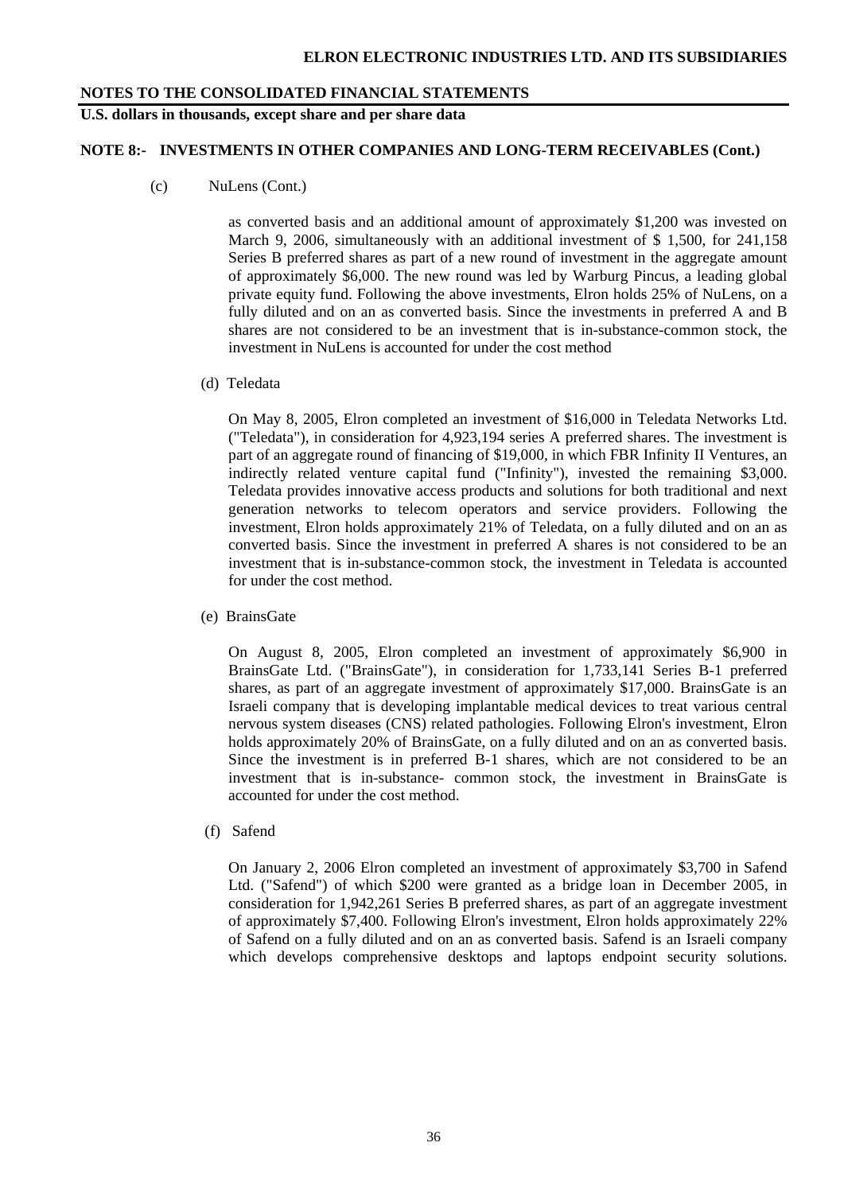**NOTES TO THE CONSOLIDATED FINANCIAL STATEMENTS**

**U.S. dollars in thousands, except share and per share data**

**NOTE 8:- INVESTMENTS IN OTHER COMPANIES AND LONG-TERM RECEIVABLES (Cont.)**

(c) NuLens (Cont.)

as converted basis and an additional amount of approximately $1,200 was invested on March 9, 2006, simultaneously with an additional investment of $ 1,500, for 241,158 Series B preferred shares as part of a new round of investment in the aggregate amount of approximately $6,000. The new round was led by Warburg Pincus, a leading global private equity fund. Following the above investments, Elron holds 25% of NuLens, on a fully diluted and on an as converted basis. Since the investments in preferred A and B shares are not considered to be an investment that is in-substance-common stock, the investment in NuLens is accounted for under the cost method

(d) Teledata

On May 8, 2005, Elron completed an investment of $16,000 in Teledata Networks Ltd. ("Teledata"), in consideration for 4,923,194 series A preferred shares. The investment is part of an aggregate round of financing of $19,000, in which FBR Infinity II Ventures, an indirectly related venture capital fund ("Infinity"), invested the remaining $3,000. Teledata provides innovative access products and solutions for both traditional and next generation networks to telecom operators and service providers. Following the investment, Elron holds approximately 21% of Teledata, on a fully diluted and on an as converted basis. Since the investment in preferred A shares is not considered to be an investment that is in-substance-common stock, the investment in Teledata is accounted for under the cost method.

(e) BrainsGate

On August 8, 2005, Elron completed an investment of approximately $6,900 in BrainsGate Ltd. ("BrainsGate"), in consideration for 1,733,141 Series B-1 preferred shares, as part of an aggregate investment of approximately $17,000. BrainsGate is an Israeli company that is developing implantable medical devices to treat various central nervous system diseases (CNS) related pathologies. Following Elron's investment, Elron holds approximately 20% of BrainsGate, on a fully diluted and on an as converted basis. Since the investment is in preferred B-1 shares, which are not considered to be an investment that is in-substance- common stock, the investment in BrainsGate is accounted for under the cost method.

(f) Safend

On January 2, 2006 Elron completed an investment of approximately $3,700 in Safend Ltd. ("Safend") of which $200 were granted as a bridge loan in December 2005, in consideration for 1,942,261 Series B preferred shares, as part of an aggregate investment of approximately $7,400. Following Elron's investment, Elron holds approximately 22% of Safend on a fully diluted and on an as converted basis. Safend is an Israeli company which develops comprehensive desktops and laptops endpoint security solutions.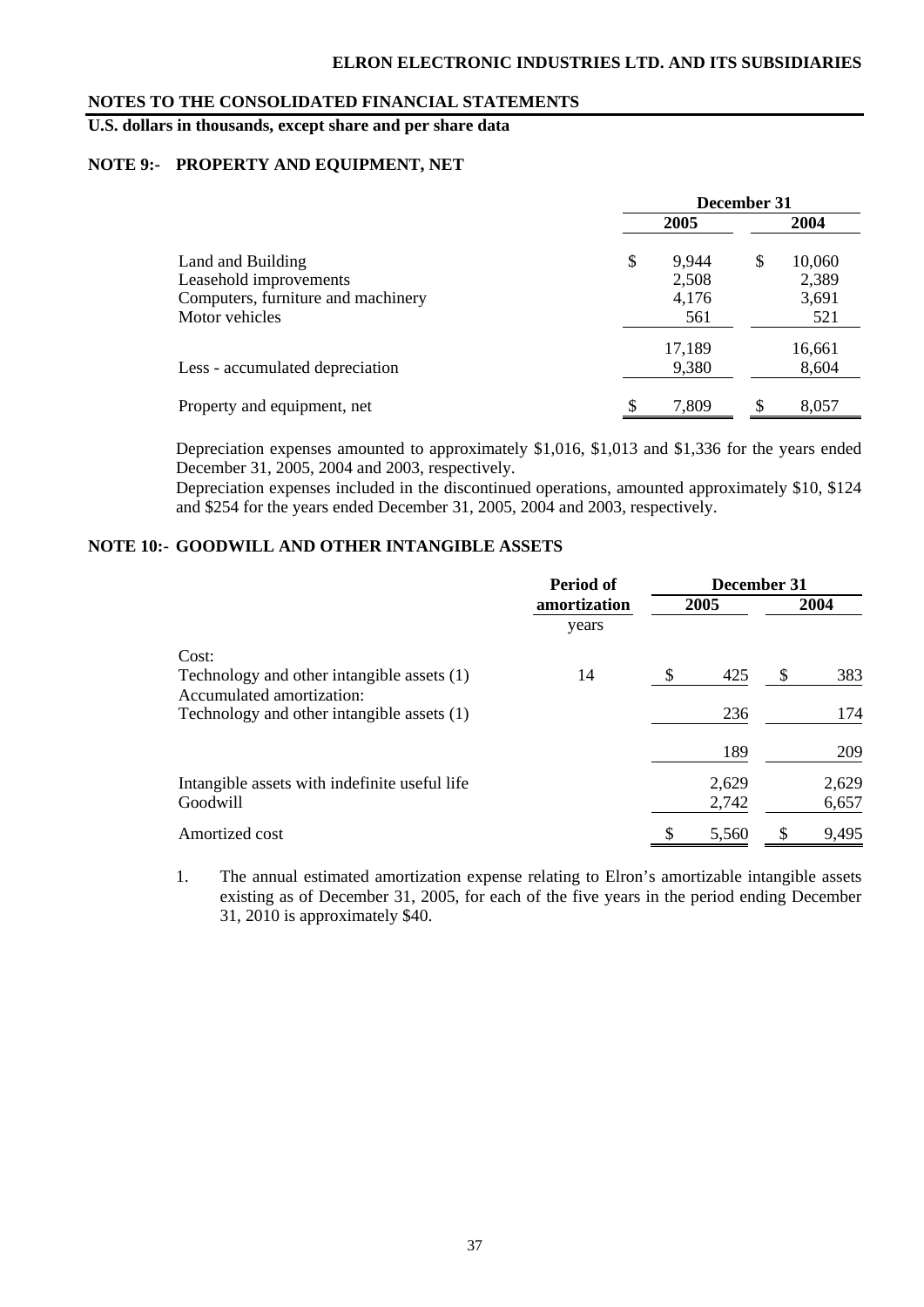**NOTES TO THE CONSOLIDATED FINANCIAL STATEMENTS**

**U.S. dollars in thousands, except share and per share data**

## NOTE 9:- PROPERTY AND EQUIPMENT, NET

| | December 31 | |
|---|---|---|
| | 2005 | 2004 |
| Land and Building | $ 9,944 | $ 10,060 |
| Leasehold improvements | 2,508 | 2,389 |
| Computers, furniture and machinery | 4,176 | 3,691 |
| Motor vehicles | 561 | 521 |
| | 17,189 | 16,661 |
| Less - accumulated depreciation | 9,380 | 8,604 |
| Property and equipment, net | $ 7,809 | $ 8,057 |

Depreciation expenses amounted to approximately $1,016, $1,013 and $1,336 for the years ended December 31, 2005, 2004 and 2003, respectively.

Depreciation expenses included in the discontinued operations, amounted approximately $10, $124 and $254 for the years ended December 31, 2005, 2004 and 2003, respectively.

## NOTE 10:- GOODWILL AND OTHER INTANGIBLE ASSETS

| | Period of amortization | December 31 | |
|---|---|---|---|
| | years | 2005 | 2004 |
| Cost: | | | |
| Technology and other intangible assets (1) | 14 | $ 425 | $ 383 |
| Accumulated amortization: | | | |
| Technology and other intangible assets (1) | | 236 | 174 |
| | | 189 | 209 |
| Intangible assets with indefinite useful life | | 2,629 | 2,629 |
| Goodwill | | 2,742 | 6,657 |
| Amortized cost | | $ 5,560 | $ 9,495 |

1. The annual estimated amortization expense relating to Elron's amortizable intangible assets existing as of December 31, 2005, for each of the five years in the period ending December 31, 2010 is approximately $40.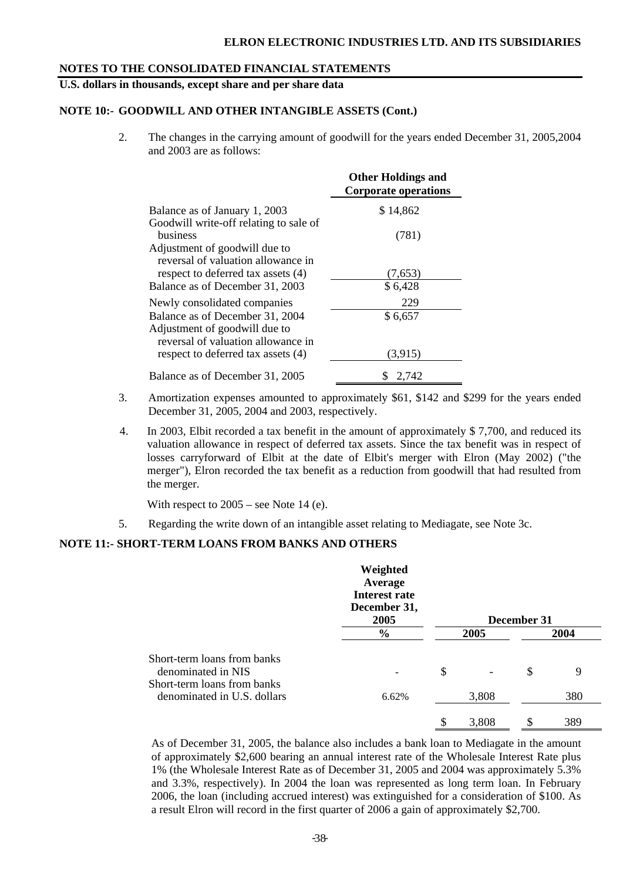# NOTES TO THE CONSOLIDATED FINANCIAL STATEMENTS

**U.S. dollars in thousands, except share and per share data**

## NOTE 10:- GOODWILL AND OTHER INTANGIBLE ASSETS (Cont.)

2. The changes in the carrying amount of goodwill for the years ended December 31, 2005,2004 and 2003 are as follows:

| | Other Holdings and Corporate operations |
|---|---|
| Balance as of January 1, 2003 | $ 14,862 |
| Goodwill write-off relating to sale of business | (781) |
| Adjustment of goodwill due to reversal of valuation allowance in respect to deferred tax assets (4) | (7,653) |
| Balance as of December 31, 2003 | $ 6,428 |
| Newly consolidated companies | 229 |
| Balance as of December 31, 2004 | $ 6,657 |
| Adjustment of goodwill due to reversal of valuation allowance in respect to deferred tax assets (4) | (3,915) |
| Balance as of December 31, 2005 | $ 2,742 |

3. Amortization expenses amounted to approximately $61, $142 and $299 for the years ended December 31, 2005, 2004 and 2003, respectively.

4. In 2003, Elbit recorded a tax benefit in the amount of approximately $ 7,700, and reduced its valuation allowance in respect of deferred tax assets. Since the tax benefit was in respect of losses carryforward of Elbit at the date of Elbit's merger with Elron (May 2002) ("the merger"), Elron recorded the tax benefit as a reduction from goodwill that had resulted from the merger.

   With respect to 2005 – see Note 14 (e).

5. Regarding the write down of an intangible asset relating to Mediagate, see Note 3c.

## NOTE 11:- SHORT-TERM LOANS FROM BANKS AND OTHERS

| | Weighted Average Interest rate December 31, 2005 | December 31 | |
|---|---|---|---|
| | % | 2005 | 2004 |
| Short-term loans from banks denominated in NIS | - | $ - | $ 9 |
| Short-term loans from banks denominated in U.S. dollars | 6.62% | 3,808 | 380 |
| | | $ 3,808 | $ 389 |

As of December 31, 2005, the balance also includes a bank loan to Mediagate in the amount of approximately $2,600 bearing an annual interest rate of the Wholesale Interest Rate plus 1% (the Wholesale Interest Rate as of December 31, 2005 and 2004 was approximately 5.3% and 3.3%, respectively). In 2004 the loan was represented as long term loan. In February 2006, the loan (including accrued interest) was extinguished for a consideration of $100. As a result Elron will record in the first quarter of 2006 a gain of approximately $2,700.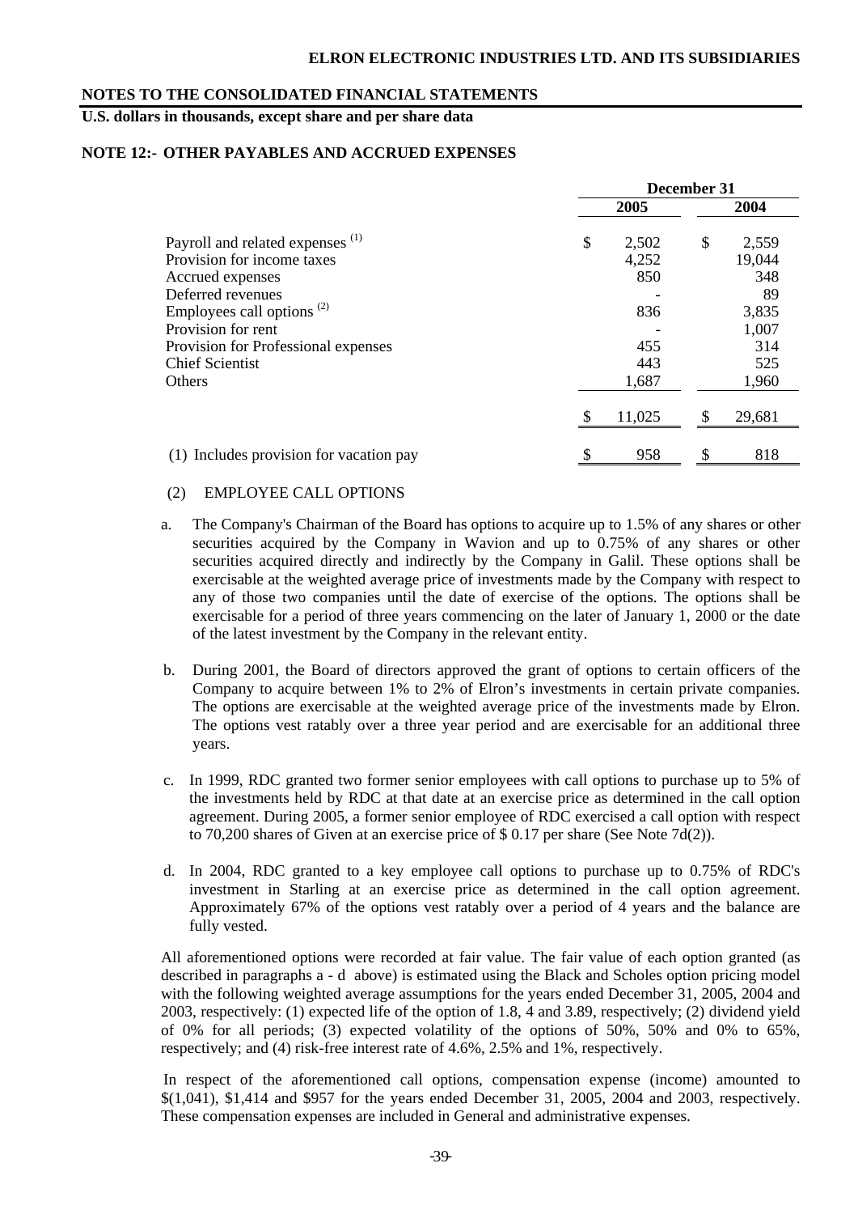## ELRON ELECTRONIC INDUSTRIES LTD. AND ITS SUBSIDIARIES

## NOTES TO THE CONSOLIDATED FINANCIAL STATEMENTS

**U.S. dollars in thousands, except share and per share data**

### NOTE 12:- OTHER PAYABLES AND ACCRUED EXPENSES

| | December 31 | |
|---|---|---|
| | 2005 | 2004 |
| Payroll and related expenses [1] | $ 2,502 | $ 2,559 |
| Provision for income taxes | 4,252 | 19,044 |
| Accrued expenses | 850 | 348 |
| Deferred revenues | - | 89 |
| Employees call options [2] | 836 | 3,835 |
| Provision for rent | - | 1,007 |
| Provision for Professional expenses | 455 | 314 |
| Chief Scientist | 443 | 525 |
| Others | 1,687 | 1,960 |
| | $ 11,025 | $ 29,681 |
| (1) Includes provision for vacation pay | $ 958 | $ 818 |

(2) EMPLOYEE CALL OPTIONS

a. The Company's Chairman of the Board has options to acquire up to 1.5% of any shares or other securities acquired by the Company in Wavion and up to 0.75% of any shares or other securities acquired directly and indirectly by the Company in Galil. These options shall be exercisable at the weighted average price of investments made by the Company with respect to any of those two companies until the date of exercise of the options. The options shall be exercisable for a period of three years commencing on the later of January 1, 2000 or the date of the latest investment by the Company in the relevant entity.

b. During 2001, the Board of directors approved the grant of options to certain officers of the Company to acquire between 1% to 2% of Elron's investments in certain private companies. The options are exercisable at the weighted average price of the investments made by Elron. The options vest ratably over a three year period and are exercisable for an additional three years.

c. In 1999, RDC granted two former senior employees with call options to purchase up to 5% of the investments held by RDC at that date at an exercise price as determined in the call option agreement. During 2005, a former senior employee of RDC exercised a call option with respect to 70,200 shares of Given at an exercise price of $ 0.17 per share (See Note 7d(2)).

d. In 2004, RDC granted to a key employee call options to purchase up to 0.75% of RDC's investment in Starling at an exercise price as determined in the call option agreement. Approximately 67% of the options vest ratably over a period of 4 years and the balance are fully vested.

All aforementioned options were recorded at fair value. The fair value of each option granted (as described in paragraphs a - d above) is estimated using the Black and Scholes option pricing model with the following weighted average assumptions for the years ended December 31, 2005, 2004 and 2003, respectively: (1) expected life of the option of 1.8, 4 and 3.89, respectively; (2) dividend yield of 0% for all periods; (3) expected volatility of the options of 50%, 50% and 0% to 65%, respectively; and (4) risk-free interest rate of 4.6%, 2.5% and 1%, respectively.

In respect of the aforementioned call options, compensation expense (income) amounted to $(1,041), $1,414 and $957 for the years ended December 31, 2005, 2004 and 2003, respectively. These compensation expenses are included in General and administrative expenses.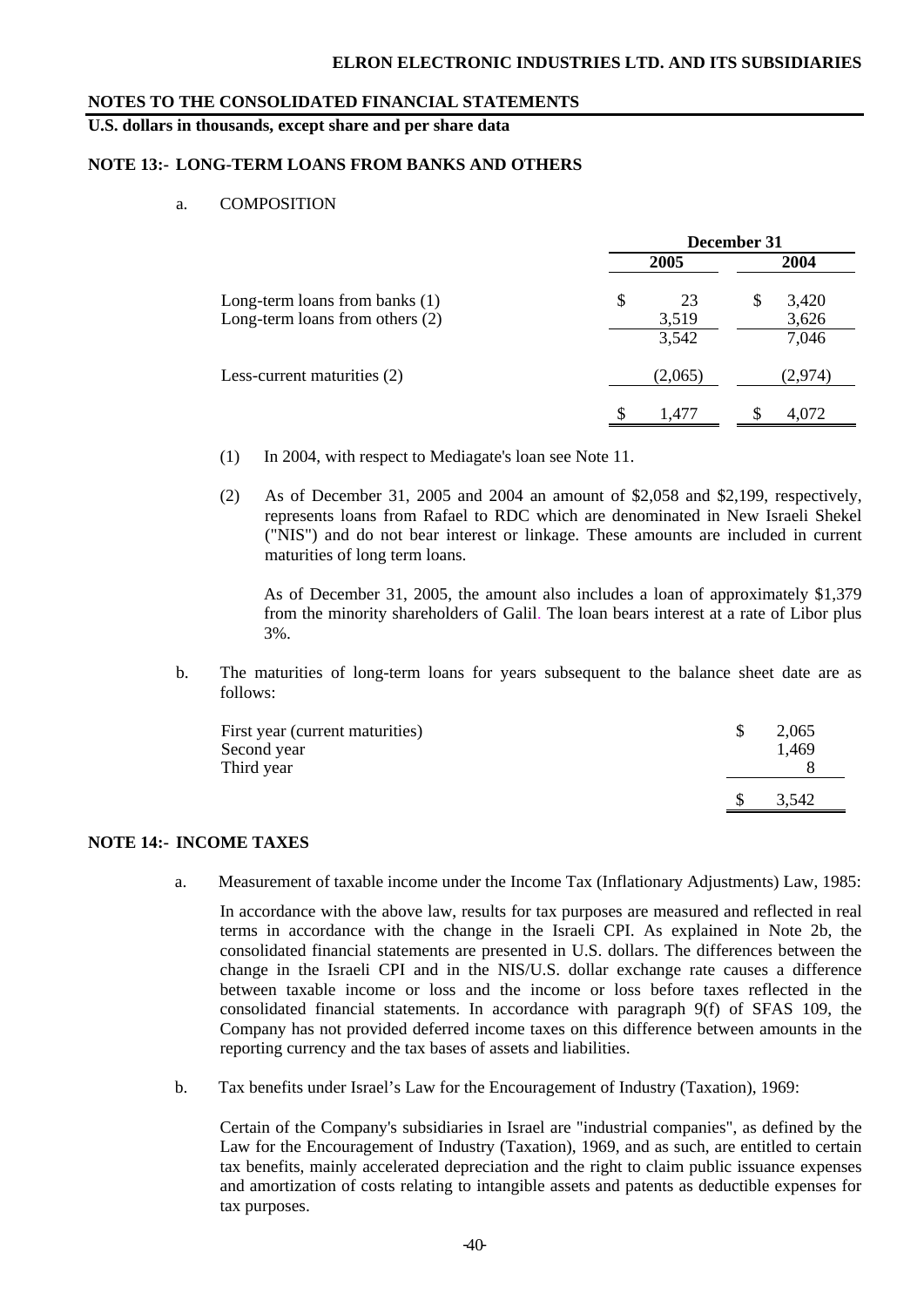## NOTES TO THE CONSOLIDATED FINANCIAL STATEMENTS

**U.S. dollars in thousands, except share and per share data**

### NOTE 13:- LONG-TERM LOANS FROM BANKS AND OTHERS

a. COMPOSITION

| | December 31 | |
|---|---|---|
| | 2005 | 2004 |
| Long-term loans from banks (1) | $ 23 | $ 3,420 |
| Long-term loans from others (2) | 3,519 | 3,626 |
| | 3,542 | 7,046 |
| Less-current maturities (2) | (2,065) | (2,974) |
| | $ 1,477 | $ 4,072 |

(1) In 2004, with respect to Mediagate's loan see Note 11.

(2) As of December 31, 2005 and 2004 an amount of $2,058 and $2,199, respectively, represents loans from Rafael to RDC which are denominated in New Israeli Shekel ("NIS") and do not bear interest or linkage. These amounts are included in current maturities of long term loans.

As of December 31, 2005, the amount also includes a loan of approximately $1,379 from the minority shareholders of Galil. The loan bears interest at a rate of Libor plus 3%.

b. The maturities of long-term loans for years subsequent to the balance sheet date are as follows:

| | |
|---|---|
| First year (current maturities) | $ 2,065 |
| Second year | 1,469 |
| Third year | 8 |
| | $ 3,542 |

### NOTE 14:- INCOME TAXES

a. Measurement of taxable income under the Income Tax (Inflationary Adjustments) Law, 1985:

In accordance with the above law, results for tax purposes are measured and reflected in real terms in accordance with the change in the Israeli CPI. As explained in Note 2b, the consolidated financial statements are presented in U.S. dollars. The differences between the change in the Israeli CPI and in the NIS/U.S. dollar exchange rate causes a difference between taxable income or loss and the income or loss before taxes reflected in the consolidated financial statements. In accordance with paragraph 9(f) of SFAS 109, the Company has not provided deferred income taxes on this difference between amounts in the reporting currency and the tax bases of assets and liabilities.

b. Tax benefits under Israel's Law for the Encouragement of Industry (Taxation), 1969:

Certain of the Company's subsidiaries in Israel are "industrial companies", as defined by the Law for the Encouragement of Industry (Taxation), 1969, and as such, are entitled to certain tax benefits, mainly accelerated depreciation and the right to claim public issuance expenses and amortization of costs relating to intangible assets and patents as deductible expenses for tax purposes.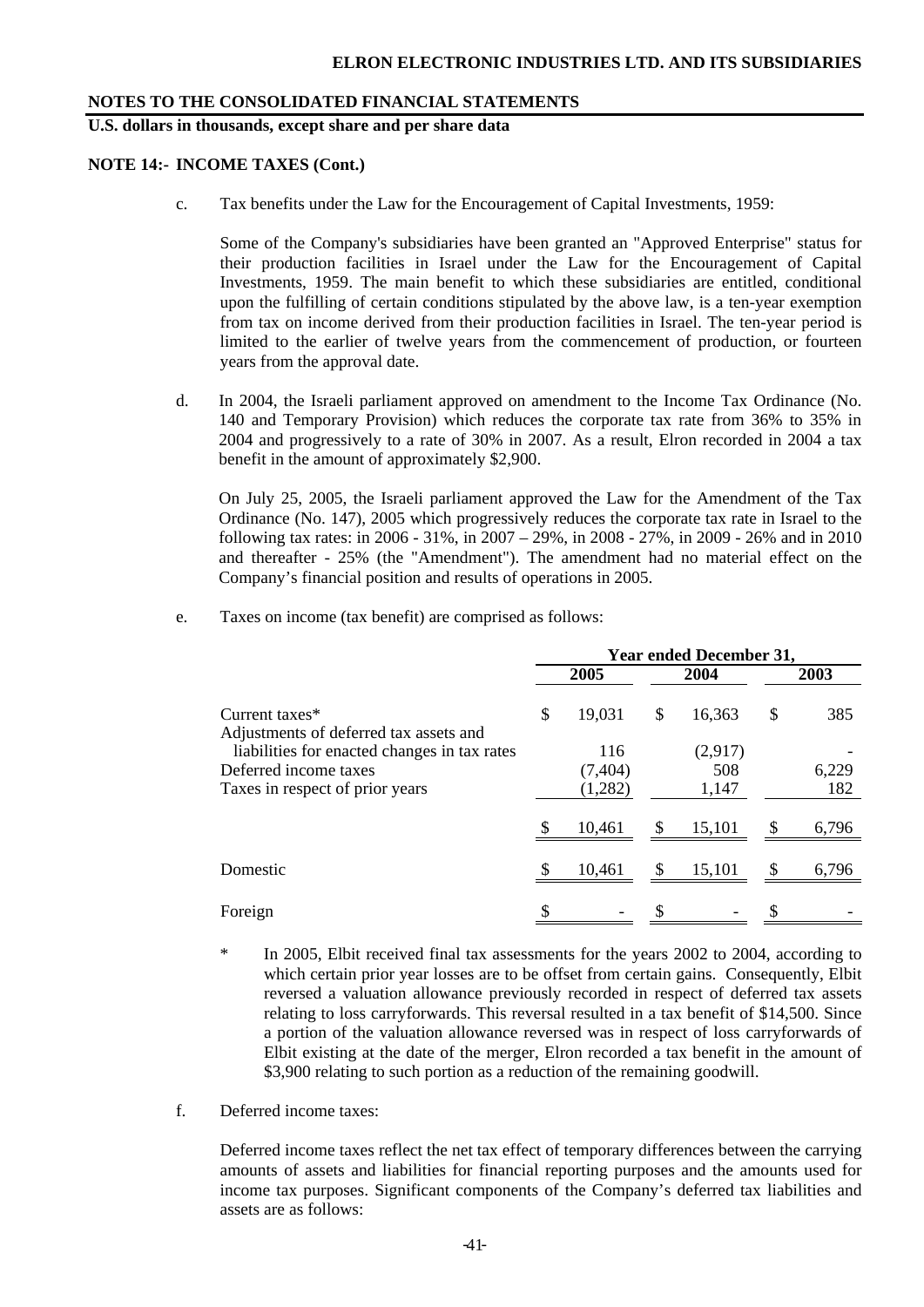**NOTES TO THE CONSOLIDATED FINANCIAL STATEMENTS**

**U.S. dollars in thousands, except share and per share data**

**NOTE 14:- INCOME TAXES (Cont.)**

c. Tax benefits under the Law for the Encouragement of Capital Investments, 1959:

Some of the Company's subsidiaries have been granted an "Approved Enterprise" status for their production facilities in Israel under the Law for the Encouragement of Capital Investments, 1959. The main benefit to which these subsidiaries are entitled, conditional upon the fulfilling of certain conditions stipulated by the above law, is a ten-year exemption from tax on income derived from their production facilities in Israel. The ten-year period is limited to the earlier of twelve years from the commencement of production, or fourteen years from the approval date.

d. In 2004, the Israeli parliament approved on amendment to the Income Tax Ordinance (No. 140 and Temporary Provision) which reduces the corporate tax rate from 36% to 35% in 2004 and progressively to a rate of 30% in 2007. As a result, Elron recorded in 2004 a tax benefit in the amount of approximately $2,900.

On July 25, 2005, the Israeli parliament approved the Law for the Amendment of the Tax Ordinance (No. 147), 2005 which progressively reduces the corporate tax rate in Israel to the following tax rates: in 2006 - 31%, in 2007 – 29%, in 2008 - 27%, in 2009 - 26% and in 2010 and thereafter - 25% (the "Amendment"). The amendment had no material effect on the Company's financial position and results of operations in 2005.

e. Taxes on income (tax benefit) are comprised as follows:

| | Year ended December 31, | | |
|---|---|---|---|
| | 2005 | 2004 | 2003 |
| Current taxes* | $ 19,031 | $ 16,363 | $ 385 |
| Adjustments of deferred tax assets and liabilities for enacted changes in tax rates | 116 | (2,917) | - |
| Deferred income taxes | (7,404) | 508 | 6,229 |
| Taxes in respect of prior years | (1,282) | 1,147 | 182 |
| | $ 10,461 | $ 15,101 | $ 6,796 |
| Domestic | $ 10,461 | $ 15,101 | $ 6,796 |
| Foreign | $ - | $ - | $ - |

\* In 2005, Elbit received final tax assessments for the years 2002 to 2004, according to which certain prior year losses are to be offset from certain gains. Consequently, Elbit reversed a valuation allowance previously recorded in respect of deferred tax assets relating to loss carryforwards. This reversal resulted in a tax benefit of $14,500. Since a portion of the valuation allowance reversed was in respect of loss carryforwards of Elbit existing at the date of the merger, Elron recorded a tax benefit in the amount of $3,900 relating to such portion as a reduction of the remaining goodwill.

f. Deferred income taxes:

Deferred income taxes reflect the net tax effect of temporary differences between the carrying amounts of assets and liabilities for financial reporting purposes and the amounts used for income tax purposes. Significant components of the Company's deferred tax liabilities and assets are as follows: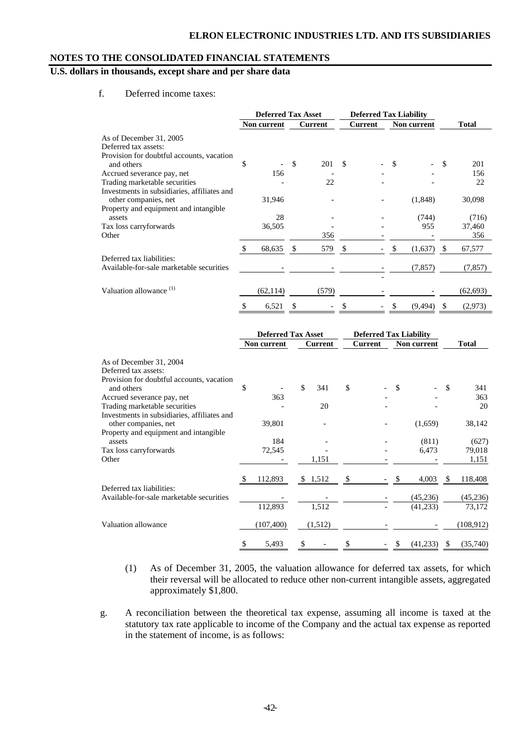**NOTES TO THE CONSOLIDATED FINANCIAL STATEMENTS**

**U.S. dollars in thousands, except share and per share data**

f. Deferred income taxes:

| | Deferred Tax Asset | | Deferred Tax Liability | | |
|---|---|---|---|---|---|
| | Non current | Current | Current | Non current | Total |
| As of December 31, 2005 | | | | | |
| Deferred tax assets: | | | | | |
| Provision for doubtful accounts, vacation and others | $ - | $ 201 | $ - | $ - | $ 201 |
| Accrued severance pay, net | 156 | - | - | - | 156 |
| Trading marketable securities | - | 22 | - | - | 22 |
| Investments in subsidiaries, affiliates and other companies, net | 31,946 | - | - | (1,848) | 30,098 |
| Property and equipment and intangible assets | 28 | - | - | (744) | (716) |
| Tax loss carryforwards | 36,505 | - | - | 955 | 37,460 |
| Other | | 356 | - | - | 356 |
| | $ 68,635 | $ 579 | $ - | $ (1,637) | $ 67,577 |
| Deferred tax liabilities: | | | | | |
| Available-for-sale marketable securities | - | - | - | (7,857) | (7,857) |
| | | | - | | |
| Valuation allowance [(1)] | (62,114) | (579) | - | - | (62,693) |
| | $ 6,521 | $ - | $ - | $ (9,494) | $ (2,973) |

| | Deferred Tax Asset | | Deferred Tax Liability | | |
|---|---|---|---|---|---|
| | Non current | Current | Current | Non current | Total |
| As of December 31, 2004 | | | | | |
| Deferred tax assets: | | | | | |
| Provision for doubtful accounts, vacation and others | $ - | $ 341 | $ - | $ - | $ 341 |
| Accrued severance pay, net | 363 | | - | - | 363 |
| Trading marketable securities | - | 20 | - | - | 20 |
| Investments in subsidiaries, affiliates and other companies, net | 39,801 | - | - | (1,659) | 38,142 |
| Property and equipment and intangible assets | 184 | - | - | (811) | (627) |
| Tax loss carryforwards | 72,545 | - | - | 6,473 | 79,018 |
| Other | - | 1,151 | - | - | 1,151 |
| | $ 112,893 | $ 1,512 | $ - | $ 4,003 | $ 118,408 |
| Deferred tax liabilities: | | | | | |
| Available-for-sale marketable securities | - | - | - | (45,236) | (45,236) |
| | 112,893 | 1,512 | - | (41,233) | 73,172 |
| Valuation allowance | (107,400) | (1,512) | - | - | (108,912) |
| | $ 5,493 | $ - | $ - | $ (41,233) | $ (35,740) |

(1) As of December 31, 2005, the valuation allowance for deferred tax assets, for which their reversal will be allocated to reduce other non-current intangible assets, aggregated approximately $1,800.

g. A reconciliation between the theoretical tax expense, assuming all income is taxed at the statutory tax rate applicable to income of the Company and the actual tax expense as reported in the statement of income, is as follows: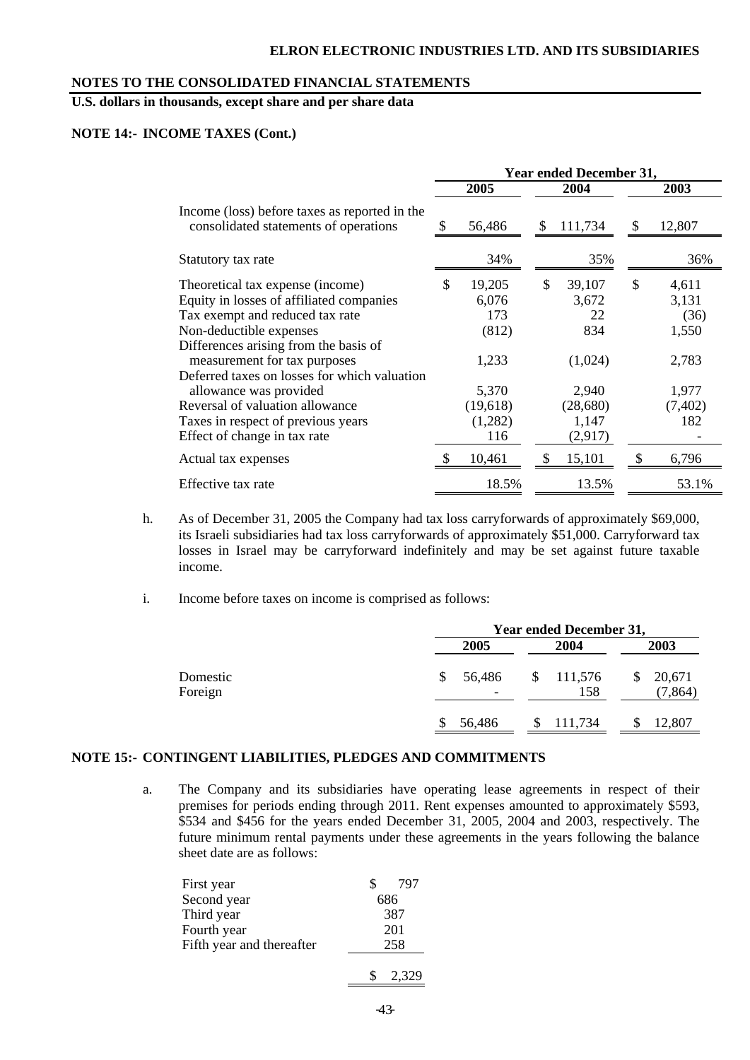## ELRON ELECTRONIC INDUSTRIES LTD. AND ITS SUBSIDIARIES

## NOTES TO THE CONSOLIDATED FINANCIAL STATEMENTS

**U.S. dollars in thousands, except share and per share data**

**NOTE 14:- INCOME TAXES (Cont.)**

| | Year ended December 31, | | |
|---|---|---|---|
| | 2005 | 2004 | 2003 |
| Income (loss) before taxes as reported in the consolidated statements of operations | $ 56,486 | $ 111,734 | $ 12,807 |
| Statutory tax rate | 34% | 35% | 36% |
| Theoretical tax expense (income) | $ 19,205 | $ 39,107 | $ 4,611 |
| Equity in losses of affiliated companies | 6,076 | 3,672 | 3,131 |
| Tax exempt and reduced tax rate | 173 | 22 | (36) |
| Non-deductible expenses | (812) | 834 | 1,550 |
| Differences arising from the basis of measurement for tax purposes | 1,233 | (1,024) | 2,783 |
| Deferred taxes on losses for which valuation allowance was provided | 5,370 | 2,940 | 1,977 |
| Reversal of valuation allowance | (19,618) | (28,680) | (7,402) |
| Taxes in respect of previous years | (1,282) | 1,147 | 182 |
| Effect of change in tax rate | 116 | (2,917) | - |
| Actual tax expenses | $ 10,461 | $ 15,101 | $ 6,796 |
| Effective tax rate | 18.5% | 13.5% | 53.1% |

h. As of December 31, 2005 the Company had tax loss carryforwards of approximately $69,000, its Israeli subsidiaries had tax loss carryforwards of approximately $51,000. Carryforward tax losses in Israel may be carryforward indefinitely and may be set against future taxable income.

i. Income before taxes on income is comprised as follows:

| | Year ended December 31, | | |
|---|---|---|---|
| | 2005 | 2004 | 2003 |
| Domestic | $ 56,486 | $ 111,576 | $ 20,671 |
| Foreign | - | 158 | (7,864) |
| | $ 56,486 | $ 111,734 | $ 12,807 |

**NOTE 15:- CONTINGENT LIABILITIES, PLEDGES AND COMMITMENTS**

a. The Company and its subsidiaries have operating lease agreements in respect of their premises for periods ending through 2011. Rent expenses amounted to approximately $593, $534 and $456 for the years ended December 31, 2005, 2004 and 2003, respectively. The future minimum rental payments under these agreements in the years following the balance sheet date are as follows:

| | |
|---|---|
| First year | $ 797 |
| Second year | 686 |
| Third year | 387 |
| Fourth year | 201 |
| Fifth year and thereafter | 258 |
| | $ 2,329 |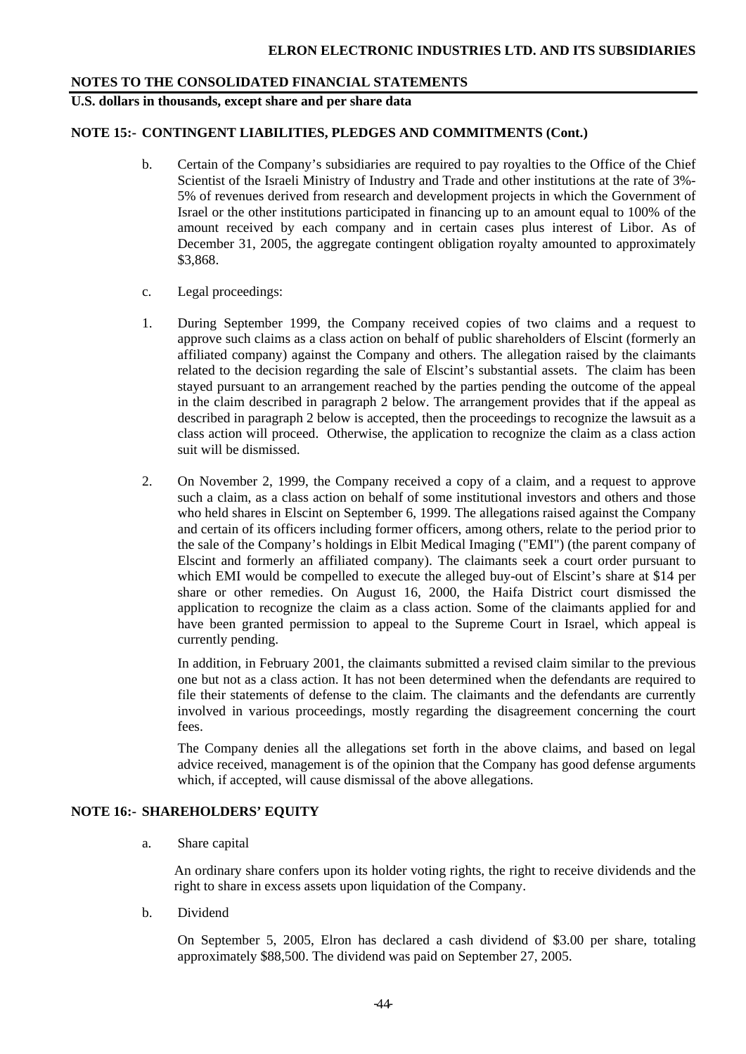## NOTES TO THE CONSOLIDATED FINANCIAL STATEMENTS

**U.S. dollars in thousands, except share and per share data**

### NOTE 15:- CONTINGENT LIABILITIES, PLEDGES AND COMMITMENTS (Cont.)

b. Certain of the Company's subsidiaries are required to pay royalties to the Office of the Chief Scientist of the Israeli Ministry of Industry and Trade and other institutions at the rate of 3%-5% of revenues derived from research and development projects in which the Government of Israel or the other institutions participated in financing up to an amount equal to 100% of the amount received by each company and in certain cases plus interest of Libor. As of December 31, 2005, the aggregate contingent obligation royalty amounted to approximately $3,868.

c. Legal proceedings:

1. During September 1999, the Company received copies of two claims and a request to approve such claims as a class action on behalf of public shareholders of Elscint (formerly an affiliated company) against the Company and others. The allegation raised by the claimants related to the decision regarding the sale of Elscint's substantial assets. The claim has been stayed pursuant to an arrangement reached by the parties pending the outcome of the appeal in the claim described in paragraph 2 below. The arrangement provides that if the appeal as described in paragraph 2 below is accepted, then the proceedings to recognize the lawsuit as a class action will proceed. Otherwise, the application to recognize the claim as a class action suit will be dismissed.

2. On November 2, 1999, the Company received a copy of a claim, and a request to approve such a claim, as a class action on behalf of some institutional investors and others and those who held shares in Elscint on September 6, 1999. The allegations raised against the Company and certain of its officers including former officers, among others, relate to the period prior to the sale of the Company's holdings in Elbit Medical Imaging ("EMI") (the parent company of Elscint and formerly an affiliated company). The claimants seek a court order pursuant to which EMI would be compelled to execute the alleged buy-out of Elscint's share at $14 per share or other remedies. On August 16, 2000, the Haifa District court dismissed the application to recognize the claim as a class action. Some of the claimants applied for and have been granted permission to appeal to the Supreme Court in Israel, which appeal is currently pending.

   In addition, in February 2001, the claimants submitted a revised claim similar to the previous one but not as a class action. It has not been determined when the defendants are required to file their statements of defense to the claim. The claimants and the defendants are currently involved in various proceedings, mostly regarding the disagreement concerning the court fees.

   The Company denies all the allegations set forth in the above claims, and based on legal advice received, management is of the opinion that the Company has good defense arguments which, if accepted, will cause dismissal of the above allegations.

### NOTE 16:- SHAREHOLDERS' EQUITY

a. Share capital

   An ordinary share confers upon its holder voting rights, the right to receive dividends and the right to share in excess assets upon liquidation of the Company.

b. Dividend

   On September 5, 2005, Elron has declared a cash dividend of $3.00 per share, totaling approximately $88,500. The dividend was paid on September 27, 2005.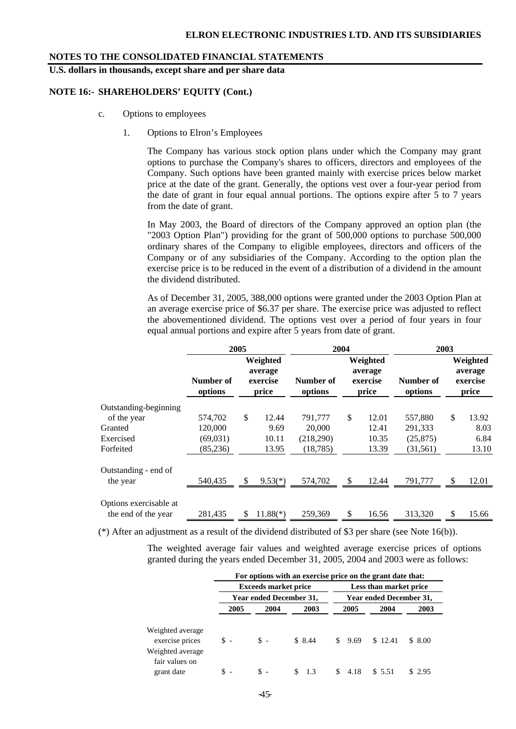**NOTES TO THE CONSOLIDATED FINANCIAL STATEMENTS**

**U.S. dollars in thousands, except share and per share data**

**NOTE 16:- SHAREHOLDERS' EQUITY (Cont.)**

c. Options to employees

1. Options to Elron's Employees

The Company has various stock option plans under which the Company may grant options to purchase the Company's shares to officers, directors and employees of the Company. Such options have been granted mainly with exercise prices below market price at the date of the grant. Generally, the options vest over a four-year period from the date of grant in four equal annual portions. The options expire after 5 to 7 years from the date of grant.

In May 2003, the Board of directors of the Company approved an option plan (the "2003 Option Plan") providing for the grant of 500,000 options to purchase 500,000 ordinary shares of the Company to eligible employees, directors and officers of the Company or of any subsidiaries of the Company. According to the option plan the exercise price is to be reduced in the event of a distribution of a dividend in the amount the dividend distributed.

As of December 31, 2005, 388,000 options were granted under the 2003 Option Plan at an average exercise price of $6.37 per share. The exercise price was adjusted to reflect the abovementioned dividend. The options vest over a period of four years in four equal annual portions and expire after 5 years from date of grant.

| | 2005 | | 2004 | | 2003 | |
|---|---|---|---|---|---|---|
| | Number of options | Weighted average exercise price | Number of options | Weighted average exercise price | Number of options | Weighted average exercise price |
| Outstanding-beginning of the year | 574,702 | $ 12.44 | 791,777 | $ 12.01 | 557,880 | $ 13.92 |
| Granted | 120,000 | 9.69 | 20,000 | 12.41 | 291,333 | 8.03 |
| Exercised | (69,031) | 10.11 | (218,290) | 10.35 | (25,875) | 6.84 |
| Forfeited | (85,236) | 13.95 | (18,785) | 13.39 | (31,561) | 13.10 |
| Outstanding - end of the year | 540,435 | $ 9.53(*) | 574,702 | $ 12.44 | 791,777 | $ 12.01 |
| Options exercisable at the end of the year | 281,435 | $ 11.88(*) | 259,369 | $ 16.56 | 313,320 | $ 15.66 |

(*) After an adjustment as a result of the dividend distributed of $3 per share (see Note 16(b)).

The weighted average fair values and weighted average exercise prices of options granted during the years ended December 31, 2005, 2004 and 2003 were as follows:

| | For options with an exercise price on the grant date that: | | | | | |
|---|---|---|---|---|---|---|
| | Exceeds market price | | | Less than market price | | |
| | Year ended December 31, | | | Year ended December 31, | | |
| | 2005 | 2004 | 2003 | 2005 | 2004 | 2003 |
| Weighted average exercise prices | $ - | $ - | $ 8.44 | $ 9.69 | $ 12.41 | $ 8.00 |
| Weighted average fair values on grant date | $ - | $ - | $ 1.3 | $ 4.18 | $ 5.51 | $ 2.95 |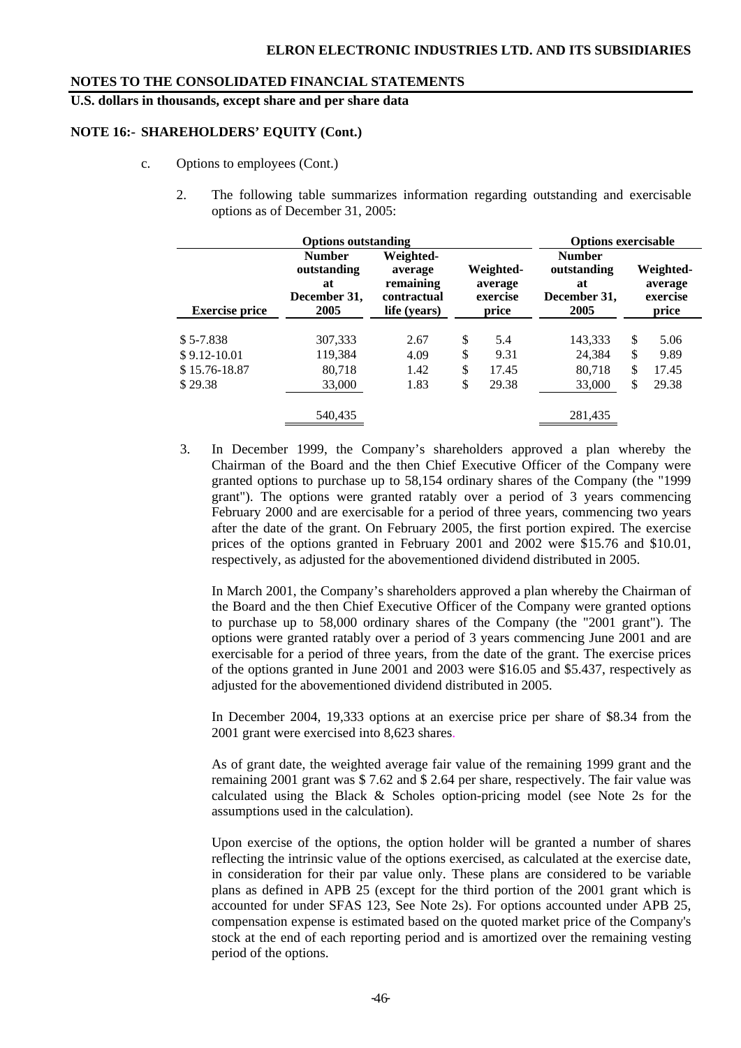**NOTES TO THE CONSOLIDATED FINANCIAL STATEMENTS**

**U.S. dollars in thousands, except share and per share data**

**NOTE 16:- SHAREHOLDERS' EQUITY (Cont.)**

c. Options to employees (Cont.)

2. The following table summarizes information regarding outstanding and exercisable options as of December 31, 2005:

| | Options outstanding | | | Options exercisable | |
|---|---|---|---|---|---|
| Exercise price | Number outstanding at December 31, 2005 | Weighted-average remaining contractual life (years) | Weighted-average exercise price | Number outstanding at December 31, 2005 | Weighted-average exercise price |
| $ 5-7.838 | 307,333 | 2.67 | $ 5.4 | 143,333 | $ 5.06 |
| $ 9.12-10.01 | 119,384 | 4.09 | $ 9.31 | 24,384 | $ 9.89 |
| $ 15.76-18.87 | 80,718 | 1.42 | $ 17.45 | 80,718 | $ 17.45 |
| $ 29.38 | 33,000 | 1.83 | $ 29.38 | 33,000 | $ 29.38 |
| | 540,435 | | | 281,435 | |

3. In December 1999, the Company's shareholders approved a plan whereby the Chairman of the Board and the then Chief Executive Officer of the Company were granted options to purchase up to 58,154 ordinary shares of the Company (the "1999 grant"). The options were granted ratably over a period of 3 years commencing February 2000 and are exercisable for a period of three years, commencing two years after the date of the grant. On February 2005, the first portion expired. The exercise prices of the options granted in February 2001 and 2002 were $15.76 and $10.01, respectively, as adjusted for the abovementioned dividend distributed in 2005.

   In March 2001, the Company's shareholders approved a plan whereby the Chairman of the Board and the then Chief Executive Officer of the Company were granted options to purchase up to 58,000 ordinary shares of the Company (the "2001 grant"). The options were granted ratably over a period of 3 years commencing June 2001 and are exercisable for a period of three years, from the date of the grant. The exercise prices of the options granted in June 2001 and 2003 were $16.05 and $5.437, respectively as adjusted for the abovementioned dividend distributed in 2005.

   In December 2004, 19,333 options at an exercise price per share of $8.34 from the 2001 grant were exercised into 8,623 shares.

   As of grant date, the weighted average fair value of the remaining 1999 grant and the remaining 2001 grant was $ 7.62 and $ 2.64 per share, respectively. The fair value was calculated using the Black & Scholes option-pricing model (see Note 2s for the assumptions used in the calculation).

   Upon exercise of the options, the option holder will be granted a number of shares reflecting the intrinsic value of the options exercised, as calculated at the exercise date, in consideration for their par value only. These plans are considered to be variable plans as defined in APB 25 (except for the third portion of the 2001 grant which is accounted for under SFAS 123, See Note 2s). For options accounted under APB 25, compensation expense is estimated based on the quoted market price of the Company's stock at the end of each reporting period and is amortized over the remaining vesting period of the options.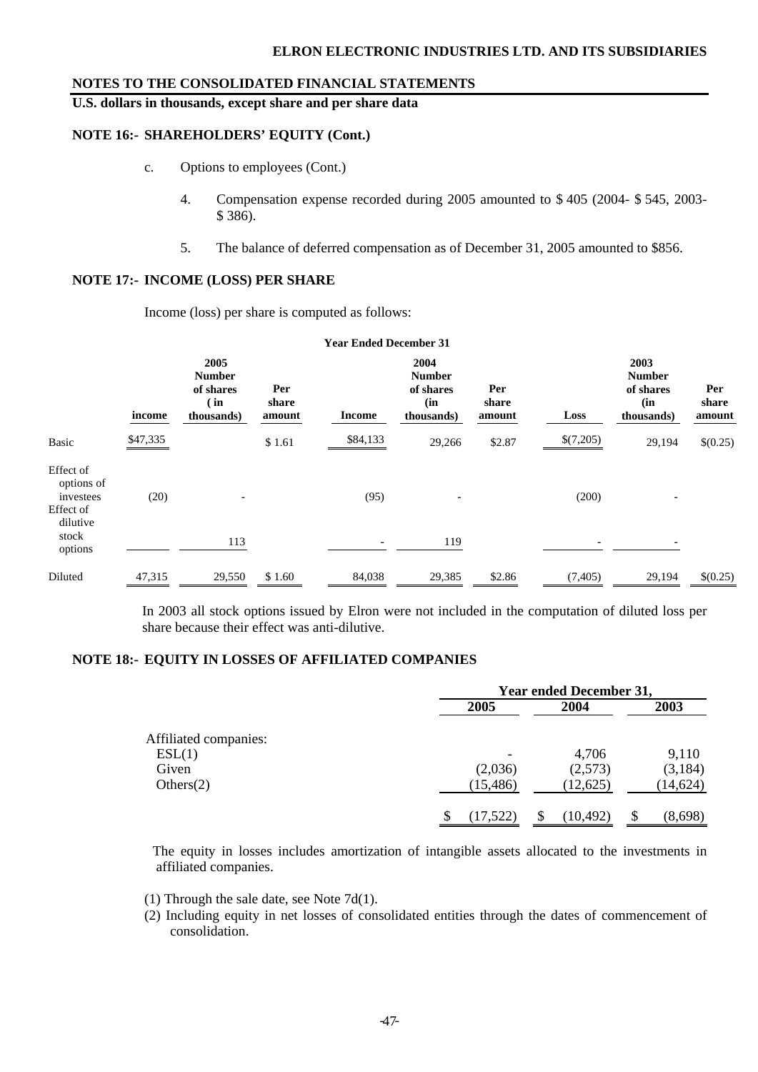**NOTES TO THE CONSOLIDATED FINANCIAL STATEMENTS**

**U.S. dollars in thousands, except share and per share data**

**NOTE 16:- SHAREHOLDERS' EQUITY (Cont.)**

c. Options to employees (Cont.)

4. Compensation expense recorded during 2005 amounted to $ 405 (2004- $ 545, 2003- $ 386).

5. The balance of deferred compensation as of December 31, 2005 amounted to $856.

**NOTE 17:- INCOME (LOSS) PER SHARE**

Income (loss) per share is computed as follows:

| | Year Ended December 31 | | | | | | | | |
|---|---|---|---|---|---|---|---|---|---|
| | 2005 | | | 2004 | | | 2003 | | |
| | income | Number of shares (in thousands) | Per share amount | Income | Number of shares (in thousands) | Per share amount | Loss | Number of shares (in thousands) | Per share amount |
| Basic | $47,335 | | $ 1.61 | $84,133 | 29,266 | $2.87 | $(7,205) | 29,194 | $(0.25) |
| Effect of options of investees | (20) | - | | (95) | - | | (200) | - | |
| Effect of dilutive stock options | | 113 | | - | 119 | | - | - | |
| Diluted | 47,315 | 29,550 | $ 1.60 | 84,038 | 29,385 | $2.86 | (7,405) | 29,194 | $(0.25) |

In 2003 all stock options issued by Elron were not included in the computation of diluted loss per share because their effect was anti-dilutive.

**NOTE 18:- EQUITY IN LOSSES OF AFFILIATED COMPANIES**

| | Year ended December 31, | | |
|---|---|---|---|
| | 2005 | 2004 | 2003 |
| Affiliated companies: | | | |
| ESL(1) | - | 4,706 | 9,110 |
| Given | (2,036) | (2,573) | (3,184) |
| Others(2) | (15,486) | (12,625) | (14,624) |
| | $ (17,522) | $ (10,492) | $ (8,698) |

The equity in losses includes amortization of intangible assets allocated to the investments in affiliated companies.

(1) Through the sale date, see Note 7d(1).

(2) Including equity in net losses of consolidated entities through the dates of commencement of consolidation.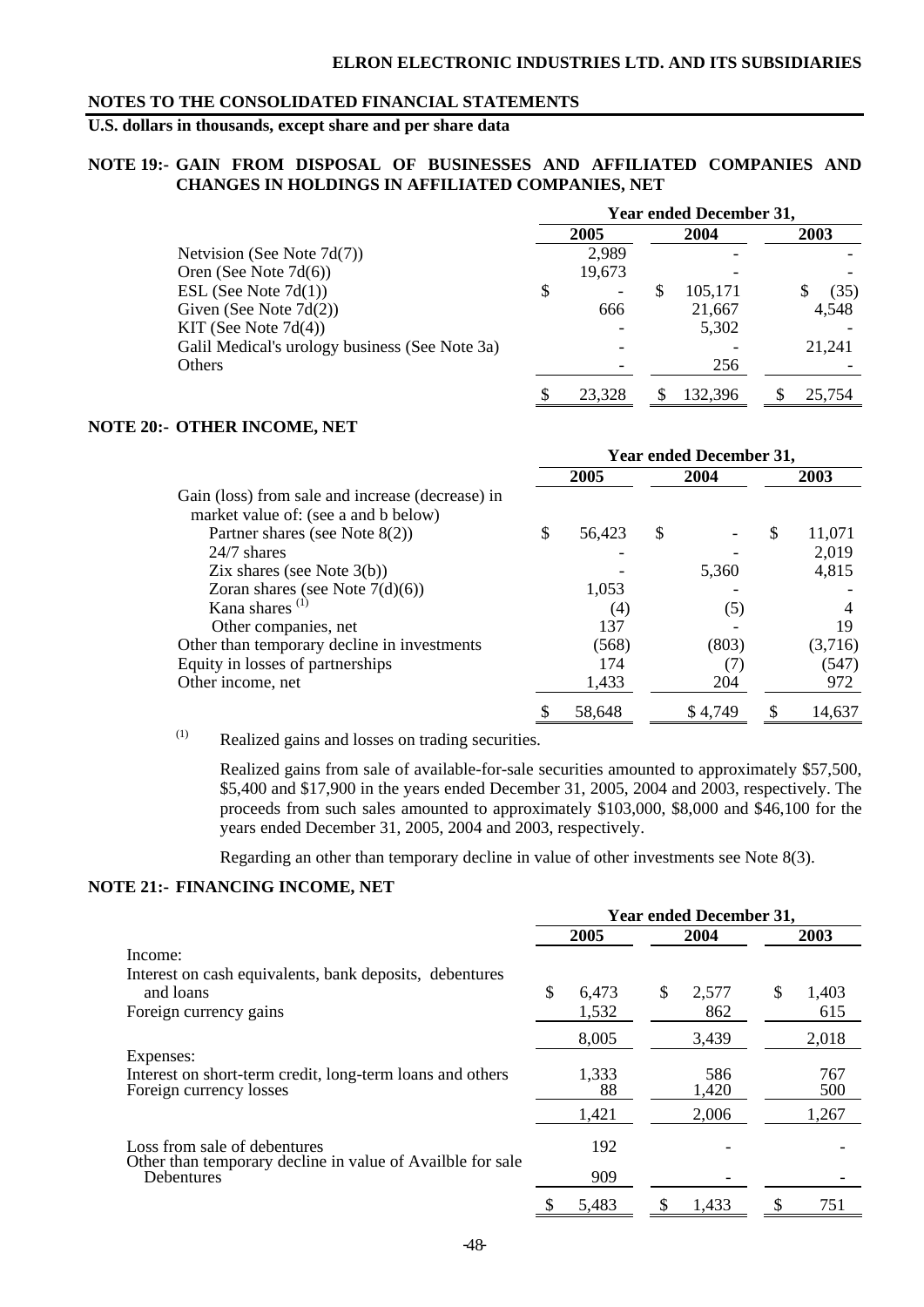**NOTES TO THE CONSOLIDATED FINANCIAL STATEMENTS**

**U.S. dollars in thousands, except share and per share data**

## NOTE 19:- GAIN FROM DISPOSAL OF BUSINESSES AND AFFILIATED COMPANIES AND CHANGES IN HOLDINGS IN AFFILIATED COMPANIES, NET

| | Year ended December 31, | | |
|---|---|---|---|
| | 2005 | 2004 | 2003 |
| Netvision (See Note 7d(7)) | 2,989 | - | - |
| Oren (See Note 7d(6)) | 19,673 | - | - |
| ESL (See Note 7d(1)) | $ - | $ 105,171 | $ (35) |
| Given (See Note 7d(2)) | 666 | 21,667 | 4,548 |
| KIT (See Note 7d(4)) | - | 5,302 | - |
| Galil Medical's urology business (See Note 3a) | - | - | 21,241 |
| Others | - | 256 | - |
| | $ 23,328 | $ 132,396 | $ 25,754 |

## NOTE 20:- OTHER INCOME, NET

| | Year ended December 31, | | |
|---|---|---|---|
| | 2005 | 2004 | 2003 |
| Gain (loss) from sale and increase (decrease) in market value of: (see a and b below) | | | |
| Partner shares (see Note 8(2)) | $ 56,423 | $ - | $ 11,071 |
| 24/7 shares | - | - | 2,019 |
| Zix shares (see Note 3(b)) | - | 5,360 | 4,815 |
| Zoran shares (see Note 7(d)(6)) | 1,053 | - | - |
| Kana shares [(1)] | (4) | (5) | 4 |
| Other companies, net | 137 | - | 19 |
| Other than temporary decline in investments | (568) | (803) | (3,716) |
| Equity in losses of partnerships | 174 | (7) | (547) |
| Other income, net | 1,433 | 204 | 972 |
| | $ 58,648 | $ 4,749 | $ 14,637 |

(1) Realized gains and losses on trading securities.

Realized gains from sale of available-for-sale securities amounted to approximately $57,500, $5,400 and $17,900 in the years ended December 31, 2005, 2004 and 2003, respectively. The proceeds from such sales amounted to approximately $103,000, $8,000 and $46,100 for the years ended December 31, 2005, 2004 and 2003, respectively.

Regarding an other than temporary decline in value of other investments see Note 8(3).

## NOTE 21:- FINANCING INCOME, NET

| | Year ended December 31, | | |
|---|---|---|---|
| | 2005 | 2004 | 2003 |
| Income: | | | |
| Interest on cash equivalents, bank deposits, debentures and loans | $ 6,473 | $ 2,577 | $ 1,403 |
| Foreign currency gains | 1,532 | 862 | 615 |
| | 8,005 | 3,439 | 2,018 |
| Expenses: | | | |
| Interest on short-term credit, long-term loans and others | 1,333 | 586 | 767 |
| Foreign currency losses | 88 | 1,420 | 500 |
| | 1,421 | 2,006 | 1,267 |
| Loss from sale of debentures | 192 | - | - |
| Other than temporary decline in value of Availble for sale Debentures | 909 | - | - |
| | $ 5,483 | $ 1,433 | $ 751 |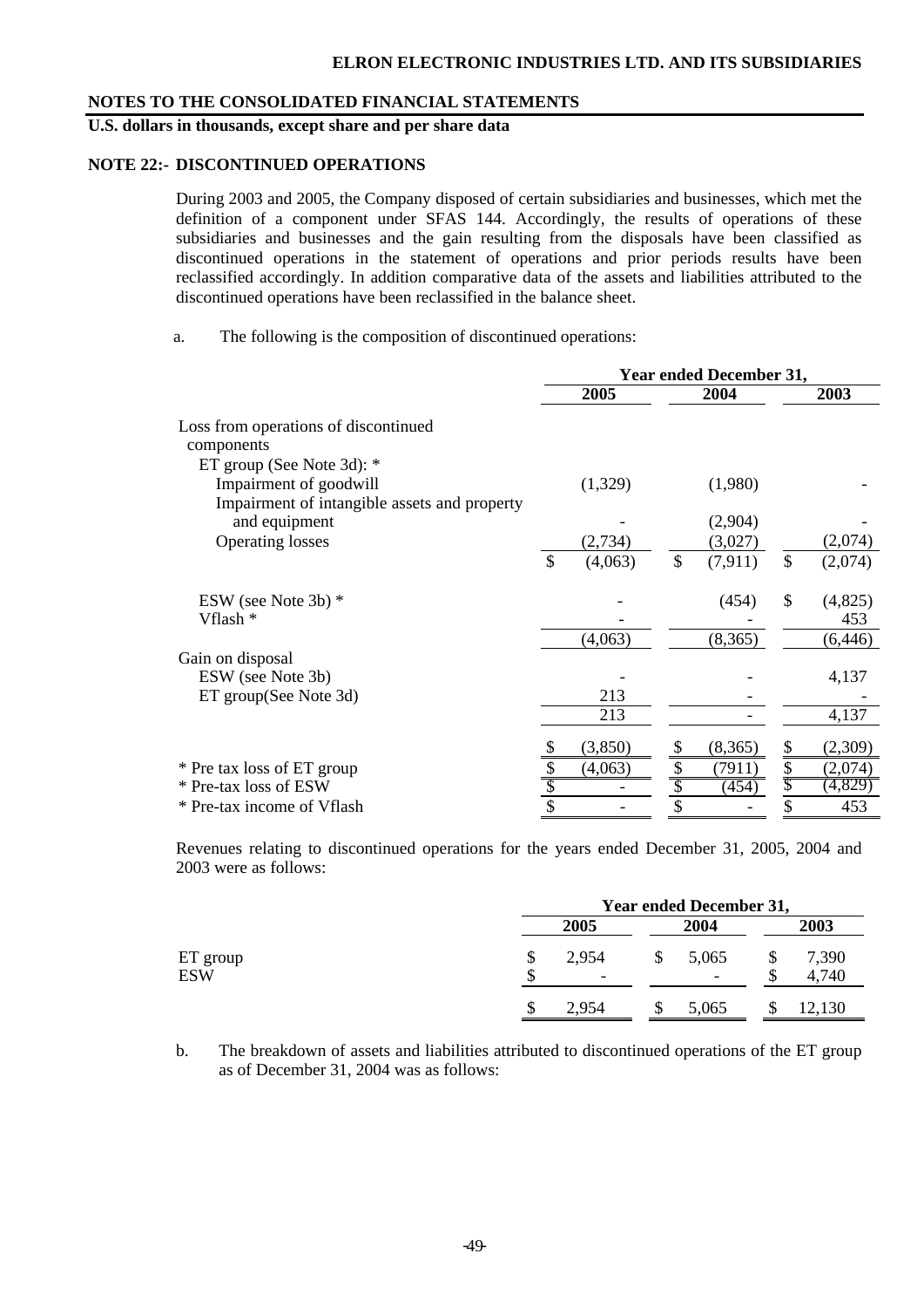**NOTES TO THE CONSOLIDATED FINANCIAL STATEMENTS**

**U.S. dollars in thousands, except share and per share data**

**NOTE 22:- DISCONTINUED OPERATIONS**

During 2003 and 2005, the Company disposed of certain subsidiaries and businesses, which met the definition of a component under SFAS 144. Accordingly, the results of operations of these subsidiaries and businesses and the gain resulting from the disposals have been classified as discontinued operations in the statement of operations and prior periods results have been reclassified accordingly. In addition comparative data of the assets and liabilities attributed to the discontinued operations have been reclassified in the balance sheet.

a. The following is the composition of discontinued operations:

| | Year ended December 31, | | |
|---|---|---|---|
| | 2005 | 2004 | 2003 |
| Loss from operations of discontinued components | | | |
| ET group (See Note 3d): * | | | |
| Impairment of goodwill | (1,329) | (1,980) | - |
| Impairment of intangible assets and property and equipment | - | (2,904) | - |
| Operating losses | (2,734) | (3,027) | (2,074) |
| | $ (4,063) | $ (7,911) | $ (2,074) |
| ESW (see Note 3b) * | - | (454) | $ (4,825) |
| Vflash * | - | - | 453 |
| | (4,063) | (8,365) | (6,446) |
| Gain on disposal | | | |
| ESW (see Note 3b) | - | - | 4,137 |
| ET group(See Note 3d) | 213 | - | - |
| | 213 | - | 4,137 |
| | $ (3,850) | $ (8,365) | $ (2,309) |
| * Pre tax loss of ET group | $ (4,063) | $ (7911) | $ (2,074) |
| * Pre-tax loss of ESW | $ - | $ (454) | $ (4,829) |
| * Pre-tax income of Vflash | $ - | $ - | $ 453 |

Revenues relating to discontinued operations for the years ended December 31, 2005, 2004 and 2003 were as follows:

| | Year ended December 31, | | |
|---|---|---|---|
| | 2005 | 2004 | 2003 |
| ET group | $ 2,954 | $ 5,065 | $ 7,390 |
| ESW | $ - | - | $ 4,740 |
| | $ 2,954 | $ 5,065 | $ 12,130 |

b. The breakdown of assets and liabilities attributed to discontinued operations of the ET group as of December 31, 2004 was as follows: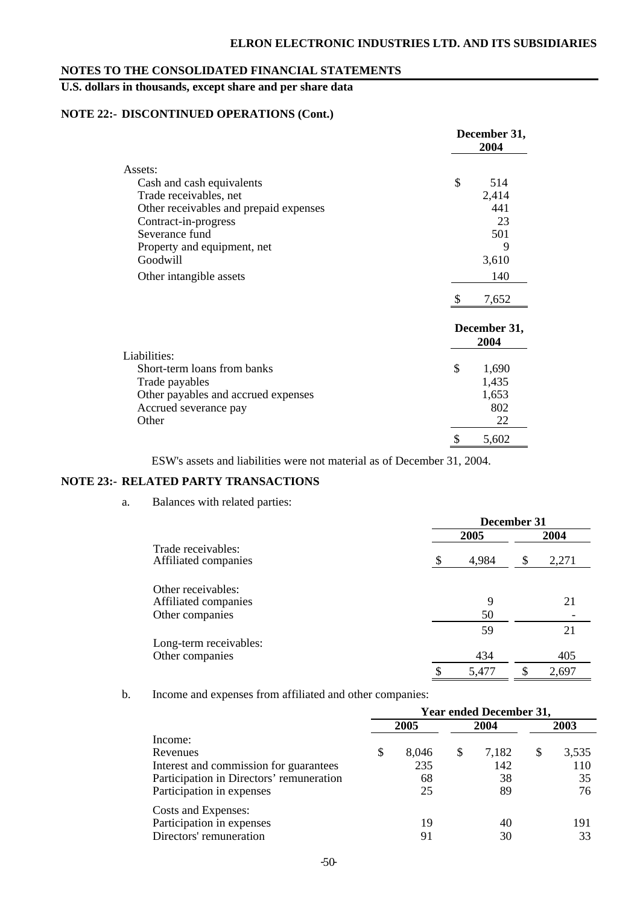**NOTES TO THE CONSOLIDATED FINANCIAL STATEMENTS**

**U.S. dollars in thousands, except share and per share data**

**NOTE 22:- DISCONTINUED OPERATIONS (Cont.)**

| | December 31, 2004 |
|---|---|
| Assets: | |
| Cash and cash equivalents | $ 514 |
| Trade receivables, net | 2,414 |
| Other receivables and prepaid expenses | 441 |
| Contract-in-progress | 23 |
| Severance fund | 501 |
| Property and equipment, net | 9 |
| Goodwill | 3,610 |
| Other intangible assets | 140 |
| | $ 7,652 |

| | December 31, 2004 |
|---|---|
| Liabilities: | |
| Short-term loans from banks | $ 1,690 |
| Trade payables | 1,435 |
| Other payables and accrued expenses | 1,653 |
| Accrued severance pay | 802 |
| Other | 22 |
| | $ 5,602 |

ESW's assets and liabilities were not material as of December 31, 2004.

**NOTE 23:- RELATED PARTY TRANSACTIONS**

a. Balances with related parties:

| | December 31 | |
|---|---|---|
| | 2005 | 2004 |
| Trade receivables: | | |
| Affiliated companies | $ 4,984 | $ 2,271 |
| Other receivables: | | |
| Affiliated companies | 9 | 21 |
| Other companies | 50 | - |
| | 59 | 21 |
| Long-term receivables: | | |
| Other companies | 434 | 405 |
| | $ 5,477 | $ 2,697 |

b. Income and expenses from affiliated and other companies:

| | Year ended December 31, | | |
|---|---|---|---|
| | 2005 | 2004 | 2003 |
| Income: | | | |
| Revenues | $ 8,046 | $ 7,182 | $ 3,535 |
| Interest and commission for guarantees | 235 | 142 | 110 |
| Participation in Directors' remuneration | 68 | 38 | 35 |
| Participation in expenses | 25 | 89 | 76 |
| Costs and Expenses: | | | |
| Participation in expenses | 19 | 40 | 191 |
| Directors' remuneration | 91 | 30 | 33 |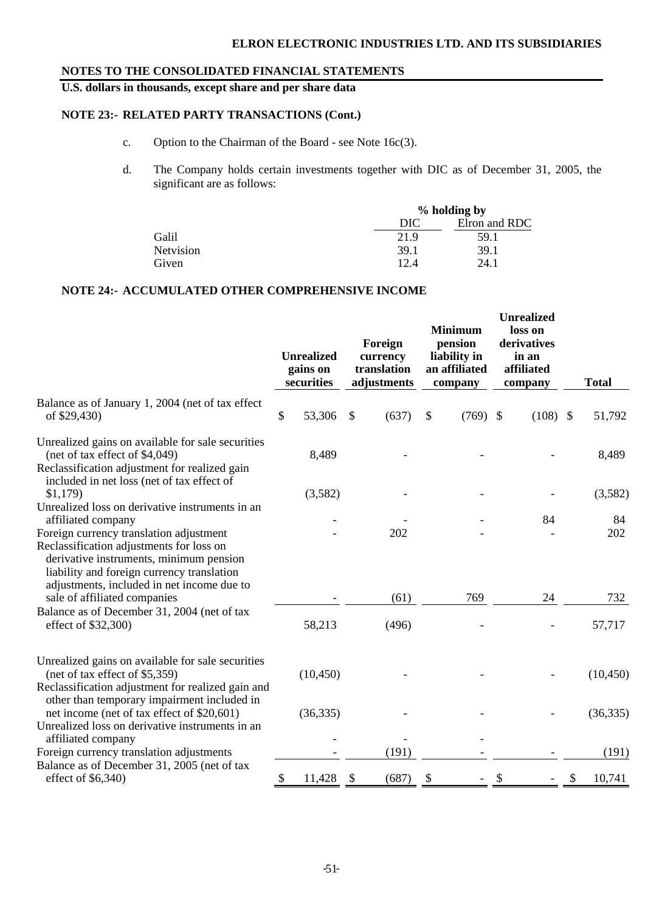**NOTES TO THE CONSOLIDATED FINANCIAL STATEMENTS**

**U.S. dollars in thousands, except share and per share data**

**NOTE 23:- RELATED PARTY TRANSACTIONS (Cont.)**

c. Option to the Chairman of the Board - see Note 16c(3).

d. The Company holds certain investments together with DIC as of December 31, 2005, the significant are as follows:

| | % holding by | |
|---|---|---|
| | DIC | Elron and RDC |
| Galil | 21.9 | 59.1 |
| Netvision | 39.1 | 39.1 |
| Given | 12.4 | 24.1 |

**NOTE 24:- ACCUMULATED OTHER COMPREHENSIVE INCOME**

| | Unrealized gains on securities | Foreign currency translation adjustments | Minimum pension liability in an affiliated company | Unrealized loss on derivatives in an affiliated company | Total |
|---|---|---|---|---|---|
| Balance as of January 1, 2004 (net of tax effect of $29,430) | $ 53,306 | $ (637) | $ (769) | $ (108) | $ 51,792 |
| Unrealized gains on available for sale securities (net of tax effect of $4,049) | 8,489 | - | - | - | 8,489 |
| Reclassification adjustment for realized gain included in net loss (net of tax effect of $1,179) | (3,582) | - | - | - | (3,582) |
| Unrealized loss on derivative instruments in an affiliated company | - | - | - | 84 | 84 |
| Foreign currency translation adjustment | - | 202 | - | - | 202 |
| Reclassification adjustments for loss on derivative instruments, minimum pension liability and foreign currency translation adjustments, included in net income due to sale of affiliated companies | - | (61) | 769 | 24 | 732 |
| Balance as of December 31, 2004 (net of tax effect of $32,300) | 58,213 | (496) | - | - | 57,717 |
| Unrealized gains on available for sale securities (net of tax effect of $5,359) | (10,450) | - | - | - | (10,450) |
| Reclassification adjustment for realized gain and other than temporary impairment included in net income (net of tax effect of $20,601) | (36,335) | - | - | - | (36,335) |
| Unrealized loss on derivative instruments in an affiliated company | - | - | - | | |
| Foreign currency translation adjustments | - | (191) | - | - | (191) |
| Balance as of December 31, 2005 (net of tax effect of $6,340) | $ 11,428 | $ (687) | $ - | $ - | $ 10,741 |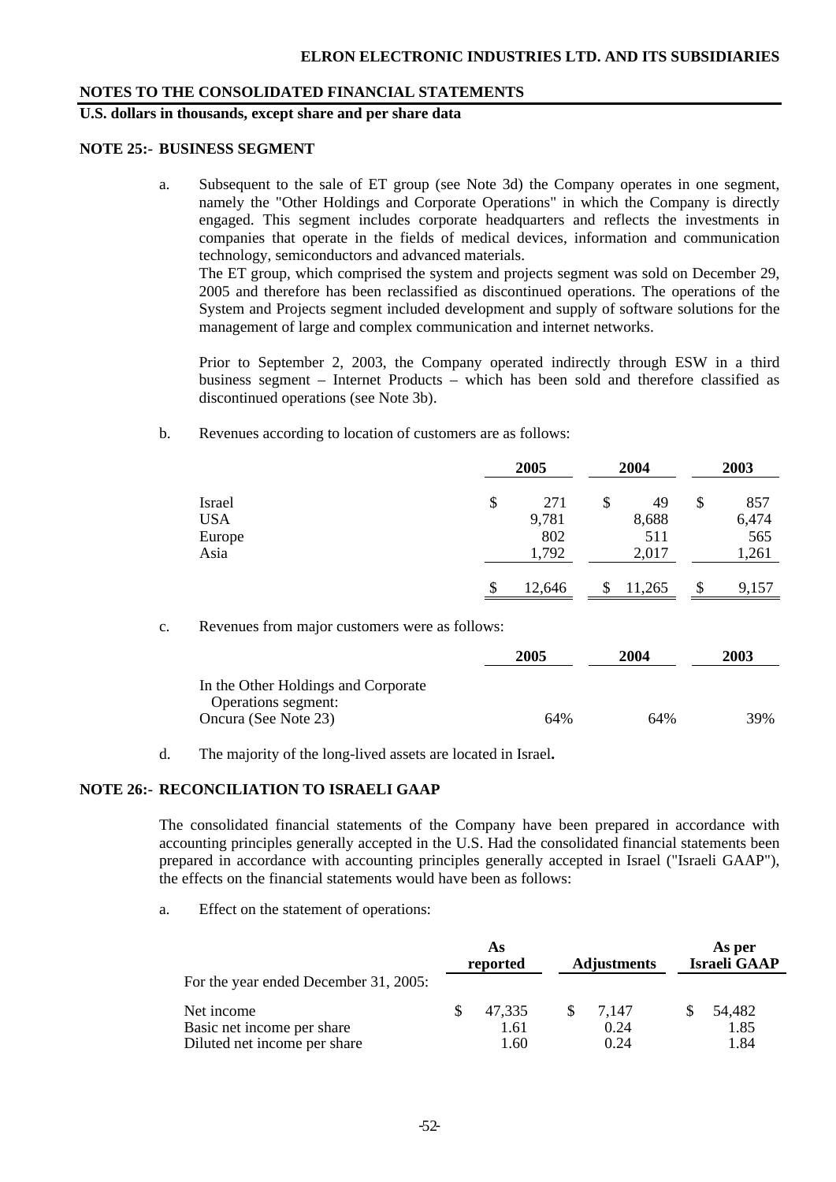**NOTES TO THE CONSOLIDATED FINANCIAL STATEMENTS**

**U.S. dollars in thousands, except share and per share data**

## NOTE 25:- BUSINESS SEGMENT

a. Subsequent to the sale of ET group (see Note 3d) the Company operates in one segment, namely the "Other Holdings and Corporate Operations" in which the Company is directly engaged. This segment includes corporate headquarters and reflects the investments in companies that operate in the fields of medical devices, information and communication technology, semiconductors and advanced materials.

The ET group, which comprised the system and projects segment was sold on December 29, 2005 and therefore has been reclassified as discontinued operations. The operations of the System and Projects segment included development and supply of software solutions for the management of large and complex communication and internet networks.

Prior to September 2, 2003, the Company operated indirectly through ESW in a third business segment – Internet Products – which has been sold and therefore classified as discontinued operations (see Note 3b).

b. Revenues according to location of customers are as follows:

| | 2005 | 2004 | 2003 |
|---|---|---|---|
| Israel | $ 271 | $ 49 | $ 857 |
| USA | 9,781 | 8,688 | 6,474 |
| Europe | 802 | 511 | 565 |
| Asia | 1,792 | 2,017 | 1,261 |
| | $ 12,646 | $ 11,265 | $ 9,157 |

c. Revenues from major customers were as follows:

| | 2005 | 2004 | 2003 |
|---|---|---|---|
| In the Other Holdings and Corporate Operations segment: | | | |
| Oncura (See Note 23) | 64% | 64% | 39% |

d. The majority of the long-lived assets are located in Israel**.**

## NOTE 26:- RECONCILIATION TO ISRAELI GAAP

The consolidated financial statements of the Company have been prepared in accordance with accounting principles generally accepted in the U.S. Had the consolidated financial statements been prepared in accordance with accounting principles generally accepted in Israel ("Israeli GAAP"), the effects on the financial statements would have been as follows:

a. Effect on the statement of operations:

| | As reported | Adjustments | As per Israeli GAAP |
|---|---|---|---|
| For the year ended December 31, 2005: | | | |
| Net income | $ 47,335 | $ 7,147 | $ 54,482 |
| Basic net income per share | 1.61 | 0.24 | 1.85 |
| Diluted net income per share | 1.60 | 0.24 | 1.84 |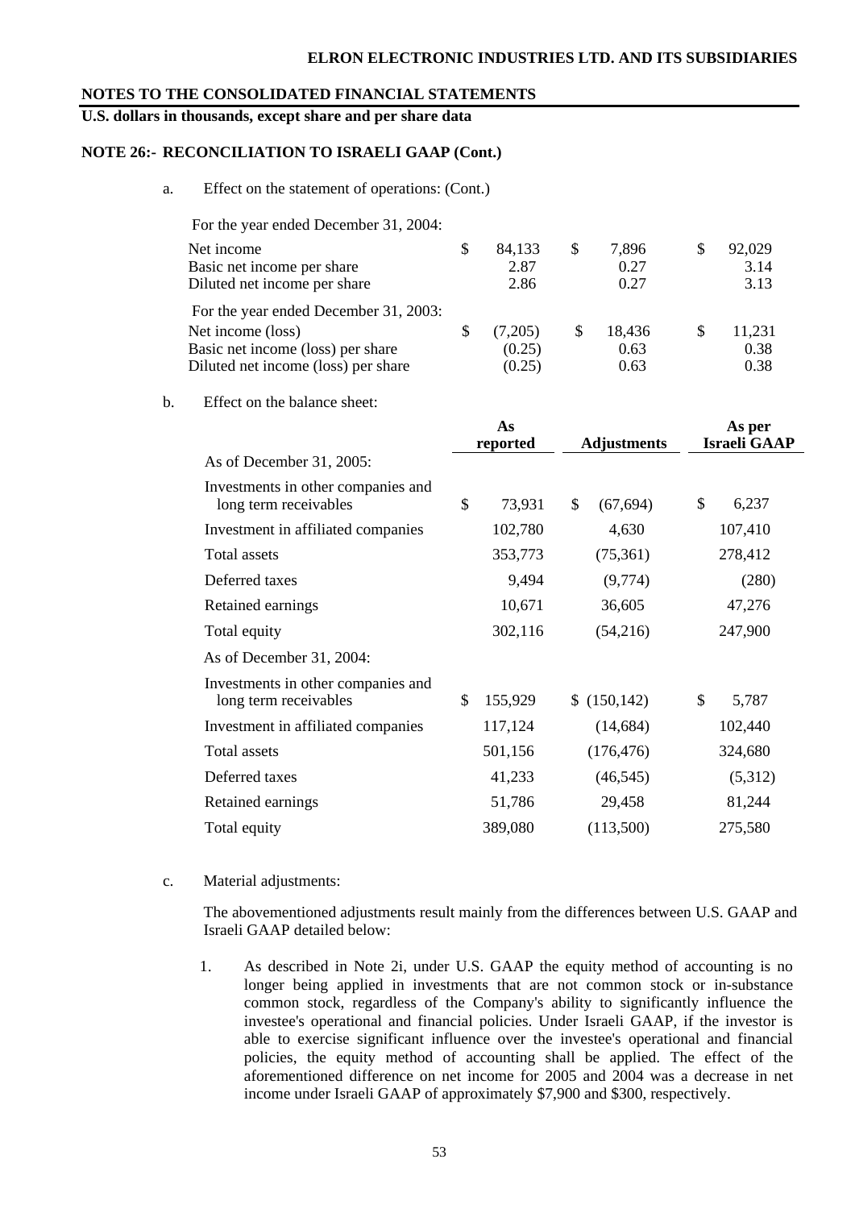## NOTES TO THE CONSOLIDATED FINANCIAL STATEMENTS

**U.S. dollars in thousands, except share and per share data**

### NOTE 26:- RECONCILIATION TO ISRAELI GAAP (Cont.)

a. Effect on the statement of operations: (Cont.)

| | | | |
|---|---|---|---|
| For the year ended December 31, 2004: | | | |
| Net income | $ 84,133 | $ 7,896 | $ 92,029 |
| Basic net income per share | 2.87 | 0.27 | 3.14 |
| Diluted net income per share | 2.86 | 0.27 | 3.13 |
| For the year ended December 31, 2003: | | | |
| Net income (loss) | $ (7,205) | $ 18,436 | $ 11,231 |
| Basic net income (loss) per share | (0.25) | 0.63 | 0.38 |
| Diluted net income (loss) per share | (0.25) | 0.63 | 0.38 |

b. Effect on the balance sheet:

| | As reported | Adjustments | As per Israeli GAAP |
|---|---|---|---|
| As of December 31, 2005: | | | |
| Investments in other companies and long term receivables | $ 73,931 | $ (67,694) | $ 6,237 |
| Investment in affiliated companies | 102,780 | 4,630 | 107,410 |
| Total assets | 353,773 | (75,361) | 278,412 |
| Deferred taxes | 9,494 | (9,774) | (280) |
| Retained earnings | 10,671 | 36,605 | 47,276 |
| Total equity | 302,116 | (54,216) | 247,900 |
| As of December 31, 2004: | | | |
| Investments in other companies and long term receivables | $ 155,929 | $ (150,142) | $ 5,787 |
| Investment in affiliated companies | 117,124 | (14,684) | 102,440 |
| Total assets | 501,156 | (176,476) | 324,680 |
| Deferred taxes | 41,233 | (46,545) | (5,312) |
| Retained earnings | 51,786 | 29,458 | 81,244 |
| Total equity | 389,080 | (113,500) | 275,580 |

c. Material adjustments:

The abovementioned adjustments result mainly from the differences between U.S. GAAP and Israeli GAAP detailed below:

1. As described in Note 2i, under U.S. GAAP the equity method of accounting is no longer being applied in investments that are not common stock or in-substance common stock, regardless of the Company's ability to significantly influence the investee's operational and financial policies. Under Israeli GAAP, if the investor is able to exercise significant influence over the investee's operational and financial policies, the equity method of accounting shall be applied. The effect of the aforementioned difference on net income for 2005 and 2004 was a decrease in net income under Israeli GAAP of approximately $7,900 and $300, respectively.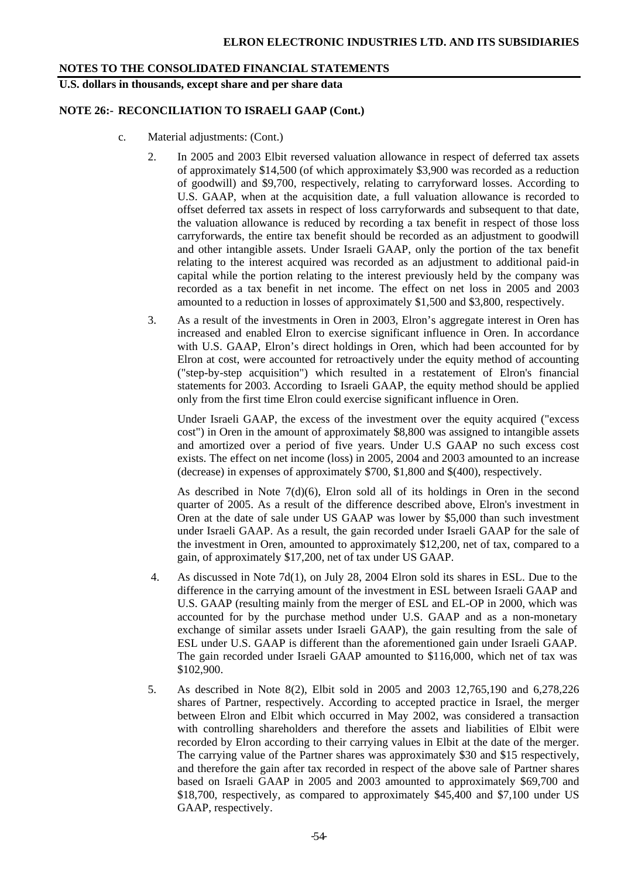**NOTES TO THE CONSOLIDATED FINANCIAL STATEMENTS**

**U.S. dollars in thousands, except share and per share data**

**NOTE 26:- RECONCILIATION TO ISRAELI GAAP (Cont.)**

c. Material adjustments: (Cont.)

2. In 2005 and 2003 Elbit reversed valuation allowance in respect of deferred tax assets of approximately \$14,500 (of which approximately \$3,900 was recorded as a reduction of goodwill) and \$9,700, respectively, relating to carryforward losses. According to U.S. GAAP, when at the acquisition date, a full valuation allowance is recorded to offset deferred tax assets in respect of loss carryforwards and subsequent to that date, the valuation allowance is reduced by recording a tax benefit in respect of those loss carryforwards, the entire tax benefit should be recorded as an adjustment to goodwill and other intangible assets. Under Israeli GAAP, only the portion of the tax benefit relating to the interest acquired was recorded as an adjustment to additional paid-in capital while the portion relating to the interest previously held by the company was recorded as a tax benefit in net income. The effect on net loss in 2005 and 2003 amounted to a reduction in losses of approximately \$1,500 and \$3,800, respectively.

3. As a result of the investments in Oren in 2003, Elron's aggregate interest in Oren has increased and enabled Elron to exercise significant influence in Oren. In accordance with U.S. GAAP, Elron's direct holdings in Oren, which had been accounted for by Elron at cost, were accounted for retroactively under the equity method of accounting ("step-by-step acquisition") which resulted in a restatement of Elron's financial statements for 2003. According to Israeli GAAP, the equity method should be applied only from the first time Elron could exercise significant influence in Oren.

   Under Israeli GAAP, the excess of the investment over the equity acquired ("excess cost") in Oren in the amount of approximately \$8,800 was assigned to intangible assets and amortized over a period of five years. Under U.S GAAP no such excess cost exists. The effect on net income (loss) in 2005, 2004 and 2003 amounted to an increase (decrease) in expenses of approximately \$700, \$1,800 and \$(400), respectively.

   As described in Note 7(d)(6), Elron sold all of its holdings in Oren in the second quarter of 2005. As a result of the difference described above, Elron's investment in Oren at the date of sale under US GAAP was lower by \$5,000 than such investment under Israeli GAAP. As a result, the gain recorded under Israeli GAAP for the sale of the investment in Oren, amounted to approximately \$12,200, net of tax, compared to a gain, of approximately \$17,200, net of tax under US GAAP.

4. As discussed in Note 7d(1), on July 28, 2004 Elron sold its shares in ESL. Due to the difference in the carrying amount of the investment in ESL between Israeli GAAP and U.S. GAAP (resulting mainly from the merger of ESL and EL-OP in 2000, which was accounted for by the purchase method under U.S. GAAP and as a non-monetary exchange of similar assets under Israeli GAAP), the gain resulting from the sale of ESL under U.S. GAAP is different than the aforementioned gain under Israeli GAAP. The gain recorded under Israeli GAAP amounted to \$116,000, which net of tax was \$102,900.

5. As described in Note 8(2), Elbit sold in 2005 and 2003 12,765,190 and 6,278,226 shares of Partner, respectively. According to accepted practice in Israel, the merger between Elron and Elbit which occurred in May 2002, was considered a transaction with controlling shareholders and therefore the assets and liabilities of Elbit were recorded by Elron according to their carrying values in Elbit at the date of the merger. The carrying value of the Partner shares was approximately \$30 and \$15 respectively, and therefore the gain after tax recorded in respect of the above sale of Partner shares based on Israeli GAAP in 2005 and 2003 amounted to approximately \$69,700 and \$18,700, respectively, as compared to approximately \$45,400 and \$7,100 under US GAAP, respectively.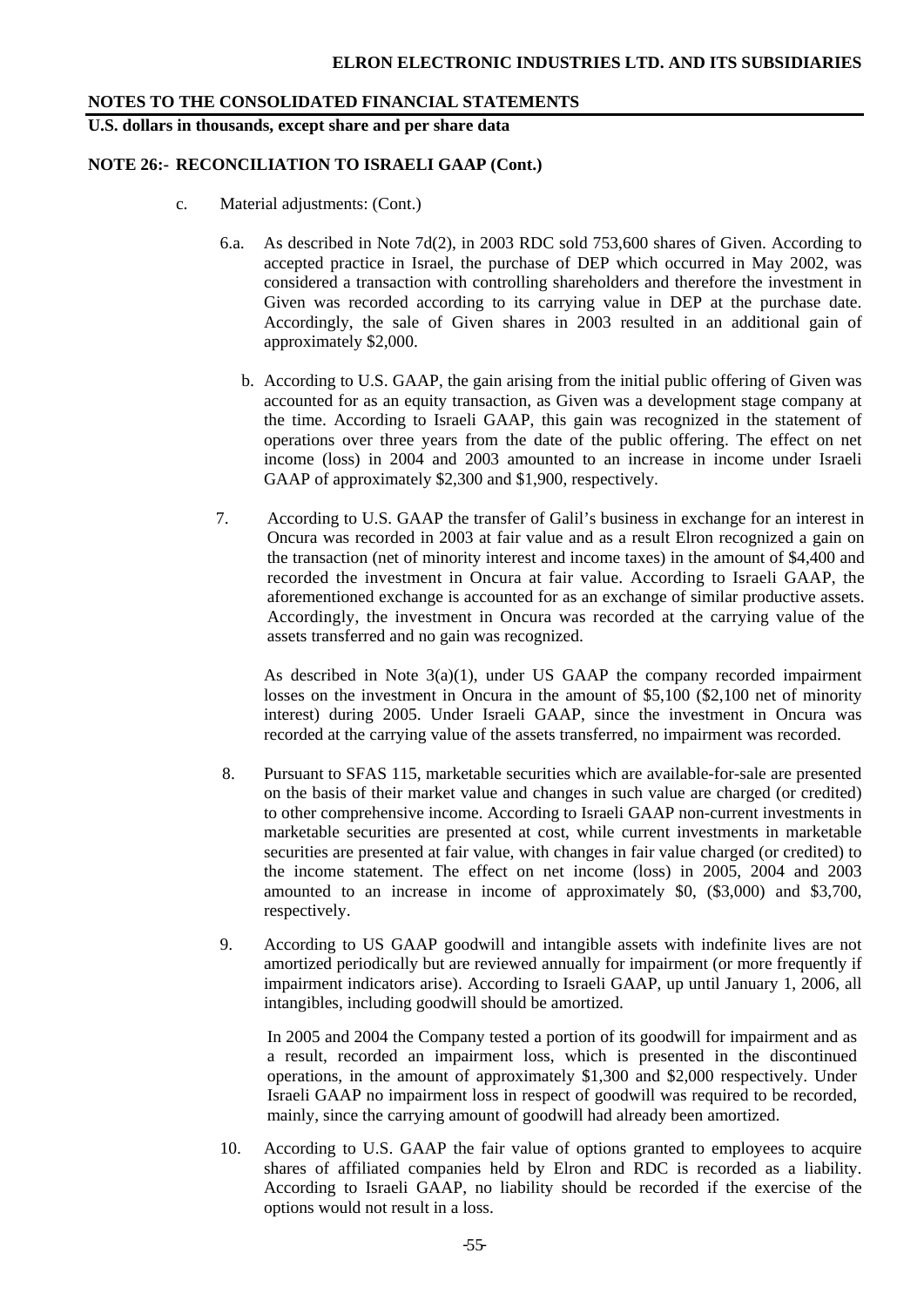**ELRON ELECTRONIC INDUSTRIES LTD. AND ITS SUBSIDIARIES**

**NOTES TO THE CONSOLIDATED FINANCIAL STATEMENTS**

**U.S. dollars in thousands, except share and per share data**

**NOTE 26:- RECONCILIATION TO ISRAELI GAAP (Cont.)**

c. Material adjustments: (Cont.)

6.a. As described in Note 7d(2), in 2003 RDC sold 753,600 shares of Given. According to accepted practice in Israel, the purchase of DEP which occurred in May 2002, was considered a transaction with controlling shareholders and therefore the investment in Given was recorded according to its carrying value in DEP at the purchase date. Accordingly, the sale of Given shares in 2003 resulted in an additional gain of approximately $2,000.

b. According to U.S. GAAP, the gain arising from the initial public offering of Given was accounted for as an equity transaction, as Given was a development stage company at the time. According to Israeli GAAP, this gain was recognized in the statement of operations over three years from the date of the public offering. The effect on net income (loss) in 2004 and 2003 amounted to an increase in income under Israeli GAAP of approximately $2,300 and $1,900, respectively.

7. According to U.S. GAAP the transfer of Galil's business in exchange for an interest in Oncura was recorded in 2003 at fair value and as a result Elron recognized a gain on the transaction (net of minority interest and income taxes) in the amount of $4,400 and recorded the investment in Oncura at fair value. According to Israeli GAAP, the aforementioned exchange is accounted for as an exchange of similar productive assets. Accordingly, the investment in Oncura was recorded at the carrying value of the assets transferred and no gain was recognized.

   As described in Note 3(a)(1), under US GAAP the company recorded impairment losses on the investment in Oncura in the amount of $5,100 ($2,100 net of minority interest) during 2005. Under Israeli GAAP, since the investment in Oncura was recorded at the carrying value of the assets transferred, no impairment was recorded.

8. Pursuant to SFAS 115, marketable securities which are available-for-sale are presented on the basis of their market value and changes in such value are charged (or credited) to other comprehensive income. According to Israeli GAAP non-current investments in marketable securities are presented at cost, while current investments in marketable securities are presented at fair value, with changes in fair value charged (or credited) to the income statement. The effect on net income (loss) in 2005, 2004 and 2003 amounted to an increase in income of approximately $0, ($3,000) and $3,700, respectively.

9. According to US GAAP goodwill and intangible assets with indefinite lives are not amortized periodically but are reviewed annually for impairment (or more frequently if impairment indicators arise). According to Israeli GAAP, up until January 1, 2006, all intangibles, including goodwill should be amortized.

   In 2005 and 2004 the Company tested a portion of its goodwill for impairment and as a result, recorded an impairment loss, which is presented in the discontinued operations, in the amount of approximately $1,300 and $2,000 respectively. Under Israeli GAAP no impairment loss in respect of goodwill was required to be recorded, mainly, since the carrying amount of goodwill had already been amortized.

10. According to U.S. GAAP the fair value of options granted to employees to acquire shares of affiliated companies held by Elron and RDC is recorded as a liability. According to Israeli GAAP, no liability should be recorded if the exercise of the options would not result in a loss.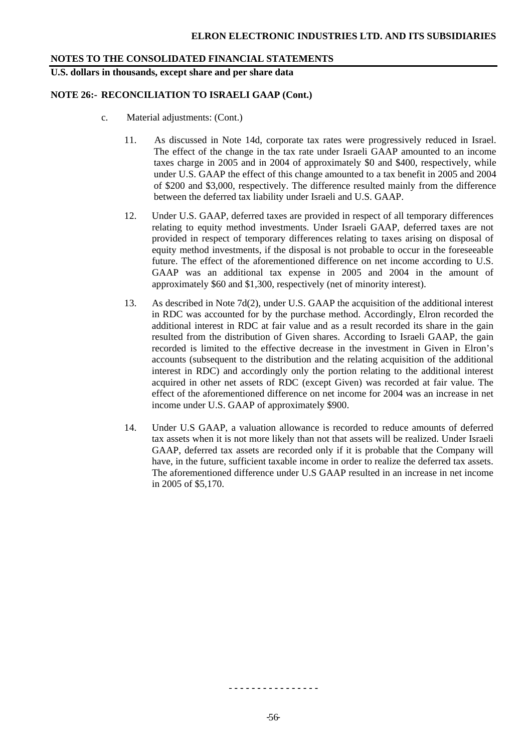**NOTES TO THE CONSOLIDATED FINANCIAL STATEMENTS**

**U.S. dollars in thousands, except share and per share data**

**NOTE 26:- RECONCILIATION TO ISRAELI GAAP (Cont.)**

c. Material adjustments: (Cont.)

11. As discussed in Note 14d, corporate tax rates were progressively reduced in Israel. The effect of the change in the tax rate under Israeli GAAP amounted to an income taxes charge in 2005 and in 2004 of approximately $0 and $400, respectively, while under U.S. GAAP the effect of this change amounted to a tax benefit in 2005 and 2004 of $200 and $3,000, respectively. The difference resulted mainly from the difference between the deferred tax liability under Israeli and U.S. GAAP.

12. Under U.S. GAAP, deferred taxes are provided in respect of all temporary differences relating to equity method investments. Under Israeli GAAP, deferred taxes are not provided in respect of temporary differences relating to taxes arising on disposal of equity method investments, if the disposal is not probable to occur in the foreseeable future. The effect of the aforementioned difference on net income according to U.S. GAAP was an additional tax expense in 2005 and 2004 in the amount of approximately $60 and $1,300, respectively (net of minority interest).

13. As described in Note 7d(2), under U.S. GAAP the acquisition of the additional interest in RDC was accounted for by the purchase method. Accordingly, Elron recorded the additional interest in RDC at fair value and as a result recorded its share in the gain resulted from the distribution of Given shares. According to Israeli GAAP, the gain recorded is limited to the effective decrease in the investment in Given in Elron's accounts (subsequent to the distribution and the relating acquisition of the additional interest in RDC) and accordingly only the portion relating to the additional interest acquired in other net assets of RDC (except Given) was recorded at fair value. The effect of the aforementioned difference on net income for 2004 was an increase in net income under U.S. GAAP of approximately $900.

14. Under U.S GAAP, a valuation allowance is recorded to reduce amounts of deferred tax assets when it is not more likely than not that assets will be realized. Under Israeli GAAP, deferred tax assets are recorded only if it is probable that the Company will have, in the future, sufficient taxable income in order to realize the deferred tax assets. The aforementioned difference under U.S GAAP resulted in an increase in net income in 2005 of $5,170.

- - - - - - - - - - - - - - - -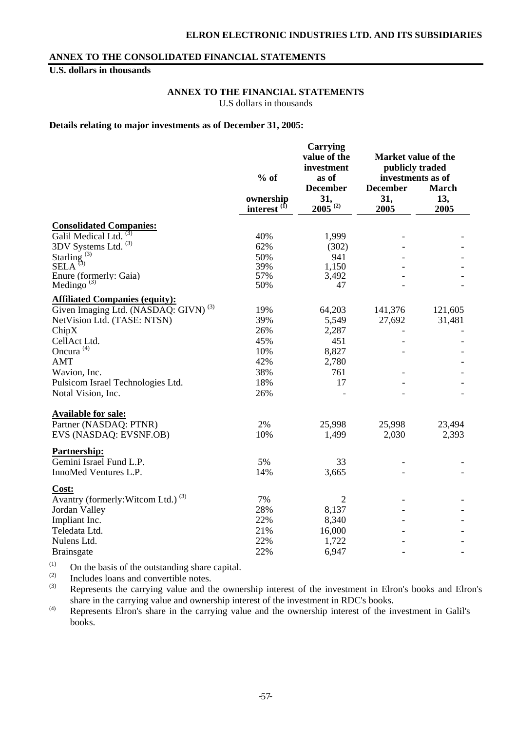ELRON ELECTRONIC INDUSTRIES LTD. AND ITS SUBSIDIARIES

## ANNEX TO THE CONSOLIDATED FINANCIAL STATEMENTS

**U.S. dollars in thousands**

### ANNEX TO THE FINANCIAL STATEMENTS

U.S dollars in thousands

**Details relating to major investments as of December 31, 2005:**

| | % of ownership interest [(1)] | Carrying value of the investment as of December 31, 2005 [(2)] | Market value of the publicly traded investments as of December 31, 2005 | March 13, 2005 |
|---|---|---|---|---|
| **Consolidated Companies:** | | | | |
| Galil Medical Ltd. [(3)] | 40% | 1,999 | - | - |
| 3DV Systems Ltd. [(3)] | 62% | (302) | - | - |
| Starling [(3)] | 50% | 941 | - | - |
| SELA [(3)] | 39% | 1,150 | - | - |
| Enure (formerly: Gaia) | 57% | 3,492 | - | - |
| Medingo [(3)] | 50% | 47 | - | - |
| **Affiliated Companies (equity):** | | | | |
| Given Imaging Ltd. (NASDAQ: GIVN) [(3)] | 19% | 64,203 | 141,376 | 121,605 |
| NetVision Ltd. (TASE: NTSN) | 39% | 5,549 | 27,692 | 31,481 |
| ChipX | 26% | 2,287 | - | - |
| CellAct Ltd. | 45% | 451 | - | - |
| Oncura [(4)] | 10% | 8,827 | - | - |
| AMT | 42% | 2,780 | | - |
| Wavion, Inc. | 38% | 761 | - | - |
| Pulsicom Israel Technologies Ltd. | 18% | 17 | - | - |
| Notal Vision, Inc. | 26% | - | - | - |
| **Available for sale:** | | | | |
| Partner (NASDAQ: PTNR) | 2% | 25,998 | 25,998 | 23,494 |
| EVS (NASDAQ: EVSNF.OB) | 10% | 1,499 | 2,030 | 2,393 |
| **Partnership:** | | | | |
| Gemini Israel Fund L.P. | 5% | 33 | - | - |
| InnoMed Ventures L.P. | 14% | 3,665 | - | - |
| **Cost:** | | | | |
| Avantry (formerly:Witcom Ltd.) [(3)] | 7% | 2 | - | - |
| Jordan Valley | 28% | 8,137 | - | - |
| Impliant Inc. | 22% | 8,340 | - | - |
| Teledata Ltd. | 21% | 16,000 | - | - |
| Nulens Ltd. | 22% | 1,722 | - | - |
| Brainsgate | 22% | 6,947 | - | - |

(1) On the basis of the outstanding share capital.

(2) Includes loans and convertible notes.

(3) Represents the carrying value and the ownership interest of the investment in Elron's books and Elron's share in the carrying value and ownership interest of the investment in RDC's books.

(4) Represents Elron's share in the carrying value and the ownership interest of the investment in Galil's books.